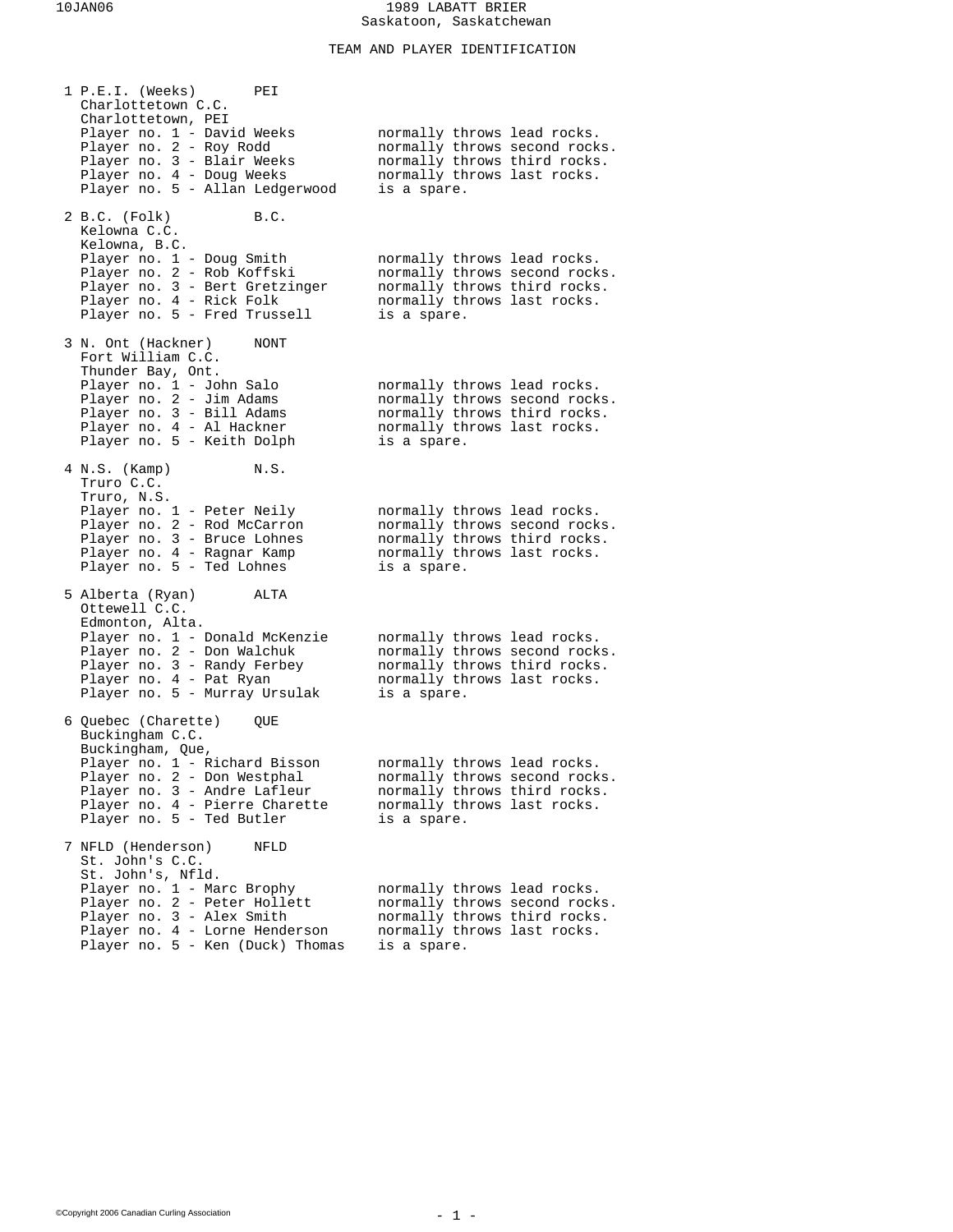# 1989 LABATT BRIER
Saskatoon, Saskatchewan

## TEAM AND PLAYER IDENTIFICATION

### 1 P.E.I. (Weeks) PEI
Charlottetown C.C.
Charlottetown, PEI

| Player | Position |
|---|---|
| Player no. 1 - David Weeks | normally throws lead rocks. |
| Player no. 2 - Roy Rodd | normally throws second rocks. |
| Player no. 3 - Blair Weeks | normally throws third rocks. |
| Player no. 4 - Doug Weeks | normally throws last rocks. |
| Player no. 5 - Allan Ledgerwood | is a spare. |

### 2 B.C. (Folk) B.C.
Kelowna C.C.
Kelowna, B.C.

| Player | Position |
|---|---|
| Player no. 1 - Doug Smith | normally throws lead rocks. |
| Player no. 2 - Rob Koffski | normally throws second rocks. |
| Player no. 3 - Bert Gretzinger | normally throws third rocks. |
| Player no. 4 - Rick Folk | normally throws last rocks. |
| Player no. 5 - Fred Trussell | is a spare. |

### 3 N. Ont (Hackner) NONT
Fort William C.C.
Thunder Bay, Ont.

| Player | Position |
|---|---|
| Player no. 1 - John Salo | normally throws lead rocks. |
| Player no. 2 - Jim Adams | normally throws second rocks. |
| Player no. 3 - Bill Adams | normally throws third rocks. |
| Player no. 4 - Al Hackner | normally throws last rocks. |
| Player no. 5 - Keith Dolph | is a spare. |

### 4 N.S. (Kamp) N.S.
Truro C.C.
Truro, N.S.

| Player | Position |
|---|---|
| Player no. 1 - Peter Neily | normally throws lead rocks. |
| Player no. 2 - Rod McCarron | normally throws second rocks. |
| Player no. 3 - Bruce Lohnes | normally throws third rocks. |
| Player no. 4 - Ragnar Kamp | normally throws last rocks. |
| Player no. 5 - Ted Lohnes | is a spare. |

### 5 Alberta (Ryan) ALTA
Ottewell C.C.
Edmonton, Alta.

| Player | Position |
|---|---|
| Player no. 1 - Donald McKenzie | normally throws lead rocks. |
| Player no. 2 - Don Walchuk | normally throws second rocks. |
| Player no. 3 - Randy Ferbey | normally throws third rocks. |
| Player no. 4 - Pat Ryan | normally throws last rocks. |
| Player no. 5 - Murray Ursulak | is a spare. |

### 6 Quebec (Charette) QUE
Buckingham C.C.
Buckingham, Que,

| Player | Position |
|---|---|
| Player no. 1 - Richard Bisson | normally throws lead rocks. |
| Player no. 2 - Don Westphal | normally throws second rocks. |
| Player no. 3 - Andre Lafleur | normally throws third rocks. |
| Player no. 4 - Pierre Charette | normally throws last rocks. |
| Player no. 5 - Ted Butler | is a spare. |

### 7 NFLD (Henderson) NFLD
St. John's C.C.
St. John's, Nfld.

| Player | Position |
|---|---|
| Player no. 1 - Marc Brophy | normally throws lead rocks. |
| Player no. 2 - Peter Hollett | normally throws second rocks. |
| Player no. 3 - Alex Smith | normally throws third rocks. |
| Player no. 4 - Lorne Henderson | normally throws last rocks. |
| Player no. 5 - Ken (Duck) Thomas | is a spare. |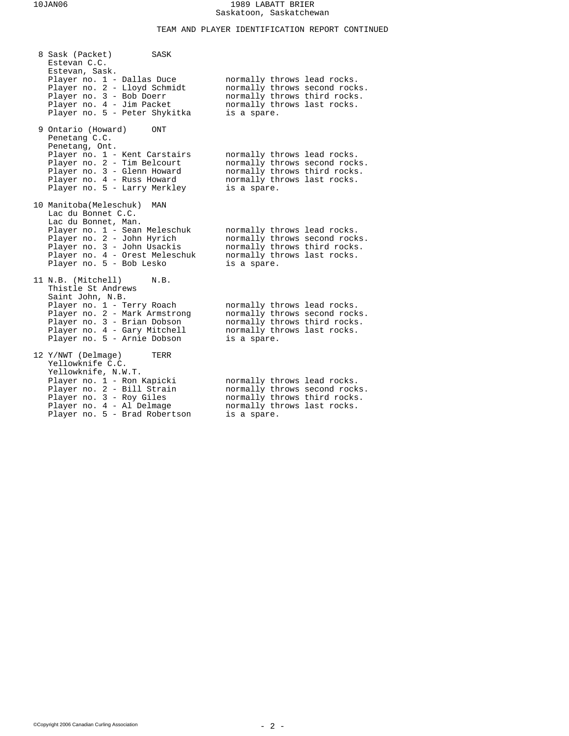## TEAM AND PLAYER IDENTIFICATION REPORT CONTINUED

**8 Sask (Packet) SASK**
Estevan C.C.
Estevan, Sask.

| Player | Position |
|---|---|
| Player no. 1 - Dallas Duce | normally throws lead rocks. |
| Player no. 2 - Lloyd Schmidt | normally throws second rocks. |
| Player no. 3 - Bob Doerr | normally throws third rocks. |
| Player no. 4 - Jim Packet | normally throws last rocks. |
| Player no. 5 - Peter Shykitka | is a spare. |

**9 Ontario (Howard) ONT**
Penetang C.C.
Penetang, Ont.

| Player | Position |
|---|---|
| Player no. 1 - Kent Carstairs | normally throws lead rocks. |
| Player no. 2 - Tim Belcourt | normally throws second rocks. |
| Player no. 3 - Glenn Howard | normally throws third rocks. |
| Player no. 4 - Russ Howard | normally throws last rocks. |
| Player no. 5 - Larry Merkley | is a spare. |

**10 Manitoba(Meleschuk) MAN**
Lac du Bonnet C.C.
Lac du Bonnet, Man.

| Player | Position |
|---|---|
| Player no. 1 - Sean Meleschuk | normally throws lead rocks. |
| Player no. 2 - John Hyrich | normally throws second rocks. |
| Player no. 3 - John Usackis | normally throws third rocks. |
| Player no. 4 - Orest Meleschuk | normally throws last rocks. |
| Player no. 5 - Bob Lesko | is a spare. |

**11 N.B. (Mitchell) N.B.**
Thistle St Andrews
Saint John, N.B.

| Player | Position |
|---|---|
| Player no. 1 - Terry Roach | normally throws lead rocks. |
| Player no. 2 - Mark Armstrong | normally throws second rocks. |
| Player no. 3 - Brian Dobson | normally throws third rocks. |
| Player no. 4 - Gary Mitchell | normally throws last rocks. |
| Player no. 5 - Arnie Dobson | is a spare. |

**12 Y/NWT (Delmage) TERR**
Yellowknife C.C.
Yellowknife, N.W.T.

| Player | Position |
|---|---|
| Player no. 1 - Ron Kapicki | normally throws lead rocks. |
| Player no. 2 - Bill Strain | normally throws second rocks. |
| Player no. 3 - Roy Giles | normally throws third rocks. |
| Player no. 4 - Al Delmage | normally throws last rocks. |
| Player no. 5 - Brad Robertson | is a spare. |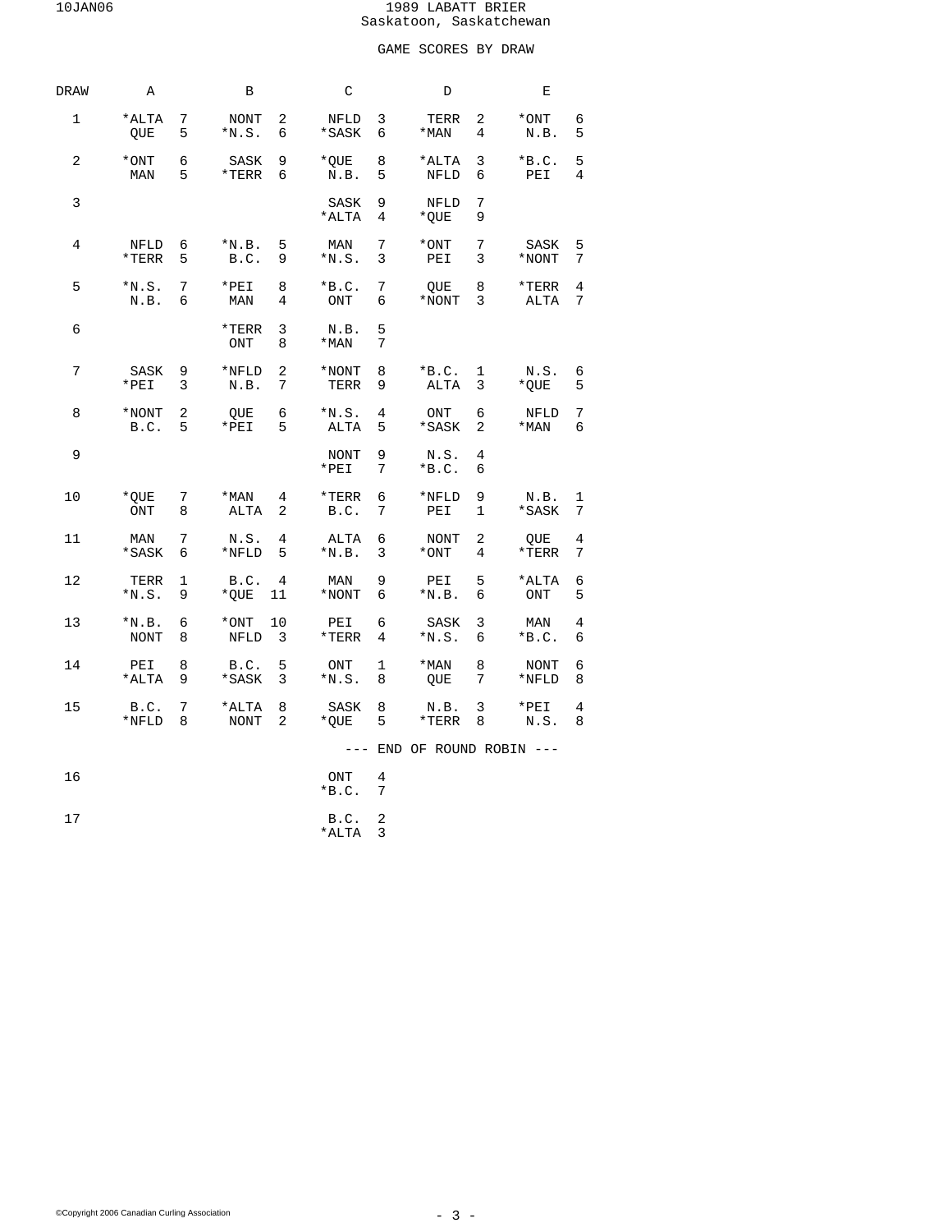# 1989 LABATT BRIER
Saskatoon, Saskatchewan

## GAME SCORES BY DRAW

| DRAW | A | | B | | C | | D | | E | |
|---|---|---|---|---|---|---|---|---|---|---|
| 1 | *ALTA | 7 | NONT | 2 | NFLD | 3 | TERR | 2 | *ONT | 6 |
| | QUE | 5 | *N.S. | 6 | *SASK | 6 | *MAN | 4 | N.B. | 5 |
| 2 | *ONT | 6 | SASK | 9 | *QUE | 8 | *ALTA | 3 | *B.C. | 5 |
| | MAN | 5 | *TERR | 6 | N.B. | 5 | NFLD | 6 | PEI | 4 |
| 3 | | | | | SASK | 9 | NFLD | 7 | | |
| | | | | | *ALTA | 4 | *QUE | 9 | | |
| 4 | NFLD | 6 | *N.B. | 5 | MAN | 7 | *ONT | 7 | SASK | 5 |
| | *TERR | 5 | B.C. | 9 | *N.S. | 3 | PEI | 3 | *NONT | 7 |
| 5 | *N.S. | 7 | *PEI | 8 | *B.C. | 7 | QUE | 8 | *TERR | 4 |
| | N.B. | 6 | MAN | 4 | ONT | 6 | *NONT | 3 | ALTA | 7 |
| 6 | | | *TERR | 3 | N.B. | 5 | | | | |
| | | | ONT | 8 | *MAN | 7 | | | | |
| 7 | SASK | 9 | *NFLD | 2 | *NONT | 8 | *B.C. | 1 | N.S. | 6 |
| | *PEI | 3 | N.B. | 7 | TERR | 9 | ALTA | 3 | *QUE | 5 |
| 8 | *NONT | 2 | QUE | 6 | *N.S. | 4 | ONT | 6 | NFLD | 7 |
| | B.C. | 5 | *PEI | 5 | ALTA | 5 | *SASK | 2 | *MAN | 6 |
| 9 | | | | | NONT | 9 | N.S. | 4 | | |
| | | | | | *PEI | 7 | *B.C. | 6 | | |
| 10 | *QUE | 7 | *MAN | 4 | *TERR | 6 | *NFLD | 9 | N.B. | 1 |
| | ONT | 8 | ALTA | 2 | B.C. | 7 | PEI | 1 | *SASK | 7 |
| 11 | MAN | 7 | N.S. | 4 | ALTA | 6 | NONT | 2 | QUE | 4 |
| | *SASK | 6 | *NFLD | 5 | *N.B. | 3 | *ONT | 4 | *TERR | 7 |
| 12 | TERR | 1 | B.C. | 4 | MAN | 9 | PEI | 5 | *ALTA | 6 |
| | *N.S. | 9 | *QUE | 11 | *NONT | 6 | *N.B. | 6 | ONT | 5 |
| 13 | *N.B. | 6 | *ONT | 10 | PEI | 6 | SASK | 3 | MAN | 4 |
| | NONT | 8 | NFLD | 3 | *TERR | 4 | *N.S. | 6 | *B.C. | 6 |
| 14 | PEI | 8 | B.C. | 5 | ONT | 1 | *MAN | 8 | NONT | 6 |
| | *ALTA | 9 | *SASK | 3 | *N.S. | 8 | QUE | 7 | *NFLD | 8 |
| 15 | B.C. | 7 | *ALTA | 8 | SASK | 8 | N.B. | 3 | *PEI | 4 |
| | *NFLD | 8 | NONT | 2 | *QUE | 5 | *TERR | 8 | N.S. | 8 |

--- END OF ROUND ROBIN ---

| DRAW | C | |
|---|---|---|
| 16 | ONT | 4 |
| | *B.C. | 7 |
| 17 | B.C. | 2 |
| | *ALTA | 3 |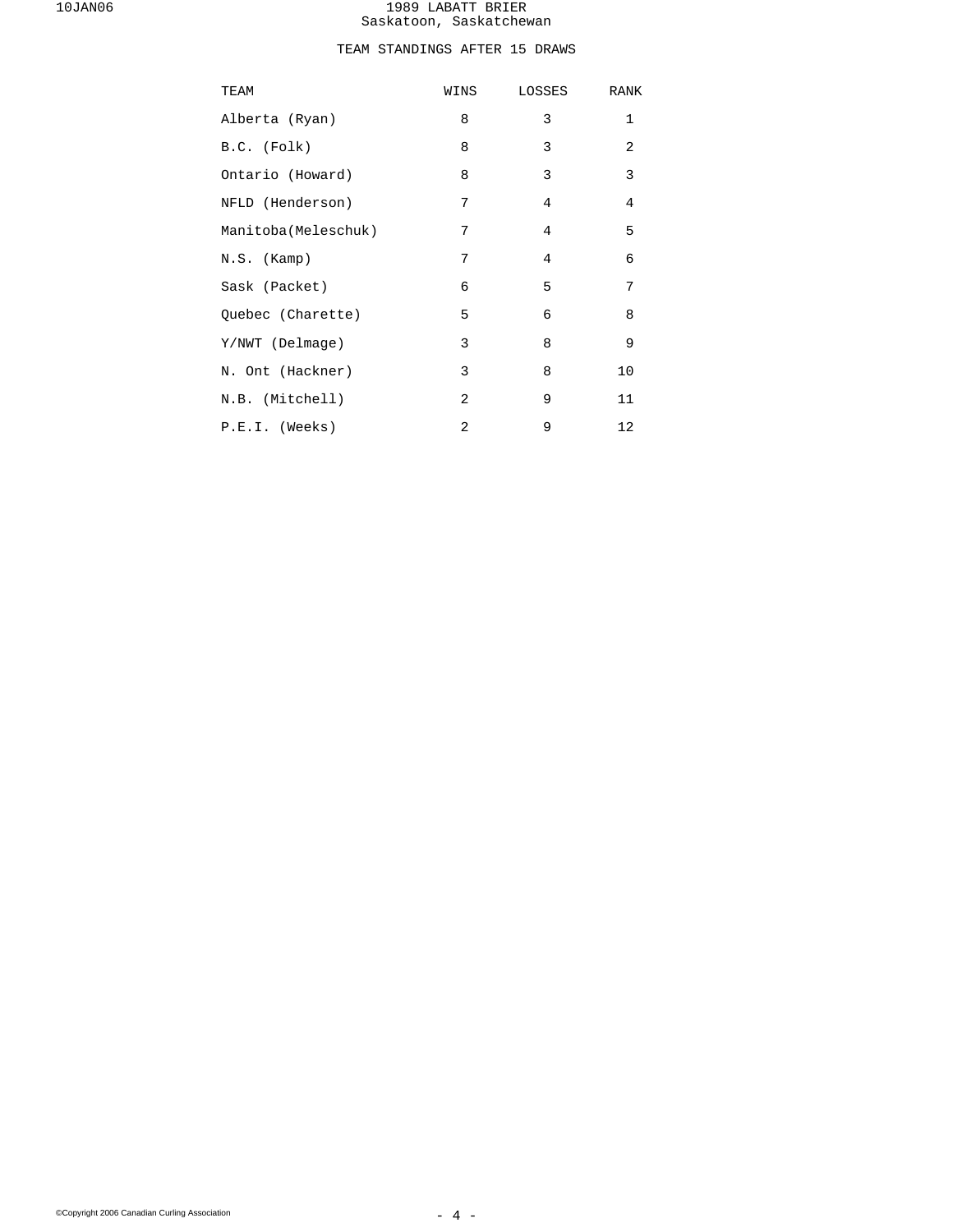# 1989 LABATT BRIER
Saskatoon, Saskatchewan

## TEAM STANDINGS AFTER 15 DRAWS

| TEAM | WINS | LOSSES | RANK |
|---|---|---|---|
| Alberta (Ryan) | 8 | 3 | 1 |
| B.C. (Folk) | 8 | 3 | 2 |
| Ontario (Howard) | 8 | 3 | 3 |
| NFLD (Henderson) | 7 | 4 | 4 |
| Manitoba(Meleschuk) | 7 | 4 | 5 |
| N.S. (Kamp) | 7 | 4 | 6 |
| Sask (Packet) | 6 | 5 | 7 |
| Quebec (Charette) | 5 | 6 | 8 |
| Y/NWT (Delmage) | 3 | 8 | 9 |
| N. Ont (Hackner) | 3 | 8 | 10 |
| N.B. (Mitchell) | 2 | 9 | 11 |
| P.E.I. (Weeks) | 2 | 9 | 12 |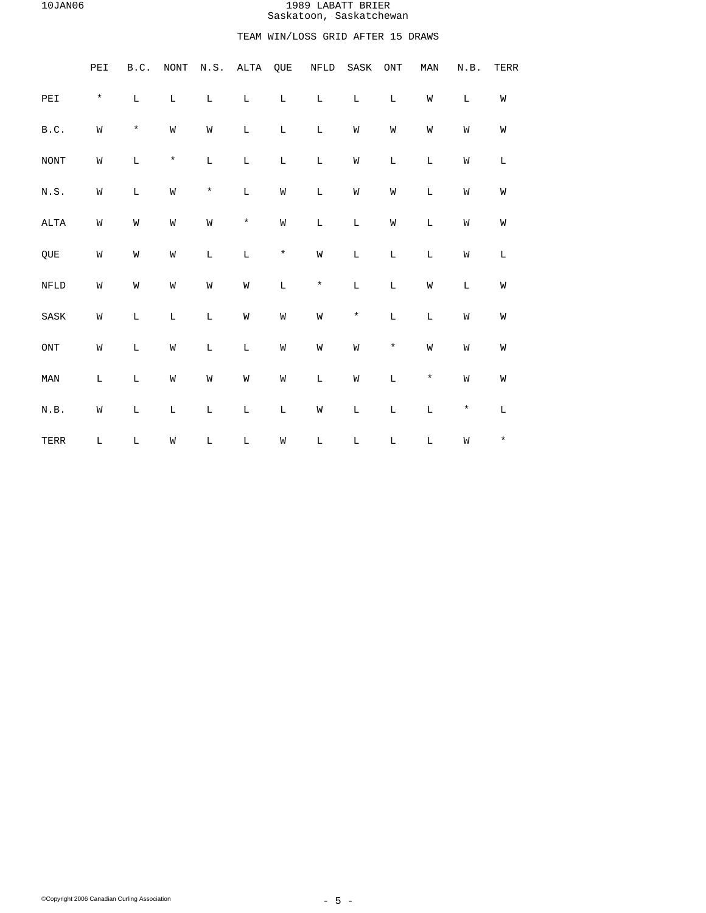# 1989 LABATT BRIER
Saskatoon, Saskatchewan

## TEAM WIN/LOSS GRID AFTER 15 DRAWS

| | PEI | B.C. | NONT | N.S. | ALTA | QUE | NFLD | SASK | ONT | MAN | N.B. | TERR |
|---|---|---|---|---|---|---|---|---|---|---|---|---|
| PEI | * | L | L | L | L | L | L | L | L | W | L | W |
| B.C. | W | * | W | W | L | L | L | W | W | W | W | W |
| NONT | W | L | * | L | L | L | L | W | L | L | W | L |
| N.S. | W | L | W | * | L | W | L | W | W | L | W | W |
| ALTA | W | W | W | W | * | W | L | L | W | L | W | W |
| QUE | W | W | W | L | L | * | W | L | L | L | W | L |
| NFLD | W | W | W | W | W | L | * | L | L | W | L | W |
| SASK | W | L | L | L | W | W | W | * | L | L | W | W |
| ONT | W | L | W | L | L | W | W | W | * | W | W | W |
| MAN | L | L | W | W | W | W | L | W | L | * | W | W |
| N.B. | W | L | L | L | L | L | W | L | L | L | * | L |
| TERR | L | L | W | L | L | W | L | L | L | L | W | * |

©Copyright 2006 Canadian Curling Association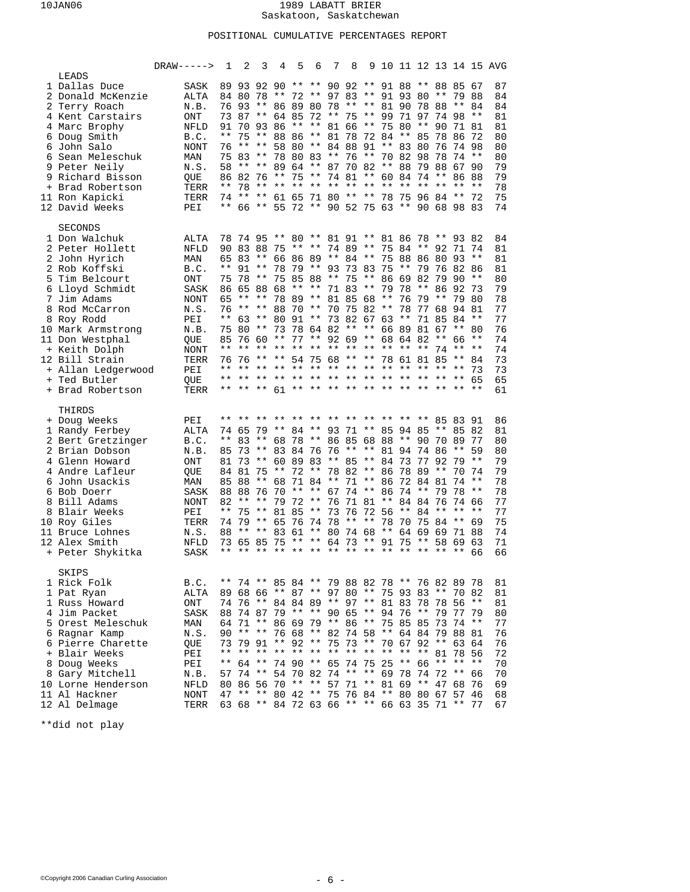# 1989 LABATT BRIER
Saskatoon, Saskatchewan

## POSITIONAL CUMULATIVE PERCENTAGES REPORT

| | | DRAW-----> | 1 | 2 | 3 | 4 | 5 | 6 | 7 | 8 | 9 | 10 | 11 | 12 | 13 | 14 | 15 | AVG |
|---|---|---|---|---|---|---|---|---|---|---|---|---|---|---|---|---|---|---|
| | LEADS | | | | | | | | | | | | | | | | | |
| 1 | Dallas Duce | SASK | 89 | 93 | 92 | 90 | ** | ** | 90 | 92 | ** | 91 | 88 | ** | 88 | 85 | 67 | 87 |
| 2 | Donald McKenzie | ALTA | 84 | 80 | 78 | ** | 72 | ** | 97 | 83 | ** | 91 | 93 | 80 | ** | 79 | 88 | 84 |
| 2 | Terry Roach | N.B. | 76 | 93 | ** | 86 | 89 | 80 | 78 | ** | ** | 81 | 90 | 78 | 88 | ** | 84 | 84 |
| 4 | Kent Carstairs | ONT | 73 | 87 | ** | 64 | 85 | 72 | ** | 75 | ** | 99 | 71 | 97 | 74 | 98 | ** | 81 |
| 4 | Marc Brophy | NFLD | 91 | 70 | 93 | 86 | ** | ** | 81 | 66 | ** | 75 | 80 | ** | 90 | 71 | 81 | 81 |
| 6 | Doug Smith | B.C. | ** | 75 | ** | 88 | 86 | ** | 81 | 78 | 72 | 84 | ** | 85 | 78 | 86 | 72 | 80 |
| 6 | John Salo | NONT | 76 | ** | ** | 58 | 80 | ** | 84 | 88 | 91 | ** | 83 | 80 | 76 | 74 | 98 | 80 |
| 6 | Sean Meleschuk | MAN | 75 | 83 | ** | 78 | 80 | 83 | ** | 76 | ** | 70 | 82 | 98 | 78 | 74 | ** | 80 |
| 9 | Peter Neily | N.S. | 58 | ** | ** | 89 | 64 | ** | 87 | 70 | 82 | ** | 88 | 79 | 88 | 67 | 90 | 79 |
| 9 | Richard Bisson | QUE | 86 | 82 | 76 | ** | 75 | ** | 74 | 81 | ** | 60 | 84 | 74 | ** | 86 | 88 | 79 |
| + | Brad Robertson | TERR | ** | 78 | ** | ** | ** | ** | ** | ** | ** | ** | ** | ** | ** | ** | ** | 78 |
| 11 | Ron Kapicki | TERR | 74 | ** | ** | 61 | 65 | 71 | 80 | ** | ** | 78 | 75 | 96 | 84 | ** | 72 | 75 |
| 12 | David Weeks | PEI | ** | 66 | ** | 55 | 72 | ** | 90 | 52 | 75 | 63 | ** | 90 | 68 | 98 | 83 | 74 |
| | SECONDS | | | | | | | | | | | | | | | | | |
| 1 | Don Walchuk | ALTA | 78 | 74 | 95 | ** | 80 | ** | 81 | 91 | ** | 81 | 86 | 78 | ** | 93 | 82 | 84 |
| 2 | Peter Hollett | NFLD | 90 | 83 | 88 | 75 | ** | ** | 74 | 89 | ** | 75 | 84 | ** | 92 | 71 | 74 | 81 |
| 2 | John Hyrich | MAN | 65 | 83 | ** | 66 | 86 | 89 | ** | 84 | ** | 75 | 88 | 86 | 80 | 93 | ** | 81 |
| 2 | Rob Koffski | B.C. | ** | 91 | ** | 78 | 79 | ** | 93 | 73 | 83 | 75 | ** | 79 | 76 | 82 | 86 | 81 |
| 5 | Tim Belcourt | ONT | 75 | 78 | ** | 75 | 85 | 88 | ** | 75 | ** | 86 | 69 | 82 | 79 | 90 | ** | 80 |
| 6 | Lloyd Schmidt | SASK | 86 | 65 | 88 | 68 | ** | ** | 71 | 83 | ** | 79 | 78 | ** | 86 | 92 | 73 | 79 |
| 7 | Jim Adams | NONT | 65 | ** | ** | 78 | 89 | ** | 81 | 85 | 68 | ** | 76 | 79 | ** | 79 | 80 | 78 |
| 8 | Rod McCarron | N.S. | 76 | ** | ** | 88 | 70 | ** | 70 | 75 | 82 | ** | 78 | 77 | 68 | 94 | 81 | 77 |
| 8 | Roy Rodd | PEI | ** | 63 | ** | 80 | 91 | ** | 73 | 82 | 67 | 63 | ** | 71 | 85 | 84 | ** | 77 |
| 10 | Mark Armstrong | N.B. | 75 | 80 | ** | 73 | 78 | 64 | 82 | ** | ** | 66 | 89 | 81 | 67 | ** | 80 | 76 |
| 11 | Don Westphal | QUE | 85 | 76 | 60 | ** | 77 | ** | 92 | 69 | ** | 68 | 64 | 82 | ** | 66 | ** | 74 |
| + | Keith Dolph | NONT | ** | ** | ** | ** | ** | ** | ** | ** | ** | ** | ** | ** | 74 | ** | ** | 74 |
| 12 | Bill Strain | TERR | 76 | 76 | ** | ** | 54 | 75 | 68 | ** | ** | 78 | 61 | 81 | 85 | ** | 84 | 73 |
| + | Allan Ledgerwood | PEI | ** | ** | ** | ** | ** | ** | ** | ** | ** | ** | ** | ** | ** | ** | 73 | 73 |
| + | Ted Butler | QUE | ** | ** | ** | ** | ** | ** | ** | ** | ** | ** | ** | ** | ** | ** | 65 | 65 |
| + | Brad Robertson | TERR | ** | ** | ** | 61 | ** | ** | ** | ** | ** | ** | ** | ** | ** | ** | ** | 61 |
| | THIRDS | | | | | | | | | | | | | | | | | |
| + | Doug Weeks | PEI | ** | ** | ** | ** | ** | ** | ** | ** | ** | ** | ** | ** | 85 | 83 | 91 | 86 |
| 1 | Randy Ferbey | ALTA | 74 | 65 | 79 | ** | 84 | ** | 93 | 71 | ** | 85 | 94 | 85 | ** | 85 | 82 | 81 |
| 2 | Bert Gretzinger | B.C. | ** | 83 | ** | 68 | 78 | ** | 86 | 85 | 68 | 88 | ** | 90 | 70 | 89 | 77 | 80 |
| 2 | Brian Dobson | N.B. | 85 | 73 | ** | 83 | 84 | 76 | 76 | ** | ** | 81 | 94 | 74 | 86 | ** | 59 | 80 |
| 4 | Glenn Howard | ONT | 81 | 73 | ** | 60 | 89 | 83 | ** | 85 | ** | 84 | 73 | 77 | 92 | 79 | ** | 79 |
| 4 | Andre Lafleur | QUE | 84 | 81 | 75 | ** | 72 | ** | 78 | 82 | ** | 86 | 78 | 89 | ** | 70 | 74 | 79 |
| 6 | John Usackis | MAN | 85 | 88 | ** | 68 | 71 | 84 | ** | 71 | ** | 86 | 72 | 84 | 81 | 74 | ** | 78 |
| 6 | Bob Doerr | SASK | 88 | 88 | 76 | 70 | ** | ** | 67 | 74 | ** | 86 | 74 | ** | 79 | 78 | ** | 78 |
| 8 | Bill Adams | NONT | 82 | ** | ** | 79 | 72 | ** | 76 | 71 | 81 | ** | 84 | 84 | 76 | 74 | 66 | 77 |
| 8 | Blair Weeks | PEI | ** | 75 | ** | 81 | 85 | ** | 73 | 76 | 72 | 56 | ** | 84 | ** | ** | ** | 77 |
| 10 | Roy Giles | TERR | 74 | 79 | ** | 65 | 76 | 74 | 78 | ** | ** | 78 | 70 | 75 | 84 | ** | 69 | 75 |
| 11 | Bruce Lohnes | N.S. | 88 | ** | ** | 83 | 61 | ** | 80 | 74 | 68 | ** | 64 | 69 | 69 | 71 | 88 | 74 |
| 12 | Alex Smith | NFLD | 73 | 65 | 85 | 75 | ** | ** | 64 | 73 | ** | 91 | 75 | ** | 58 | 69 | 63 | 71 |
| + | Peter Shykitka | SASK | ** | ** | ** | ** | ** | ** | ** | ** | ** | ** | ** | ** | ** | ** | 66 | 66 |
| | SKIPS | | | | | | | | | | | | | | | | | |
| 1 | Rick Folk | B.C. | ** | 74 | ** | 85 | 84 | ** | 79 | 88 | 82 | 78 | ** | 76 | 82 | 89 | 78 | 81 |
| 1 | Pat Ryan | ALTA | 89 | 68 | 66 | ** | 87 | ** | 97 | 80 | ** | 75 | 93 | 83 | ** | 70 | 82 | 81 |
| 1 | Russ Howard | ONT | 74 | 76 | ** | 84 | 84 | 89 | ** | 97 | ** | 81 | 83 | 78 | 78 | 56 | ** | 81 |
| 4 | Jim Packet | SASK | 88 | 74 | 87 | 79 | ** | ** | 90 | 65 | ** | 94 | 76 | ** | 79 | 77 | 79 | 80 |
| 5 | Orest Meleschuk | MAN | 64 | 71 | ** | 86 | 69 | 79 | ** | 86 | ** | 75 | 85 | 85 | 73 | 74 | ** | 77 |
| 6 | Ragnar Kamp | N.S. | 90 | ** | ** | 76 | 68 | ** | 82 | 74 | 58 | ** | 64 | 84 | 79 | 88 | 81 | 76 |
| 6 | Pierre Charette | QUE | 73 | 79 | 91 | ** | 92 | ** | 75 | 73 | ** | 70 | 67 | 92 | ** | 63 | 64 | 76 |
| + | Blair Weeks | PEI | ** | ** | ** | ** | ** | ** | ** | ** | ** | ** | ** | ** | 81 | 78 | 56 | 72 |
| 8 | Doug Weeks | PEI | ** | 64 | ** | 74 | 90 | ** | 65 | 74 | 75 | 25 | ** | 66 | ** | ** | ** | 70 |
| 8 | Gary Mitchell | N.B. | 57 | 74 | ** | 54 | 70 | 82 | 74 | ** | ** | 69 | 78 | 74 | 72 | ** | 66 | 70 |
| 10 | Lorne Henderson | NFLD | 80 | 86 | 56 | 70 | ** | ** | 57 | 71 | ** | 81 | 69 | ** | 47 | 68 | 76 | 69 |
| 11 | Al Hackner | NONT | 47 | ** | ** | 80 | 42 | ** | 75 | 76 | 84 | ** | 80 | 80 | 67 | 57 | 46 | 68 |
| 12 | Al Delmage | TERR | 63 | 68 | ** | 84 | 72 | 63 | 66 | ** | ** | 66 | 63 | 35 | 71 | ** | 77 | 67 |

**did not play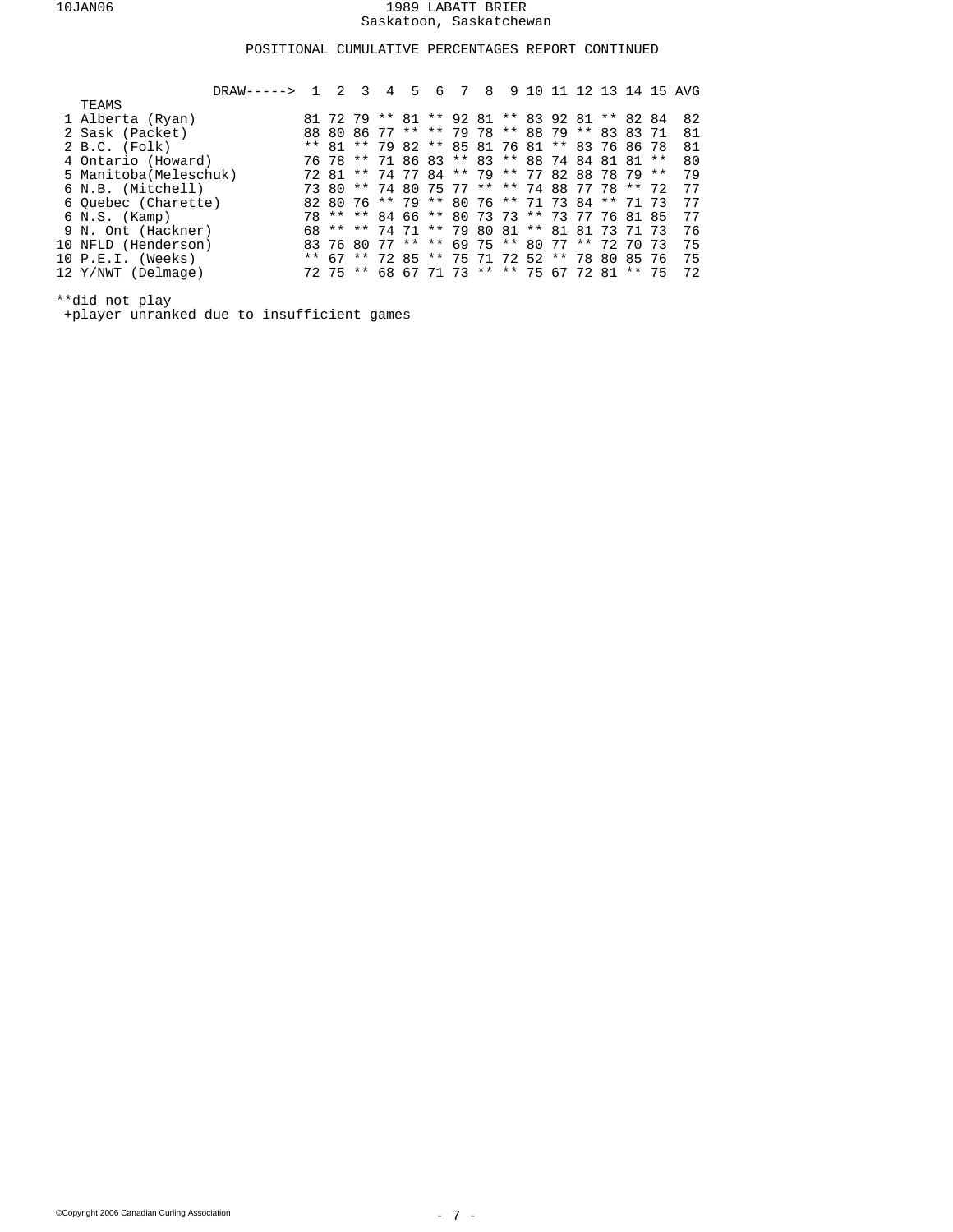# 1989 LABATT BRIER

Saskatoon, Saskatchewan

## POSITIONAL CUMULATIVE PERCENTAGES REPORT CONTINUED

| TEAMS | 1 | 2 | 3 | 4 | 5 | 6 | 7 | 8 | 9 | 10 | 11 | 12 | 13 | 14 | 15 | AVG |
|---|---|---|---|---|---|---|---|---|---|---|---|---|---|---|---|---|
| 1 Alberta (Ryan) | 81 | 72 | 79 | ** | 81 | ** | 92 | 81 | ** | 83 | 92 | 81 | ** | 82 | 84 | 82 |
| 2 Sask (Packet) | 88 | 80 | 86 | 77 | ** | ** | 79 | 78 | ** | 88 | 79 | ** | 83 | 83 | 71 | 81 |
| 2 B.C. (Folk) | ** | 81 | ** | 79 | 82 | ** | 85 | 81 | 76 | 81 | ** | 83 | 76 | 86 | 78 | 81 |
| 4 Ontario (Howard) | 76 | 78 | ** | 71 | 86 | 83 | ** | 83 | ** | 88 | 74 | 84 | 81 | 81 | ** | 80 |
| 5 Manitoba(Meleschuk) | 72 | 81 | ** | 74 | 77 | 84 | ** | 79 | ** | 77 | 82 | 88 | 78 | 79 | ** | 79 |
| 6 N.B. (Mitchell) | 73 | 80 | ** | 74 | 80 | 75 | 77 | ** | ** | 74 | 88 | 77 | 78 | ** | 72 | 77 |
| 6 Quebec (Charette) | 82 | 80 | 76 | ** | 79 | ** | 80 | 76 | ** | 71 | 73 | 84 | ** | 71 | 73 | 77 |
| 6 N.S. (Kamp) | 78 | ** | ** | 84 | 66 | ** | 80 | 73 | 73 | ** | 73 | 77 | 76 | 81 | 85 | 77 |
| 9 N. Ont (Hackner) | 68 | ** | ** | 74 | 71 | ** | 79 | 80 | 81 | ** | 81 | 81 | 73 | 71 | 73 | 76 |
| 10 NFLD (Henderson) | 83 | 76 | 80 | 77 | ** | ** | 69 | 75 | ** | 80 | 77 | ** | 72 | 70 | 73 | 75 |
| 10 P.E.I. (Weeks) | ** | 67 | ** | 72 | 85 | ** | 75 | 71 | 72 | 52 | ** | 78 | 80 | 85 | 76 | 75 |
| 12 Y/NWT (Delmage) | 72 | 75 | ** | 68 | 67 | 71 | 73 | ** | ** | 75 | 67 | 72 | 81 | ** | 75 | 72 |

**did not play

+player unranked due to insufficient games

©Copyright 2006 Canadian Curling Association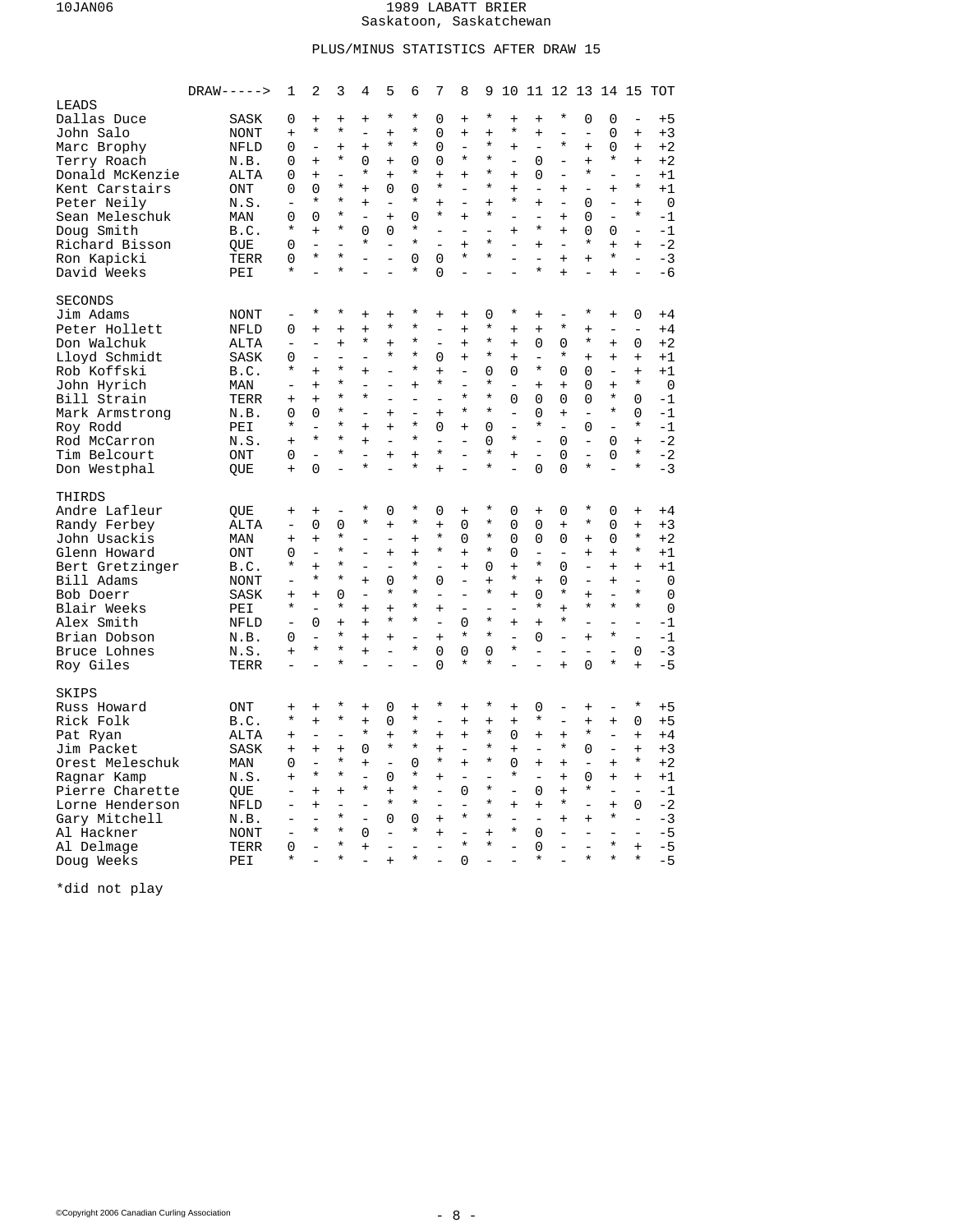# 1989 LABATT BRIER
Saskatoon, Saskatchewan

## PLUS/MINUS STATISTICS AFTER DRAW 15

| | DRAW-----> | 1 | 2 | 3 | 4 | 5 | 6 | 7 | 8 | 9 | 10 | 11 | 12 | 13 | 14 | 15 | TOT |
|---|---|---|---|---|---|---|---|---|---|---|---|---|---|---|---|---|---|
| **LEADS** | | | | | | | | | | | | | | | | | |
| Dallas Duce | SASK | 0 | + | + | + | * | * | 0 | + | * | + | + | * | 0 | 0 | - | +5 |
| John Salo | NONT | + | * | * | - | + | * | 0 | + | + | * | + | - | - | 0 | + | +3 |
| Marc Brophy | NFLD | 0 | - | + | + | * | * | 0 | - | * | + | - | * | + | 0 | + | +2 |
| Terry Roach | N.B. | 0 | + | * | 0 | + | 0 | 0 | * | * | - | 0 | - | + | * | + | +2 |
| Donald McKenzie | ALTA | 0 | + | - | * | + | * | + | + | * | + | 0 | - | * | - | - | +1 |
| Kent Carstairs | ONT | 0 | 0 | * | + | 0 | 0 | * | - | * | + | - | + | - | + | * | +1 |
| Peter Neily | N.S. | - | * | * | + | - | * | + | - | + | * | + | - | 0 | - | + | 0 |
| Sean Meleschuk | MAN | 0 | 0 | * | - | + | 0 | * | + | * | - | - | + | 0 | - | * | -1 |
| Doug Smith | B.C. | * | + | * | 0 | 0 | * | - | - | - | + | * | + | 0 | 0 | - | -1 |
| Richard Bisson | QUE | 0 | - | - | * | - | * | - | + | * | - | + | - | * | + | + | -2 |
| Ron Kapicki | TERR | 0 | * | * | - | - | 0 | 0 | * | * | - | - | + | + | * | - | -3 |
| David Weeks | PEI | * | - | * | - | - | * | 0 | - | - | - | * | + | - | + | - | -6 |
| **SECONDS** | | | | | | | | | | | | | | | | | |
| Jim Adams | NONT | - | * | * | + | + | * | + | + | 0 | * | + | - | * | + | 0 | +4 |
| Peter Hollett | NFLD | 0 | + | + | + | * | * | - | + | * | + | + | * | + | - | - | +4 |
| Don Walchuk | ALTA | - | - | + | * | + | * | - | + | * | + | 0 | 0 | * | + | 0 | +2 |
| Lloyd Schmidt | SASK | 0 | - | - | - | * | * | 0 | + | * | + | - | * | + | + | + | +1 |
| Rob Koffski | B.C. | * | + | * | + | - | * | + | - | 0 | 0 | * | 0 | 0 | - | + | +1 |
| John Hyrich | MAN | - | + | * | - | - | + | * | - | * | - | + | + | 0 | + | * | 0 |
| Bill Strain | TERR | + | + | * | * | - | - | - | * | * | 0 | 0 | 0 | 0 | * | 0 | -1 |
| Mark Armstrong | N.B. | 0 | 0 | * | - | + | - | + | * | * | - | 0 | + | - | * | 0 | -1 |
| Roy Rodd | PEI | * | - | * | + | + | * | 0 | + | 0 | - | * | - | 0 | - | * | -1 |
| Rod McCarron | N.S. | + | * | * | + | - | * | - | - | 0 | * | - | 0 | - | 0 | + | -2 |
| Tim Belcourt | ONT | 0 | - | * | - | + | + | * | - | * | + | - | 0 | - | 0 | * | -2 |
| Don Westphal | QUE | + | 0 | - | * | - | * | + | - | * | - | 0 | 0 | * | - | * | -3 |
| **THIRDS** | | | | | | | | | | | | | | | | | |
| Andre Lafleur | QUE | + | + | - | * | 0 | * | 0 | + | * | 0 | + | 0 | * | 0 | + | +4 |
| Randy Ferbey | ALTA | - | 0 | 0 | * | + | * | + | 0 | * | 0 | 0 | + | * | 0 | + | +3 |
| John Usackis | MAN | + | + | * | - | - | + | * | 0 | * | 0 | 0 | 0 | + | 0 | * | +2 |
| Glenn Howard | ONT | 0 | - | * | - | + | + | * | + | * | 0 | - | - | + | + | * | +1 |
| Bert Gretzinger | B.C. | * | + | * | - | - | * | - | + | 0 | + | * | 0 | - | + | + | +1 |
| Bill Adams | NONT | - | * | * | + | 0 | * | 0 | - | + | * | + | 0 | - | + | - | 0 |
| Bob Doerr | SASK | + | + | 0 | - | * | * | - | - | * | + | 0 | * | + | - | * | 0 |
| Blair Weeks | PEI | * | - | * | + | + | * | + | - | - | - | * | + | * | * | * | 0 |
| Alex Smith | NFLD | - | 0 | + | + | * | * | - | 0 | * | + | + | * | - | - | - | -1 |
| Brian Dobson | N.B. | 0 | - | * | + | + | - | + | * | * | - | 0 | - | + | * | - | -1 |
| Bruce Lohnes | N.S. | + | * | * | + | - | * | 0 | 0 | 0 | * | - | - | - | - | 0 | -3 |
| Roy Giles | TERR | - | - | * | - | - | - | 0 | * | * | - | - | + | 0 | * | + | -5 |
| **SKIPS** | | | | | | | | | | | | | | | | | |
| Russ Howard | ONT | + | + | * | + | 0 | + | * | + | * | + | 0 | - | + | - | * | +5 |
| Rick Folk | B.C. | * | + | * | + | 0 | * | - | + | + | + | * | - | + | + | 0 | +5 |
| Pat Ryan | ALTA | + | - | - | * | + | * | + | + | * | 0 | + | + | * | - | + | +4 |
| Jim Packet | SASK | + | + | + | 0 | * | * | + | - | * | + | - | * | 0 | - | + | +3 |
| Orest Meleschuk | MAN | 0 | - | * | + | - | 0 | * | + | * | 0 | + | + | - | + | * | +2 |
| Ragnar Kamp | N.S. | + | * | * | - | 0 | * | + | - | - | * | - | + | 0 | + | + | +1 |
| Pierre Charette | QUE | - | + | + | * | + | * | - | 0 | * | - | 0 | + | * | - | - | -1 |
| Lorne Henderson | NFLD | - | + | - | - | * | * | - | - | * | + | + | * | - | + | 0 | -2 |
| Gary Mitchell | N.B. | - | - | * | - | 0 | 0 | + | * | * | - | - | + | + | * | - | -3 |
| Al Hackner | NONT | - | * | * | 0 | - | * | + | - | + | * | 0 | - | - | - | - | -5 |
| Al Delmage | TERR | 0 | - | * | + | - | - | - | * | * | - | 0 | - | - | * | + | -5 |
| Doug Weeks | PEI | * | - | * | - | + | * | - | 0 | - | - | * | - | * | * | * | -5 |

*did not play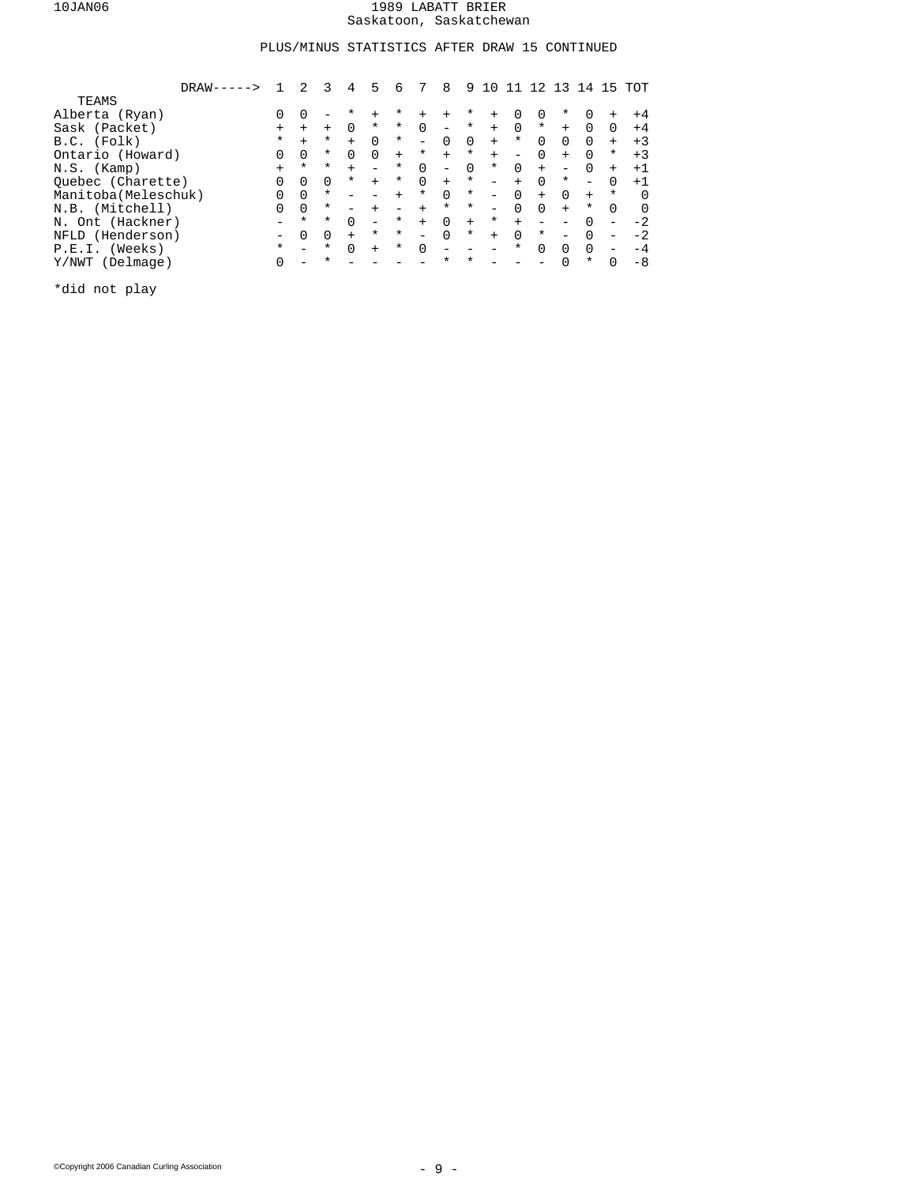1989 LABATT BRIER
Saskatoon, Saskatchewan

PLUS/MINUS STATISTICS AFTER DRAW 15 CONTINUED

| TEAMS | 1 | 2 | 3 | 4 | 5 | 6 | 7 | 8 | 9 | 10 | 11 | 12 | 13 | 14 | 15 | TOT |
|---|---|---|---|---|---|---|---|---|---|---|---|---|---|---|---|---|
| Alberta (Ryan) | 0 | 0 | - | * | + | * | + | + | * | + | 0 | 0 | * | 0 | + | +4 |
| Sask (Packet) | + | + | + | 0 | * | * | 0 | - | * | + | 0 | * | + | 0 | 0 | +4 |
| B.C. (Folk) | * | + | * | + | 0 | * | - | 0 | 0 | + | * | 0 | 0 | 0 | + | +3 |
| Ontario (Howard) | 0 | 0 | * | 0 | 0 | + | * | + | * | + | - | 0 | + | 0 | * | +3 |
| N.S. (Kamp) | + | * | * | + | - | * | 0 | - | 0 | * | 0 | + | - | 0 | + | +1 |
| Quebec (Charette) | 0 | 0 | 0 | * | + | * | 0 | + | * | - | + | 0 | * | - | 0 | +1 |
| Manitoba(Meleschuk) | 0 | 0 | * | - | - | + | * | 0 | * | - | 0 | + | 0 | + | * | 0 |
| N.B. (Mitchell) | 0 | 0 | * | - | + | - | + | * | * | - | 0 | 0 | + | * | 0 | 0 |
| N. Ont (Hackner) | - | * | * | 0 | - | * | + | 0 | + | * | + | - | - | 0 | - | -2 |
| NFLD (Henderson) | - | 0 | 0 | + | * | * | - | 0 | * | + | 0 | * | - | 0 | - | -2 |
| P.E.I. (Weeks) | * | - | * | 0 | + | * | 0 | - | - | - | * | 0 | 0 | 0 | - | -4 |
| Y/NWT (Delmage) | 0 | - | * | - | - | - | - | * | * | - | - | - | 0 | * | 0 | -8 |

*did not play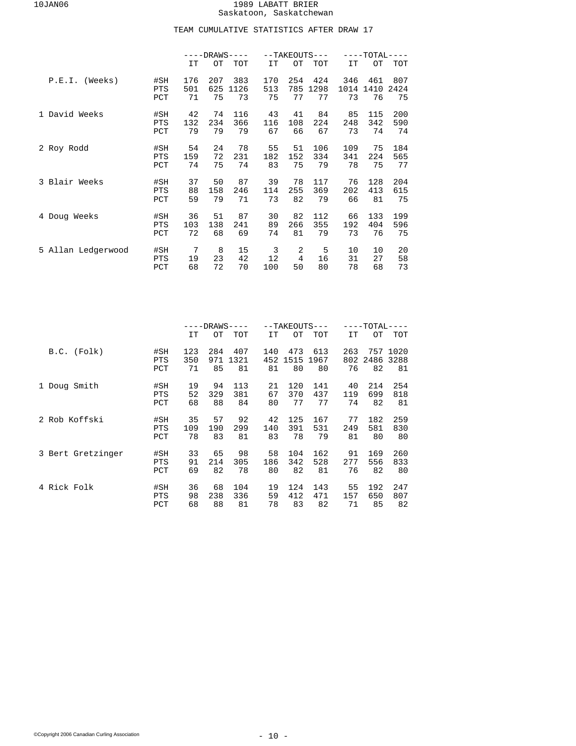# 1989 LABATT BRIER

Saskatoon, Saskatchewan

## TEAM CUMULATIVE STATISTICS AFTER DRAW 17

| | | DRAWS | | | TAKEOUTS | | | TOTAL | | |
|---|---|---|---|---|---|---|---|---|---|---|
| | | IT | OT | TOT | IT | OT | TOT | IT | OT | TOT |
| P.E.I. (Weeks) | #SH | 176 | 207 | 383 | 170 | 254 | 424 | 346 | 461 | 807 |
| | PTS | 501 | 625 | 1126 | 513 | 785 | 1298 | 1014 | 1410 | 2424 |
| | PCT | 71 | 75 | 73 | 75 | 77 | 77 | 73 | 76 | 75 |
| 1 David Weeks | #SH | 42 | 74 | 116 | 43 | 41 | 84 | 85 | 115 | 200 |
| | PTS | 132 | 234 | 366 | 116 | 108 | 224 | 248 | 342 | 590 |
| | PCT | 79 | 79 | 79 | 67 | 66 | 67 | 73 | 74 | 74 |
| 2 Roy Rodd | #SH | 54 | 24 | 78 | 55 | 51 | 106 | 109 | 75 | 184 |
| | PTS | 159 | 72 | 231 | 182 | 152 | 334 | 341 | 224 | 565 |
| | PCT | 74 | 75 | 74 | 83 | 75 | 79 | 78 | 75 | 77 |
| 3 Blair Weeks | #SH | 37 | 50 | 87 | 39 | 78 | 117 | 76 | 128 | 204 |
| | PTS | 88 | 158 | 246 | 114 | 255 | 369 | 202 | 413 | 615 |
| | PCT | 59 | 79 | 71 | 73 | 82 | 79 | 66 | 81 | 75 |
| 4 Doug Weeks | #SH | 36 | 51 | 87 | 30 | 82 | 112 | 66 | 133 | 199 |
| | PTS | 103 | 138 | 241 | 89 | 266 | 355 | 192 | 404 | 596 |
| | PCT | 72 | 68 | 69 | 74 | 81 | 79 | 73 | 76 | 75 |
| 5 Allan Ledgerwood | #SH | 7 | 8 | 15 | 3 | 2 | 5 | 10 | 10 | 20 |
| | PTS | 19 | 23 | 42 | 12 | 4 | 16 | 31 | 27 | 58 |
| | PCT | 68 | 72 | 70 | 100 | 50 | 80 | 78 | 68 | 73 |

| | | DRAWS | | | TAKEOUTS | | | TOTAL | | |
|---|---|---|---|---|---|---|---|---|---|---|
| | | IT | OT | TOT | IT | OT | TOT | IT | OT | TOT |
| B.C. (Folk) | #SH | 123 | 284 | 407 | 140 | 473 | 613 | 263 | 757 | 1020 |
| | PTS | 350 | 971 | 1321 | 452 | 1515 | 1967 | 802 | 2486 | 3288 |
| | PCT | 71 | 85 | 81 | 81 | 80 | 80 | 76 | 82 | 81 |
| 1 Doug Smith | #SH | 19 | 94 | 113 | 21 | 120 | 141 | 40 | 214 | 254 |
| | PTS | 52 | 329 | 381 | 67 | 370 | 437 | 119 | 699 | 818 |
| | PCT | 68 | 88 | 84 | 80 | 77 | 77 | 74 | 82 | 81 |
| 2 Rob Koffski | #SH | 35 | 57 | 92 | 42 | 125 | 167 | 77 | 182 | 259 |
| | PTS | 109 | 190 | 299 | 140 | 391 | 531 | 249 | 581 | 830 |
| | PCT | 78 | 83 | 81 | 83 | 78 | 79 | 81 | 80 | 80 |
| 3 Bert Gretzinger | #SH | 33 | 65 | 98 | 58 | 104 | 162 | 91 | 169 | 260 |
| | PTS | 91 | 214 | 305 | 186 | 342 | 528 | 277 | 556 | 833 |
| | PCT | 69 | 82 | 78 | 80 | 82 | 81 | 76 | 82 | 80 |
| 4 Rick Folk | #SH | 36 | 68 | 104 | 19 | 124 | 143 | 55 | 192 | 247 |
| | PTS | 98 | 238 | 336 | 59 | 412 | 471 | 157 | 650 | 807 |
| | PCT | 68 | 88 | 81 | 78 | 83 | 82 | 71 | 85 | 82 |

©Copyright 2006 Canadian Curling Association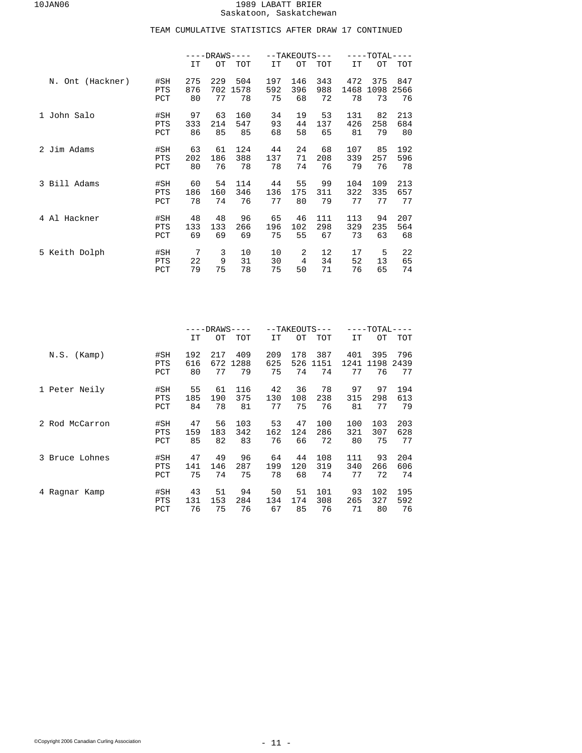# 1989 LABATT BRIER
Saskatoon, Saskatchewan

## TEAM CUMULATIVE STATISTICS AFTER DRAW 17 CONTINUED

| | | DRAWS | | | TAKEOUTS | | | TOTAL | | |
|---|---|---|---|---|---|---|---|---|---|---|
| | | IT | OT | TOT | IT | OT | TOT | IT | OT | TOT |
| N. Ont (Hackner) | #SH | 275 | 229 | 504 | 197 | 146 | 343 | 472 | 375 | 847 |
| | PTS | 876 | 702 | 1578 | 592 | 396 | 988 | 1468 | 1098 | 2566 |
| | PCT | 80 | 77 | 78 | 75 | 68 | 72 | 78 | 73 | 76 |
| 1 John Salo | #SH | 97 | 63 | 160 | 34 | 19 | 53 | 131 | 82 | 213 |
| | PTS | 333 | 214 | 547 | 93 | 44 | 137 | 426 | 258 | 684 |
| | PCT | 86 | 85 | 85 | 68 | 58 | 65 | 81 | 79 | 80 |
| 2 Jim Adams | #SH | 63 | 61 | 124 | 44 | 24 | 68 | 107 | 85 | 192 |
| | PTS | 202 | 186 | 388 | 137 | 71 | 208 | 339 | 257 | 596 |
| | PCT | 80 | 76 | 78 | 78 | 74 | 76 | 79 | 76 | 78 |
| 3 Bill Adams | #SH | 60 | 54 | 114 | 44 | 55 | 99 | 104 | 109 | 213 |
| | PTS | 186 | 160 | 346 | 136 | 175 | 311 | 322 | 335 | 657 |
| | PCT | 78 | 74 | 76 | 77 | 80 | 79 | 77 | 77 | 77 |
| 4 Al Hackner | #SH | 48 | 48 | 96 | 65 | 46 | 111 | 113 | 94 | 207 |
| | PTS | 133 | 133 | 266 | 196 | 102 | 298 | 329 | 235 | 564 |
| | PCT | 69 | 69 | 69 | 75 | 55 | 67 | 73 | 63 | 68 |
| 5 Keith Dolph | #SH | 7 | 3 | 10 | 10 | 2 | 12 | 17 | 5 | 22 |
| | PTS | 22 | 9 | 31 | 30 | 4 | 34 | 52 | 13 | 65 |
| | PCT | 79 | 75 | 78 | 75 | 50 | 71 | 76 | 65 | 74 |

| | | DRAWS | | | TAKEOUTS | | | TOTAL | | |
|---|---|---|---|---|---|---|---|---|---|---|
| | | IT | OT | TOT | IT | OT | TOT | IT | OT | TOT |
| N.S. (Kamp) | #SH | 192 | 217 | 409 | 209 | 178 | 387 | 401 | 395 | 796 |
| | PTS | 616 | 672 | 1288 | 625 | 526 | 1151 | 1241 | 1198 | 2439 |
| | PCT | 80 | 77 | 79 | 75 | 74 | 74 | 77 | 76 | 77 |
| 1 Peter Neily | #SH | 55 | 61 | 116 | 42 | 36 | 78 | 97 | 97 | 194 |
| | PTS | 185 | 190 | 375 | 130 | 108 | 238 | 315 | 298 | 613 |
| | PCT | 84 | 78 | 81 | 77 | 75 | 76 | 81 | 77 | 79 |
| 2 Rod McCarron | #SH | 47 | 56 | 103 | 53 | 47 | 100 | 100 | 103 | 203 |
| | PTS | 159 | 183 | 342 | 162 | 124 | 286 | 321 | 307 | 628 |
| | PCT | 85 | 82 | 83 | 76 | 66 | 72 | 80 | 75 | 77 |
| 3 Bruce Lohnes | #SH | 47 | 49 | 96 | 64 | 44 | 108 | 111 | 93 | 204 |
| | PTS | 141 | 146 | 287 | 199 | 120 | 319 | 340 | 266 | 606 |
| | PCT | 75 | 74 | 75 | 78 | 68 | 74 | 77 | 72 | 74 |
| 4 Ragnar Kamp | #SH | 43 | 51 | 94 | 50 | 51 | 101 | 93 | 102 | 195 |
| | PTS | 131 | 153 | 284 | 134 | 174 | 308 | 265 | 327 | 592 |
| | PCT | 76 | 75 | 76 | 67 | 85 | 76 | 71 | 80 | 76 |

©Copyright 2006 Canadian Curling Association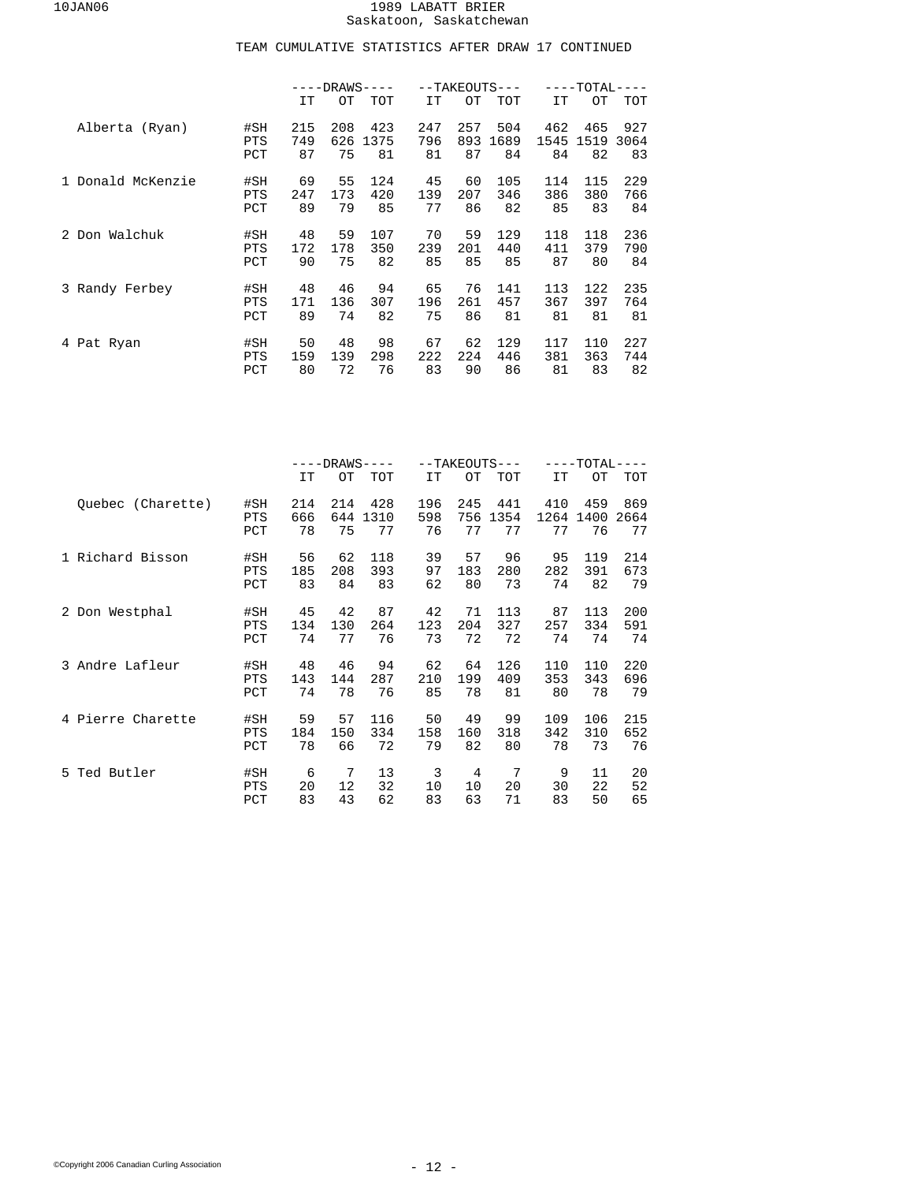# 1989 LABATT BRIER

Saskatoon, Saskatchewan

## TEAM CUMULATIVE STATISTICS AFTER DRAW 17 CONTINUED

| | | DRAWS | | | TAKEOUTS | | | TOTAL | | |
|---|---|---|---|---|---|---|---|---|---|---|
| | | IT | OT | TOT | IT | OT | TOT | IT | OT | TOT |
| Alberta (Ryan) | #SH | 215 | 208 | 423 | 247 | 257 | 504 | 462 | 465 | 927 |
| | PTS | 749 | 626 | 1375 | 796 | 893 | 1689 | 1545 | 1519 | 3064 |
| | PCT | 87 | 75 | 81 | 81 | 87 | 84 | 84 | 82 | 83 |
| 1 Donald McKenzie | #SH | 69 | 55 | 124 | 45 | 60 | 105 | 114 | 115 | 229 |
| | PTS | 247 | 173 | 420 | 139 | 207 | 346 | 386 | 380 | 766 |
| | PCT | 89 | 79 | 85 | 77 | 86 | 82 | 85 | 83 | 84 |
| 2 Don Walchuk | #SH | 48 | 59 | 107 | 70 | 59 | 129 | 118 | 118 | 236 |
| | PTS | 172 | 178 | 350 | 239 | 201 | 440 | 411 | 379 | 790 |
| | PCT | 90 | 75 | 82 | 85 | 85 | 85 | 87 | 80 | 84 |
| 3 Randy Ferbey | #SH | 48 | 46 | 94 | 65 | 76 | 141 | 113 | 122 | 235 |
| | PTS | 171 | 136 | 307 | 196 | 261 | 457 | 367 | 397 | 764 |
| | PCT | 89 | 74 | 82 | 75 | 86 | 81 | 81 | 81 | 81 |
| 4 Pat Ryan | #SH | 50 | 48 | 98 | 67 | 62 | 129 | 117 | 110 | 227 |
| | PTS | 159 | 139 | 298 | 222 | 224 | 446 | 381 | 363 | 744 |
| | PCT | 80 | 72 | 76 | 83 | 90 | 86 | 81 | 83 | 82 |

| | | DRAWS | | | TAKEOUTS | | | TOTAL | | |
|---|---|---|---|---|---|---|---|---|---|---|
| | | IT | OT | TOT | IT | OT | TOT | IT | OT | TOT |
| Quebec (Charette) | #SH | 214 | 214 | 428 | 196 | 245 | 441 | 410 | 459 | 869 |
| | PTS | 666 | 644 | 1310 | 598 | 756 | 1354 | 1264 | 1400 | 2664 |
| | PCT | 78 | 75 | 77 | 76 | 77 | 77 | 77 | 76 | 77 |
| 1 Richard Bisson | #SH | 56 | 62 | 118 | 39 | 57 | 96 | 95 | 119 | 214 |
| | PTS | 185 | 208 | 393 | 97 | 183 | 280 | 282 | 391 | 673 |
| | PCT | 83 | 84 | 83 | 62 | 80 | 73 | 74 | 82 | 79 |
| 2 Don Westphal | #SH | 45 | 42 | 87 | 42 | 71 | 113 | 87 | 113 | 200 |
| | PTS | 134 | 130 | 264 | 123 | 204 | 327 | 257 | 334 | 591 |
| | PCT | 74 | 77 | 76 | 73 | 72 | 72 | 74 | 74 | 74 |
| 3 Andre Lafleur | #SH | 48 | 46 | 94 | 62 | 64 | 126 | 110 | 110 | 220 |
| | PTS | 143 | 144 | 287 | 210 | 199 | 409 | 353 | 343 | 696 |
| | PCT | 74 | 78 | 76 | 85 | 78 | 81 | 80 | 78 | 79 |
| 4 Pierre Charette | #SH | 59 | 57 | 116 | 50 | 49 | 99 | 109 | 106 | 215 |
| | PTS | 184 | 150 | 334 | 158 | 160 | 318 | 342 | 310 | 652 |
| | PCT | 78 | 66 | 72 | 79 | 82 | 80 | 78 | 73 | 76 |
| 5 Ted Butler | #SH | 6 | 7 | 13 | 3 | 4 | 7 | 9 | 11 | 20 |
| | PTS | 20 | 12 | 32 | 10 | 10 | 20 | 30 | 22 | 52 |
| | PCT | 83 | 43 | 62 | 83 | 63 | 71 | 83 | 50 | 65 |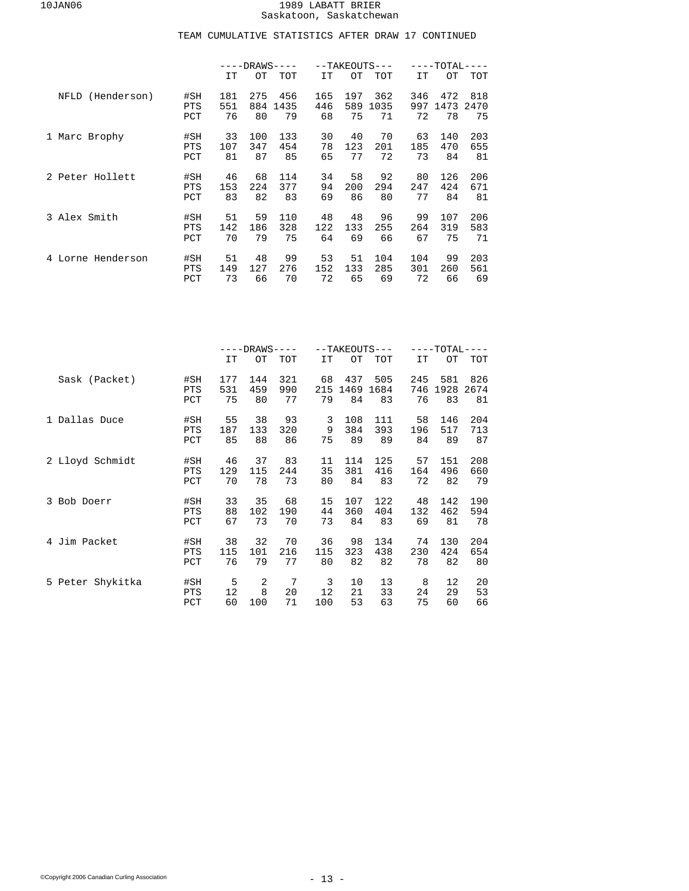# 1989 LABATT BRIER
Saskatoon, Saskatchewan

## TEAM CUMULATIVE STATISTICS AFTER DRAW 17 CONTINUED

| | | DRAWS | | | TAKEOUTS | | | TOTAL | | |
|---|---|---|---|---|---|---|---|---|---|---|
| | | IT | OT | TOT | IT | OT | TOT | IT | OT | TOT |
| NFLD (Henderson) | #SH | 181 | 275 | 456 | 165 | 197 | 362 | 346 | 472 | 818 |
| | PTS | 551 | 884 | 1435 | 446 | 589 | 1035 | 997 | 1473 | 2470 |
| | PCT | 76 | 80 | 79 | 68 | 75 | 71 | 72 | 78 | 75 |
| 1 Marc Brophy | #SH | 33 | 100 | 133 | 30 | 40 | 70 | 63 | 140 | 203 |
| | PTS | 107 | 347 | 454 | 78 | 123 | 201 | 185 | 470 | 655 |
| | PCT | 81 | 87 | 85 | 65 | 77 | 72 | 73 | 84 | 81 |
| 2 Peter Hollett | #SH | 46 | 68 | 114 | 34 | 58 | 92 | 80 | 126 | 206 |
| | PTS | 153 | 224 | 377 | 94 | 200 | 294 | 247 | 424 | 671 |
| | PCT | 83 | 82 | 83 | 69 | 86 | 80 | 77 | 84 | 81 |
| 3 Alex Smith | #SH | 51 | 59 | 110 | 48 | 48 | 96 | 99 | 107 | 206 |
| | PTS | 142 | 186 | 328 | 122 | 133 | 255 | 264 | 319 | 583 |
| | PCT | 70 | 79 | 75 | 64 | 69 | 66 | 67 | 75 | 71 |
| 4 Lorne Henderson | #SH | 51 | 48 | 99 | 53 | 51 | 104 | 104 | 99 | 203 |
| | PTS | 149 | 127 | 276 | 152 | 133 | 285 | 301 | 260 | 561 |
| | PCT | 73 | 66 | 70 | 72 | 65 | 69 | 72 | 66 | 69 |

| | | DRAWS | | | TAKEOUTS | | | TOTAL | | |
|---|---|---|---|---|---|---|---|---|---|---|
| | | IT | OT | TOT | IT | OT | TOT | IT | OT | TOT |
| Sask (Packet) | #SH | 177 | 144 | 321 | 68 | 437 | 505 | 245 | 581 | 826 |
| | PTS | 531 | 459 | 990 | 215 | 1469 | 1684 | 746 | 1928 | 2674 |
| | PCT | 75 | 80 | 77 | 79 | 84 | 83 | 76 | 83 | 81 |
| 1 Dallas Duce | #SH | 55 | 38 | 93 | 3 | 108 | 111 | 58 | 146 | 204 |
| | PTS | 187 | 133 | 320 | 9 | 384 | 393 | 196 | 517 | 713 |
| | PCT | 85 | 88 | 86 | 75 | 89 | 89 | 84 | 89 | 87 |
| 2 Lloyd Schmidt | #SH | 46 | 37 | 83 | 11 | 114 | 125 | 57 | 151 | 208 |
| | PTS | 129 | 115 | 244 | 35 | 381 | 416 | 164 | 496 | 660 |
| | PCT | 70 | 78 | 73 | 80 | 84 | 83 | 72 | 82 | 79 |
| 3 Bob Doerr | #SH | 33 | 35 | 68 | 15 | 107 | 122 | 48 | 142 | 190 |
| | PTS | 88 | 102 | 190 | 44 | 360 | 404 | 132 | 462 | 594 |
| | PCT | 67 | 73 | 70 | 73 | 84 | 83 | 69 | 81 | 78 |
| 4 Jim Packet | #SH | 38 | 32 | 70 | 36 | 98 | 134 | 74 | 130 | 204 |
| | PTS | 115 | 101 | 216 | 115 | 323 | 438 | 230 | 424 | 654 |
| | PCT | 76 | 79 | 77 | 80 | 82 | 82 | 78 | 82 | 80 |
| 5 Peter Shykitka | #SH | 5 | 2 | 7 | 3 | 10 | 13 | 8 | 12 | 20 |
| | PTS | 12 | 8 | 20 | 12 | 21 | 33 | 24 | 29 | 53 |
| | PCT | 60 | 100 | 71 | 100 | 53 | 63 | 75 | 60 | 66 |

©Copyright 2006 Canadian Curling Association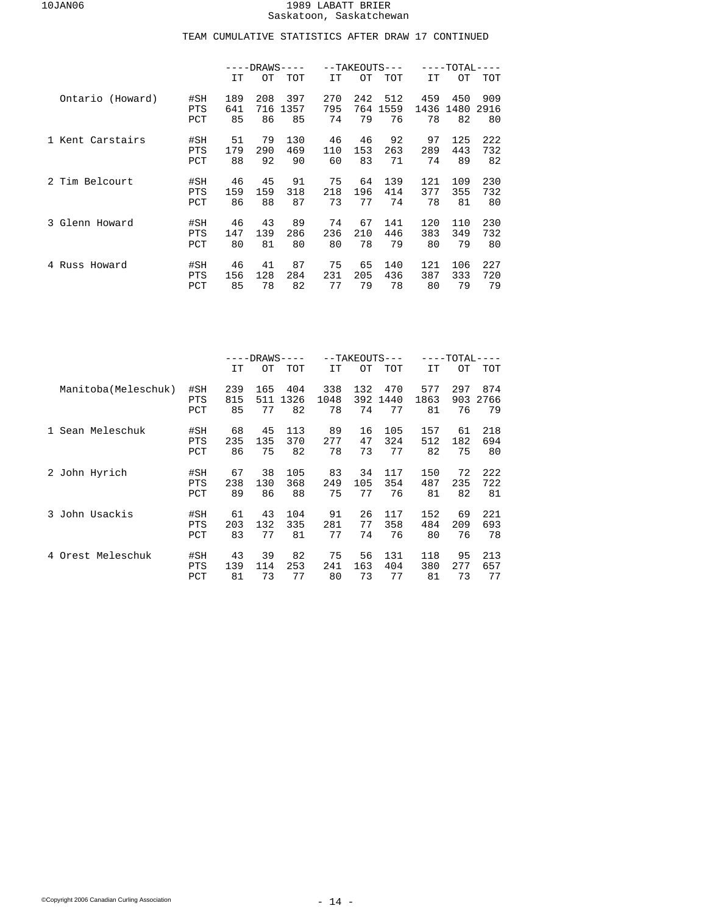1989 LABATT BRIER
Saskatoon, Saskatchewan

TEAM CUMULATIVE STATISTICS AFTER DRAW 17 CONTINUED

| | | DRAWS | | | TAKEOUTS | | | TOTAL | | |
|---|---|---|---|---|---|---|---|---|---|---|
| | | IT | OT | TOT | IT | OT | TOT | IT | OT | TOT |
| Ontario (Howard) | #SH | 189 | 208 | 397 | 270 | 242 | 512 | 459 | 450 | 909 |
| | PTS | 641 | 716 | 1357 | 795 | 764 | 1559 | 1436 | 1480 | 2916 |
| | PCT | 85 | 86 | 85 | 74 | 79 | 76 | 78 | 82 | 80 |
| 1 Kent Carstairs | #SH | 51 | 79 | 130 | 46 | 46 | 92 | 97 | 125 | 222 |
| | PTS | 179 | 290 | 469 | 110 | 153 | 263 | 289 | 443 | 732 |
| | PCT | 88 | 92 | 90 | 60 | 83 | 71 | 74 | 89 | 82 |
| 2 Tim Belcourt | #SH | 46 | 45 | 91 | 75 | 64 | 139 | 121 | 109 | 230 |
| | PTS | 159 | 159 | 318 | 218 | 196 | 414 | 377 | 355 | 732 |
| | PCT | 86 | 88 | 87 | 73 | 77 | 74 | 78 | 81 | 80 |
| 3 Glenn Howard | #SH | 46 | 43 | 89 | 74 | 67 | 141 | 120 | 110 | 230 |
| | PTS | 147 | 139 | 286 | 236 | 210 | 446 | 383 | 349 | 732 |
| | PCT | 80 | 81 | 80 | 80 | 78 | 79 | 80 | 79 | 80 |
| 4 Russ Howard | #SH | 46 | 41 | 87 | 75 | 65 | 140 | 121 | 106 | 227 |
| | PTS | 156 | 128 | 284 | 231 | 205 | 436 | 387 | 333 | 720 |
| | PCT | 85 | 78 | 82 | 77 | 79 | 78 | 80 | 79 | 79 |

| | | DRAWS | | | TAKEOUTS | | | TOTAL | | |
|---|---|---|---|---|---|---|---|---|---|---|
| | | IT | OT | TOT | IT | OT | TOT | IT | OT | TOT |
| Manitoba(Meleschuk) | #SH | 239 | 165 | 404 | 338 | 132 | 470 | 577 | 297 | 874 |
| | PTS | 815 | 511 | 1326 | 1048 | 392 | 1440 | 1863 | 903 | 2766 |
| | PCT | 85 | 77 | 82 | 78 | 74 | 77 | 81 | 76 | 79 |
| 1 Sean Meleschuk | #SH | 68 | 45 | 113 | 89 | 16 | 105 | 157 | 61 | 218 |
| | PTS | 235 | 135 | 370 | 277 | 47 | 324 | 512 | 182 | 694 |
| | PCT | 86 | 75 | 82 | 78 | 73 | 77 | 82 | 75 | 80 |
| 2 John Hyrich | #SH | 67 | 38 | 105 | 83 | 34 | 117 | 150 | 72 | 222 |
| | PTS | 238 | 130 | 368 | 249 | 105 | 354 | 487 | 235 | 722 |
| | PCT | 89 | 86 | 88 | 75 | 77 | 76 | 81 | 82 | 81 |
| 3 John Usackis | #SH | 61 | 43 | 104 | 91 | 26 | 117 | 152 | 69 | 221 |
| | PTS | 203 | 132 | 335 | 281 | 77 | 358 | 484 | 209 | 693 |
| | PCT | 83 | 77 | 81 | 77 | 74 | 76 | 80 | 76 | 78 |
| 4 Orest Meleschuk | #SH | 43 | 39 | 82 | 75 | 56 | 131 | 118 | 95 | 213 |
| | PTS | 139 | 114 | 253 | 241 | 163 | 404 | 380 | 277 | 657 |
| | PCT | 81 | 73 | 77 | 80 | 73 | 77 | 81 | 73 | 77 |

©Copyright 2006 Canadian Curling Association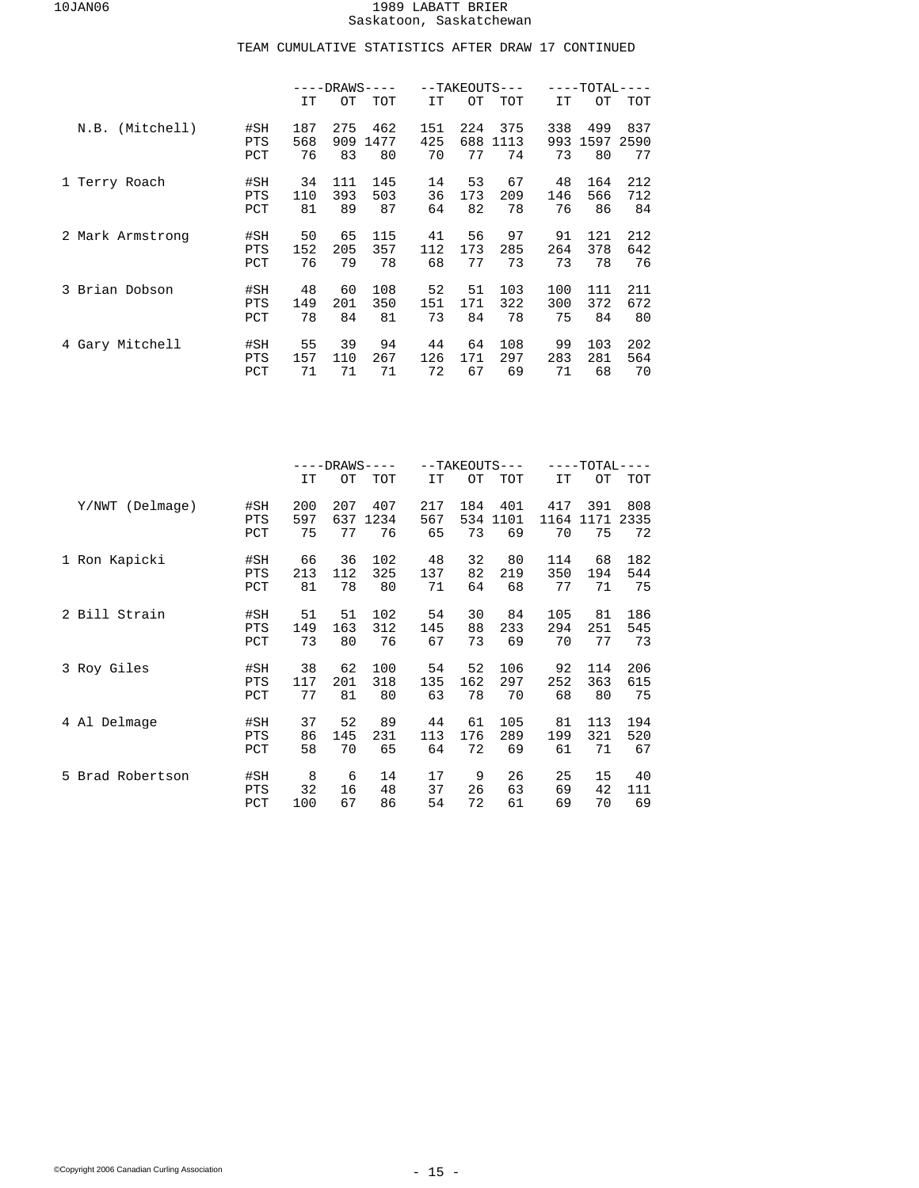# 1989 LABATT BRIER

Saskatoon, Saskatchewan

TEAM CUMULATIVE STATISTICS AFTER DRAW 17 CONTINUED

| | | DRAWS | | | TAKEOUTS | | | TOTAL | | |
|---|---|---|---|---|---|---|---|---|---|---|
| | | IT | OT | TOT | IT | OT | TOT | IT | OT | TOT |
| N.B. (Mitchell) | #SH | 187 | 275 | 462 | 151 | 224 | 375 | 338 | 499 | 837 |
| | PTS | 568 | 909 | 1477 | 425 | 688 | 1113 | 993 | 1597 | 2590 |
| | PCT | 76 | 83 | 80 | 70 | 77 | 74 | 73 | 80 | 77 |
| 1 Terry Roach | #SH | 34 | 111 | 145 | 14 | 53 | 67 | 48 | 164 | 212 |
| | PTS | 110 | 393 | 503 | 36 | 173 | 209 | 146 | 566 | 712 |
| | PCT | 81 | 89 | 87 | 64 | 82 | 78 | 76 | 86 | 84 |
| 2 Mark Armstrong | #SH | 50 | 65 | 115 | 41 | 56 | 97 | 91 | 121 | 212 |
| | PTS | 152 | 205 | 357 | 112 | 173 | 285 | 264 | 378 | 642 |
| | PCT | 76 | 79 | 78 | 68 | 77 | 73 | 73 | 78 | 76 |
| 3 Brian Dobson | #SH | 48 | 60 | 108 | 52 | 51 | 103 | 100 | 111 | 211 |
| | PTS | 149 | 201 | 350 | 151 | 171 | 322 | 300 | 372 | 672 |
| | PCT | 78 | 84 | 81 | 73 | 84 | 78 | 75 | 84 | 80 |
| 4 Gary Mitchell | #SH | 55 | 39 | 94 | 44 | 64 | 108 | 99 | 103 | 202 |
| | PTS | 157 | 110 | 267 | 126 | 171 | 297 | 283 | 281 | 564 |
| | PCT | 71 | 71 | 71 | 72 | 67 | 69 | 71 | 68 | 70 |

| | | DRAWS | | | TAKEOUTS | | | TOTAL | | |
|---|---|---|---|---|---|---|---|---|---|---|
| | | IT | OT | TOT | IT | OT | TOT | IT | OT | TOT |
| Y/NWT (Delmage) | #SH | 200 | 207 | 407 | 217 | 184 | 401 | 417 | 391 | 808 |
| | PTS | 597 | 637 | 1234 | 567 | 534 | 1101 | 1164 | 1171 | 2335 |
| | PCT | 75 | 77 | 76 | 65 | 73 | 69 | 70 | 75 | 72 |
| 1 Ron Kapicki | #SH | 66 | 36 | 102 | 48 | 32 | 80 | 114 | 68 | 182 |
| | PTS | 213 | 112 | 325 | 137 | 82 | 219 | 350 | 194 | 544 |
| | PCT | 81 | 78 | 80 | 71 | 64 | 68 | 77 | 71 | 75 |
| 2 Bill Strain | #SH | 51 | 51 | 102 | 54 | 30 | 84 | 105 | 81 | 186 |
| | PTS | 149 | 163 | 312 | 145 | 88 | 233 | 294 | 251 | 545 |
| | PCT | 73 | 80 | 76 | 67 | 73 | 69 | 70 | 77 | 73 |
| 3 Roy Giles | #SH | 38 | 62 | 100 | 54 | 52 | 106 | 92 | 114 | 206 |
| | PTS | 117 | 201 | 318 | 135 | 162 | 297 | 252 | 363 | 615 |
| | PCT | 77 | 81 | 80 | 63 | 78 | 70 | 68 | 80 | 75 |
| 4 Al Delmage | #SH | 37 | 52 | 89 | 44 | 61 | 105 | 81 | 113 | 194 |
| | PTS | 86 | 145 | 231 | 113 | 176 | 289 | 199 | 321 | 520 |
| | PCT | 58 | 70 | 65 | 64 | 72 | 69 | 61 | 71 | 67 |
| 5 Brad Robertson | #SH | 8 | 6 | 14 | 17 | 9 | 26 | 25 | 15 | 40 |
| | PTS | 32 | 16 | 48 | 37 | 26 | 63 | 69 | 42 | 111 |
| | PCT | 100 | 67 | 86 | 54 | 72 | 61 | 69 | 70 | 69 |

©Copyright 2006 Canadian Curling Association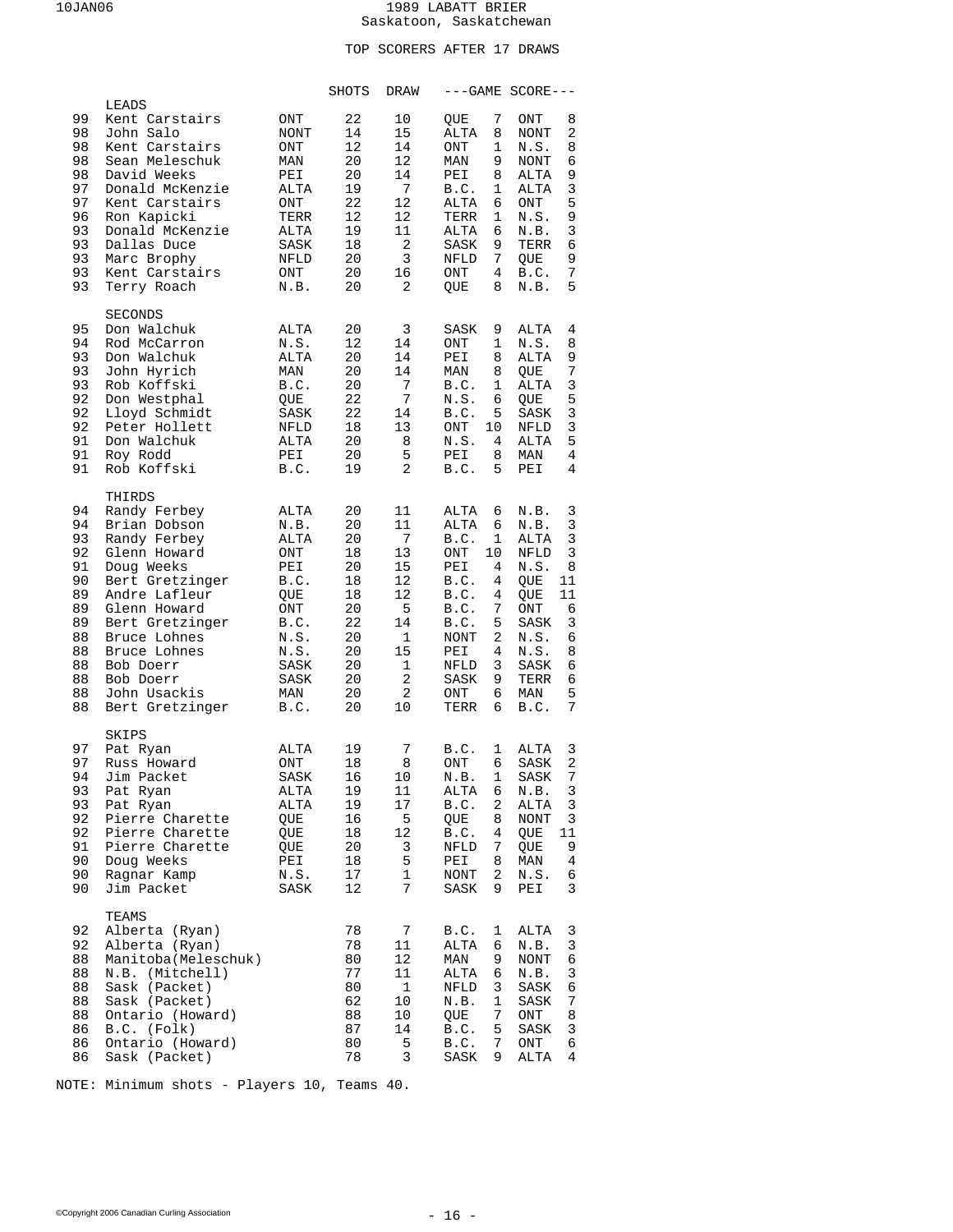# 1989 LABATT BRIER
## Saskatoon, Saskatchewan

### TOP SCORERS AFTER 17 DRAWS

| | | | SHOTS | DRAW | ---GAME | SCORE--- | | |
|---|---|---|---|---|---|---|---|---|
| | **LEADS** | | | | | | | |
| 99 | Kent Carstairs | ONT | 22 | 10 | QUE | 7 | ONT | 8 |
| 98 | John Salo | NONT | 14 | 15 | ALTA | 8 | NONT | 2 |
| 98 | Kent Carstairs | ONT | 12 | 14 | ONT | 1 | N.S. | 8 |
| 98 | Sean Meleschuk | MAN | 20 | 12 | MAN | 9 | NONT | 6 |
| 98 | David Weeks | PEI | 20 | 14 | PEI | 8 | ALTA | 9 |
| 97 | Donald McKenzie | ALTA | 19 | 7 | B.C. | 1 | ALTA | 3 |
| 97 | Kent Carstairs | ONT | 22 | 12 | ALTA | 6 | ONT | 5 |
| 96 | Ron Kapicki | TERR | 12 | 12 | TERR | 1 | N.S. | 9 |
| 93 | Donald McKenzie | ALTA | 19 | 11 | ALTA | 6 | N.B. | 3 |
| 93 | Dallas Duce | SASK | 18 | 2 | SASK | 9 | TERR | 6 |
| 93 | Marc Brophy | NFLD | 20 | 3 | NFLD | 7 | QUE | 9 |
| 93 | Kent Carstairs | ONT | 20 | 16 | ONT | 4 | B.C. | 7 |
| 93 | Terry Roach | N.B. | 20 | 2 | QUE | 8 | N.B. | 5 |
| | **SECONDS** | | | | | | | |
| 95 | Don Walchuk | ALTA | 20 | 3 | SASK | 9 | ALTA | 4 |
| 94 | Rod McCarron | N.S. | 12 | 14 | ONT | 1 | N.S. | 8 |
| 93 | Don Walchuk | ALTA | 20 | 14 | PEI | 8 | ALTA | 9 |
| 93 | John Hyrich | MAN | 20 | 14 | MAN | 8 | QUE | 7 |
| 93 | Rob Koffski | B.C. | 20 | 7 | B.C. | 1 | ALTA | 3 |
| 92 | Don Westphal | QUE | 22 | 7 | N.S. | 6 | QUE | 5 |
| 92 | Lloyd Schmidt | SASK | 22 | 14 | B.C. | 5 | SASK | 3 |
| 92 | Peter Hollett | NFLD | 18 | 13 | ONT | 10 | NFLD | 3 |
| 91 | Don Walchuk | ALTA | 20 | 8 | N.S. | 4 | ALTA | 5 |
| 91 | Roy Rodd | PEI | 20 | 5 | PEI | 8 | MAN | 4 |
| 91 | Rob Koffski | B.C. | 19 | 2 | B.C. | 5 | PEI | 4 |
| | **THIRDS** | | | | | | | |
| 94 | Randy Ferbey | ALTA | 20 | 11 | ALTA | 6 | N.B. | 3 |
| 94 | Brian Dobson | N.B. | 20 | 11 | ALTA | 6 | N.B. | 3 |
| 93 | Randy Ferbey | ALTA | 20 | 7 | B.C. | 1 | ALTA | 3 |
| 92 | Glenn Howard | ONT | 18 | 13 | ONT | 10 | NFLD | 3 |
| 91 | Doug Weeks | PEI | 20 | 15 | PEI | 4 | N.S. | 8 |
| 90 | Bert Gretzinger | B.C. | 18 | 12 | B.C. | 4 | QUE | 11 |
| 89 | Andre Lafleur | QUE | 18 | 12 | B.C. | 4 | QUE | 11 |
| 89 | Glenn Howard | ONT | 20 | 5 | B.C. | 7 | ONT | 6 |
| 89 | Bert Gretzinger | B.C. | 22 | 14 | B.C. | 5 | SASK | 3 |
| 88 | Bruce Lohnes | N.S. | 20 | 1 | NONT | 2 | N.S. | 6 |
| 88 | Bruce Lohnes | N.S. | 20 | 15 | PEI | 4 | N.S. | 8 |
| 88 | Bob Doerr | SASK | 20 | 1 | NFLD | 3 | SASK | 6 |
| 88 | Bob Doerr | SASK | 20 | 2 | SASK | 9 | TERR | 6 |
| 88 | John Usackis | MAN | 20 | 2 | ONT | 6 | MAN | 5 |
| 88 | Bert Gretzinger | B.C. | 20 | 10 | TERR | 6 | B.C. | 7 |
| | **SKIPS** | | | | | | | |
| 97 | Pat Ryan | ALTA | 19 | 7 | B.C. | 1 | ALTA | 3 |
| 97 | Russ Howard | ONT | 18 | 8 | ONT | 6 | SASK | 2 |
| 94 | Jim Packet | SASK | 16 | 10 | N.B. | 1 | SASK | 7 |
| 93 | Pat Ryan | ALTA | 19 | 11 | ALTA | 6 | N.B. | 3 |
| 93 | Pat Ryan | ALTA | 19 | 17 | B.C. | 2 | ALTA | 3 |
| 92 | Pierre Charette | QUE | 16 | 5 | QUE | 8 | NONT | 3 |
| 92 | Pierre Charette | QUE | 18 | 12 | B.C. | 4 | QUE | 11 |
| 91 | Pierre Charette | QUE | 20 | 3 | NFLD | 7 | QUE | 9 |
| 90 | Doug Weeks | PEI | 18 | 5 | PEI | 8 | MAN | 4 |
| 90 | Ragnar Kamp | N.S. | 17 | 1 | NONT | 2 | N.S. | 6 |
| 90 | Jim Packet | SASK | 12 | 7 | SASK | 9 | PEI | 3 |
| | **TEAMS** | | | | | | | |
| 92 | Alberta (Ryan) | | 78 | 7 | B.C. | 1 | ALTA | 3 |
| 92 | Alberta (Ryan) | | 78 | 11 | ALTA | 6 | N.B. | 3 |
| 88 | Manitoba(Meleschuk) | | 80 | 12 | MAN | 9 | NONT | 6 |
| 88 | N.B. (Mitchell) | | 77 | 11 | ALTA | 6 | N.B. | 3 |
| 88 | Sask (Packet) | | 80 | 1 | NFLD | 3 | SASK | 6 |
| 88 | Sask (Packet) | | 62 | 10 | N.B. | 1 | SASK | 7 |
| 88 | Ontario (Howard) | | 88 | 10 | QUE | 7 | ONT | 8 |
| 86 | B.C. (Folk) | | 87 | 14 | B.C. | 5 | SASK | 3 |
| 86 | Ontario (Howard) | | 80 | 5 | B.C. | 7 | ONT | 6 |
| 86 | Sask (Packet) | | 78 | 3 | SASK | 9 | ALTA | 4 |

NOTE: Minimum shots - Players 10, Teams 40.

©Copyright 2006 Canadian Curling Association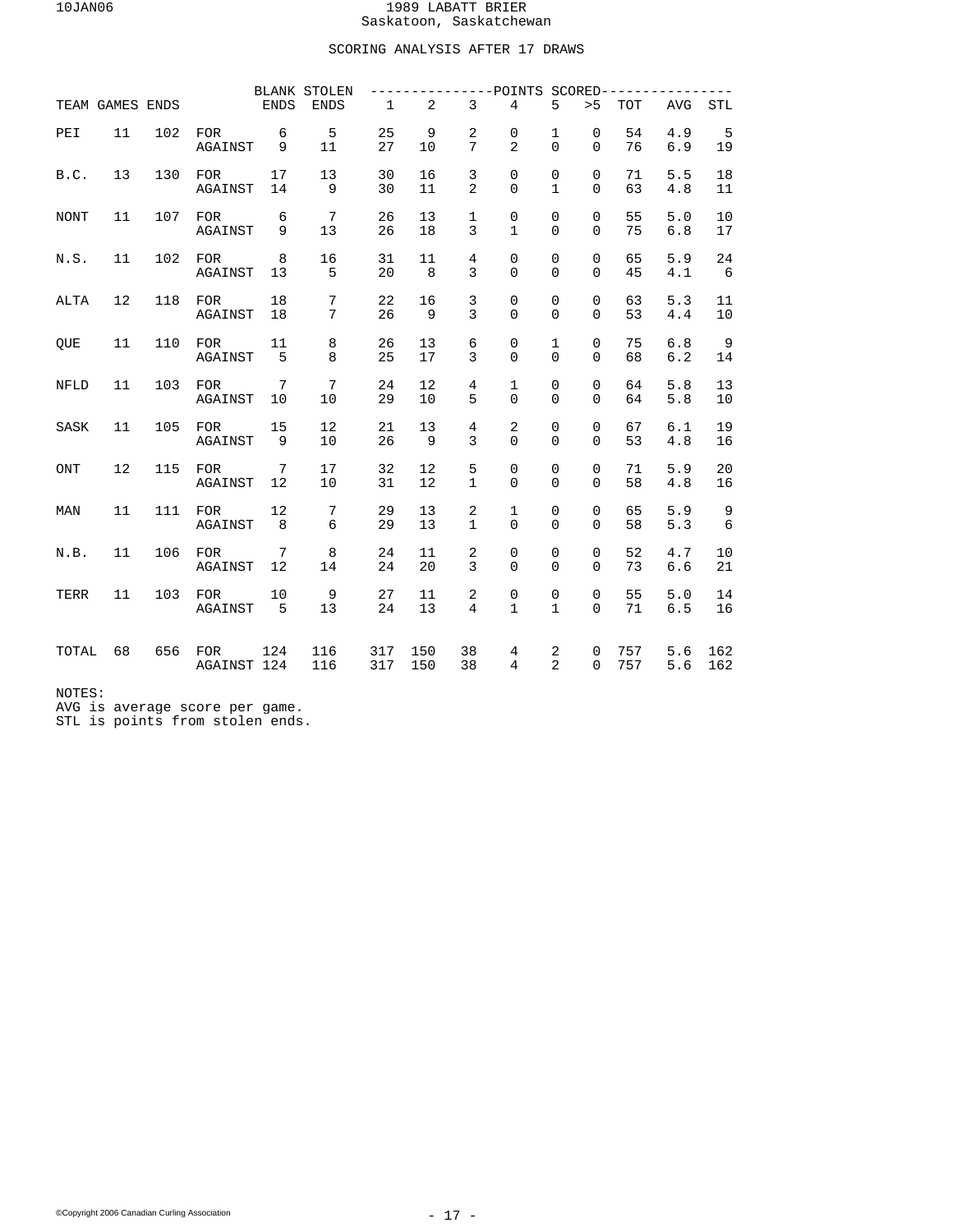# 1989 LABATT BRIER
## Saskatoon, Saskatchewan

### SCORING ANALYSIS AFTER 17 DRAWS

| TEAM | GAMES | ENDS | | BLANK ENDS | STOLEN ENDS | 1 | 2 | 3 | 4 | 5 | >5 | TOT | AVG | STL |
|---|---|---|---|---|---|---|---|---|---|---|---|---|---|---|
| | | | | | | POINTS SCORED | | | | | | | | |
| PEI | 11 | 102 | FOR | 6 | 5 | 25 | 9 | 2 | 0 | 1 | 0 | 54 | 4.9 | 5 |
| | | | AGAINST | 9 | 11 | 27 | 10 | 7 | 2 | 0 | 0 | 76 | 6.9 | 19 |
| B.C. | 13 | 130 | FOR | 17 | 13 | 30 | 16 | 3 | 0 | 0 | 0 | 71 | 5.5 | 18 |
| | | | AGAINST | 14 | 9 | 30 | 11 | 2 | 0 | 1 | 0 | 63 | 4.8 | 11 |
| NONT | 11 | 107 | FOR | 6 | 7 | 26 | 13 | 1 | 0 | 0 | 0 | 55 | 5.0 | 10 |
| | | | AGAINST | 9 | 13 | 26 | 18 | 3 | 1 | 0 | 0 | 75 | 6.8 | 17 |
| N.S. | 11 | 102 | FOR | 8 | 16 | 31 | 11 | 4 | 0 | 0 | 0 | 65 | 5.9 | 24 |
| | | | AGAINST | 13 | 5 | 20 | 8 | 3 | 0 | 0 | 0 | 45 | 4.1 | 6 |
| ALTA | 12 | 118 | FOR | 18 | 7 | 22 | 16 | 3 | 0 | 0 | 0 | 63 | 5.3 | 11 |
| | | | AGAINST | 18 | 7 | 26 | 9 | 3 | 0 | 0 | 0 | 53 | 4.4 | 10 |
| QUE | 11 | 110 | FOR | 11 | 8 | 26 | 13 | 6 | 0 | 1 | 0 | 75 | 6.8 | 9 |
| | | | AGAINST | 5 | 8 | 25 | 17 | 3 | 0 | 0 | 0 | 68 | 6.2 | 14 |
| NFLD | 11 | 103 | FOR | 7 | 7 | 24 | 12 | 4 | 1 | 0 | 0 | 64 | 5.8 | 13 |
| | | | AGAINST | 10 | 10 | 29 | 10 | 5 | 0 | 0 | 0 | 64 | 5.8 | 10 |
| SASK | 11 | 105 | FOR | 15 | 12 | 21 | 13 | 4 | 2 | 0 | 0 | 67 | 6.1 | 19 |
| | | | AGAINST | 9 | 10 | 26 | 9 | 3 | 0 | 0 | 0 | 53 | 4.8 | 16 |
| ONT | 12 | 115 | FOR | 7 | 17 | 32 | 12 | 5 | 0 | 0 | 0 | 71 | 5.9 | 20 |
| | | | AGAINST | 12 | 10 | 31 | 12 | 1 | 0 | 0 | 0 | 58 | 4.8 | 16 |
| MAN | 11 | 111 | FOR | 12 | 7 | 29 | 13 | 2 | 1 | 0 | 0 | 65 | 5.9 | 9 |
| | | | AGAINST | 8 | 6 | 29 | 13 | 1 | 0 | 0 | 0 | 58 | 5.3 | 6 |
| N.B. | 11 | 106 | FOR | 7 | 8 | 24 | 11 | 2 | 0 | 0 | 0 | 52 | 4.7 | 10 |
| | | | AGAINST | 12 | 14 | 24 | 20 | 3 | 0 | 0 | 0 | 73 | 6.6 | 21 |
| TERR | 11 | 103 | FOR | 10 | 9 | 27 | 11 | 2 | 0 | 0 | 0 | 55 | 5.0 | 14 |
| | | | AGAINST | 5 | 13 | 24 | 13 | 4 | 1 | 1 | 0 | 71 | 6.5 | 16 |
| TOTAL | 68 | 656 | FOR | 124 | 116 | 317 | 150 | 38 | 4 | 2 | 0 | 757 | 5.6 | 162 |
| | | | AGAINST | 124 | 116 | 317 | 150 | 38 | 4 | 2 | 0 | 757 | 5.6 | 162 |

NOTES:
AVG is average score per game.
STL is points from stolen ends.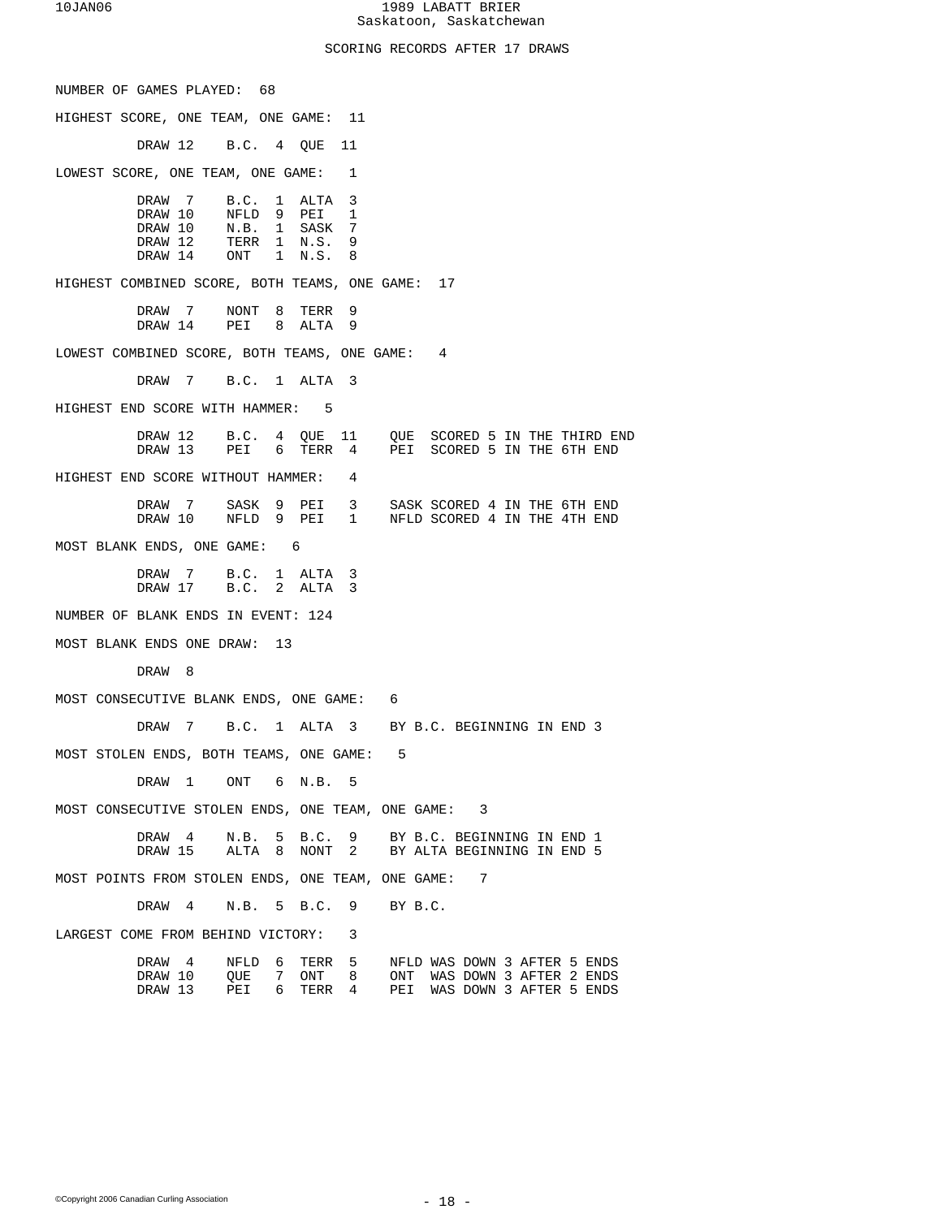# 1989 LABATT BRIER
## Saskatoon, Saskatchewan

### SCORING RECORDS AFTER 17 DRAWS

NUMBER OF GAMES PLAYED: 68

HIGHEST SCORE, ONE TEAM, ONE GAME: 11

| | | | | |
|---|---|---|---|---|
| DRAW 12 | B.C. | 4 | QUE | 11 |

LOWEST SCORE, ONE TEAM, ONE GAME: 1

| | | | | |
|---|---|---|---|---|
| DRAW 7 | B.C. | 1 | ALTA | 3 |
| DRAW 10 | NFLD | 9 | PEI | 1 |
| DRAW 10 | N.B. | 1 | SASK | 7 |
| DRAW 12 | TERR | 1 | N.S. | 9 |
| DRAW 14 | ONT | 1 | N.S. | 8 |

HIGHEST COMBINED SCORE, BOTH TEAMS, ONE GAME: 17

| | | | | |
|---|---|---|---|---|
| DRAW 7 | NONT | 8 | TERR | 9 |
| DRAW 14 | PEI | 8 | ALTA | 9 |

LOWEST COMBINED SCORE, BOTH TEAMS, ONE GAME: 4

| | | | | |
|---|---|---|---|---|
| DRAW 7 | B.C. | 1 | ALTA | 3 |

HIGHEST END SCORE WITH HAMMER: 5

| | | | | | |
|---|---|---|---|---|---|
| DRAW 12 | B.C. | 4 | QUE | 11 | QUE SCORED 5 IN THE THIRD END |
| DRAW 13 | PEI | 6 | TERR | 4 | PEI SCORED 5 IN THE 6TH END |

HIGHEST END SCORE WITHOUT HAMMER: 4

| | | | | | |
|---|---|---|---|---|---|
| DRAW 7 | SASK | 9 | PEI | 3 | SASK SCORED 4 IN THE 6TH END |
| DRAW 10 | NFLD | 9 | PEI | 1 | NFLD SCORED 4 IN THE 4TH END |

MOST BLANK ENDS, ONE GAME: 6

| | | | | |
|---|---|---|---|---|
| DRAW 7 | B.C. | 1 | ALTA | 3 |
| DRAW 17 | B.C. | 2 | ALTA | 3 |

NUMBER OF BLANK ENDS IN EVENT: 124

MOST BLANK ENDS ONE DRAW: 13

DRAW 8

MOST CONSECUTIVE BLANK ENDS, ONE GAME: 6

| | | | | | |
|---|---|---|---|---|---|
| DRAW 7 | B.C. | 1 | ALTA | 3 | BY B.C. BEGINNING IN END 3 |

MOST STOLEN ENDS, BOTH TEAMS, ONE GAME: 5

| | | | | |
|---|---|---|---|---|
| DRAW 1 | ONT | 6 | N.B. | 5 |

MOST CONSECUTIVE STOLEN ENDS, ONE TEAM, ONE GAME: 3

| | | | | | |
|---|---|---|---|---|---|
| DRAW 4 | N.B. | 5 | B.C. | 9 | BY B.C. BEGINNING IN END 1 |
| DRAW 15 | ALTA | 8 | NONT | 2 | BY ALTA BEGINNING IN END 5 |

MOST POINTS FROM STOLEN ENDS, ONE TEAM, ONE GAME: 7

| | | | | | |
|---|---|---|---|---|---|
| DRAW 4 | N.B. | 5 | B.C. | 9 | BY B.C. |

LARGEST COME FROM BEHIND VICTORY: 3

| | | | | | |
|---|---|---|---|---|---|
| DRAW 4 | NFLD | 6 | TERR | 5 | NFLD WAS DOWN 3 AFTER 5 ENDS |
| DRAW 10 | QUE | 7 | ONT | 8 | ONT WAS DOWN 3 AFTER 2 ENDS |
| DRAW 13 | PEI | 6 | TERR | 4 | PEI WAS DOWN 3 AFTER 5 ENDS |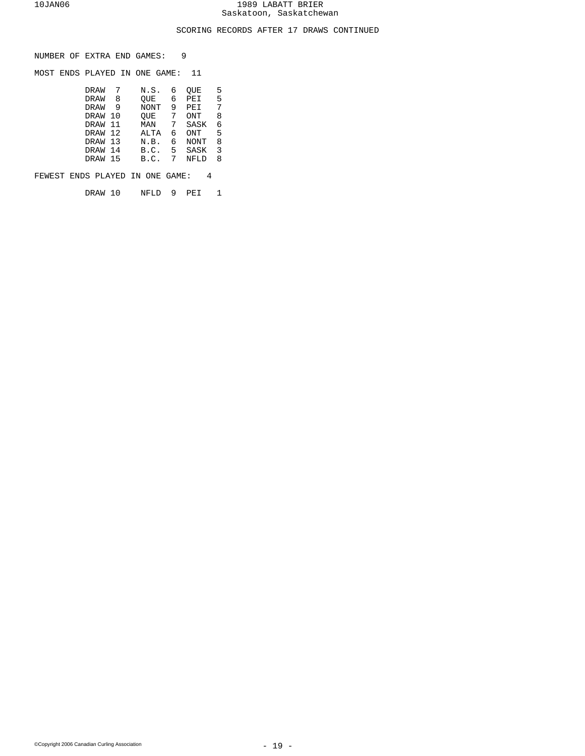## SCORING RECORDS AFTER 17 DRAWS CONTINUED

NUMBER OF EXTRA END GAMES: 9

MOST ENDS PLAYED IN ONE GAME: 11

| Draw | Team | Score | Team | Score |
|---|---|---|---|---|
| DRAW 7 | N.S. | 6 | QUE | 5 |
| DRAW 8 | QUE | 6 | PEI | 5 |
| DRAW 9 | NONT | 9 | PEI | 7 |
| DRAW 10 | QUE | 7 | ONT | 8 |
| DRAW 11 | MAN | 7 | SASK | 6 |
| DRAW 12 | ALTA | 6 | ONT | 5 |
| DRAW 13 | N.B. | 6 | NONT | 8 |
| DRAW 14 | B.C. | 5 | SASK | 3 |
| DRAW 15 | B.C. | 7 | NFLD | 8 |

FEWEST ENDS PLAYED IN ONE GAME: 4

| Draw | Team | Score | Team | Score |
|---|---|---|---|---|
| DRAW 10 | NFLD | 9 | PEI | 1 |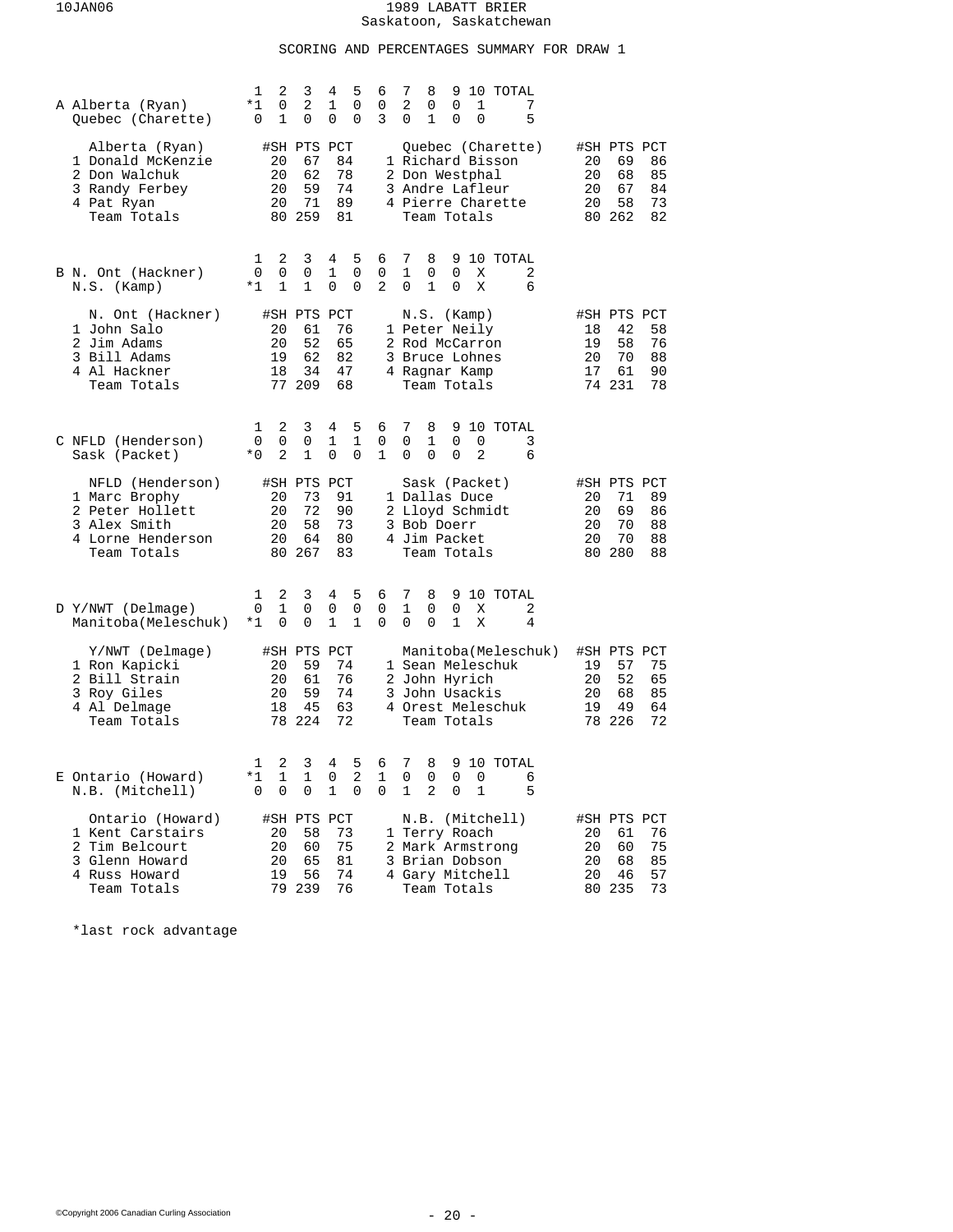# 1989 LABATT BRIER
Saskatoon, Saskatchewan

## SCORING AND PERCENTAGES SUMMARY FOR DRAW 1

### A

| | 1 | 2 | 3 | 4 | 5 | 6 | 7 | 8 | 9 | 10 | TOTAL |
|---|---|---|---|---|---|---|---|---|---|---|---|
| Alberta (Ryan) | *1 | 0 | 2 | 1 | 0 | 0 | 2 | 0 | 0 | 1 | 7 |
| Quebec (Charette) | 0 | 1 | 0 | 0 | 0 | 3 | 0 | 1 | 0 | 0 | 5 |

| Alberta (Ryan) | #SH | PTS | PCT | Quebec (Charette) | #SH | PTS | PCT |
|---|---|---|---|---|---|---|---|
| 1 Donald McKenzie | 20 | 67 | 84 | 1 Richard Bisson | 20 | 69 | 86 |
| 2 Don Walchuk | 20 | 62 | 78 | 2 Don Westphal | 20 | 68 | 85 |
| 3 Randy Ferbey | 20 | 59 | 74 | 3 Andre Lafleur | 20 | 67 | 84 |
| 4 Pat Ryan | 20 | 71 | 89 | 4 Pierre Charette | 20 | 58 | 73 |
| Team Totals | 80 | 259 | 81 | Team Totals | 80 | 262 | 82 |

### B

| | 1 | 2 | 3 | 4 | 5 | 6 | 7 | 8 | 9 | 10 | TOTAL |
|---|---|---|---|---|---|---|---|---|---|---|---|
| N. Ont (Hackner) | 0 | 0 | 0 | 1 | 0 | 0 | 1 | 0 | 0 | X | 2 |
| N.S. (Kamp) | *1 | 1 | 1 | 0 | 0 | 2 | 0 | 1 | 0 | X | 6 |

| N. Ont (Hackner) | #SH | PTS | PCT | N.S. (Kamp) | #SH | PTS | PCT |
|---|---|---|---|---|---|---|---|
| 1 John Salo | 20 | 61 | 76 | 1 Peter Neily | 18 | 42 | 58 |
| 2 Jim Adams | 20 | 52 | 65 | 2 Rod McCarron | 19 | 58 | 76 |
| 3 Bill Adams | 19 | 62 | 82 | 3 Bruce Lohnes | 20 | 70 | 88 |
| 4 Al Hackner | 18 | 34 | 47 | 4 Ragnar Kamp | 17 | 61 | 90 |
| Team Totals | 77 | 209 | 68 | Team Totals | 74 | 231 | 78 |

### C

| | 1 | 2 | 3 | 4 | 5 | 6 | 7 | 8 | 9 | 10 | TOTAL |
|---|---|---|---|---|---|---|---|---|---|---|---|
| NFLD (Henderson) | 0 | 0 | 0 | 1 | 1 | 0 | 0 | 1 | 0 | 0 | 3 |
| Sask (Packet) | *0 | 2 | 1 | 0 | 0 | 1 | 0 | 0 | 0 | 2 | 6 |

| NFLD (Henderson) | #SH | PTS | PCT | Sask (Packet) | #SH | PTS | PCT |
|---|---|---|---|---|---|---|---|
| 1 Marc Brophy | 20 | 73 | 91 | 1 Dallas Duce | 20 | 71 | 89 |
| 2 Peter Hollett | 20 | 72 | 90 | 2 Lloyd Schmidt | 20 | 69 | 86 |
| 3 Alex Smith | 20 | 58 | 73 | 3 Bob Doerr | 20 | 70 | 88 |
| 4 Lorne Henderson | 20 | 64 | 80 | 4 Jim Packet | 20 | 70 | 88 |
| Team Totals | 80 | 267 | 83 | Team Totals | 80 | 280 | 88 |

### D

| | 1 | 2 | 3 | 4 | 5 | 6 | 7 | 8 | 9 | 10 | TOTAL |
|---|---|---|---|---|---|---|---|---|---|---|---|
| Y/NWT (Delmage) | 0 | 1 | 0 | 0 | 0 | 0 | 1 | 0 | 0 | X | 2 |
| Manitoba(Meleschuk) | *1 | 0 | 0 | 1 | 1 | 0 | 0 | 0 | 1 | X | 4 |

| Y/NWT (Delmage) | #SH | PTS | PCT | Manitoba(Meleschuk) | #SH | PTS | PCT |
|---|---|---|---|---|---|---|---|
| 1 Ron Kapicki | 20 | 59 | 74 | 1 Sean Meleschuk | 19 | 57 | 75 |
| 2 Bill Strain | 20 | 61 | 76 | 2 John Hyrich | 20 | 52 | 65 |
| 3 Roy Giles | 20 | 59 | 74 | 3 John Usackis | 20 | 68 | 85 |
| 4 Al Delmage | 18 | 45 | 63 | 4 Orest Meleschuk | 19 | 49 | 64 |
| Team Totals | 78 | 224 | 72 | Team Totals | 78 | 226 | 72 |

### E

| | 1 | 2 | 3 | 4 | 5 | 6 | 7 | 8 | 9 | 10 | TOTAL |
|---|---|---|---|---|---|---|---|---|---|---|---|
| Ontario (Howard) | *1 | 1 | 1 | 0 | 2 | 1 | 0 | 0 | 0 | 0 | 6 |
| N.B. (Mitchell) | 0 | 0 | 0 | 1 | 0 | 0 | 1 | 2 | 0 | 1 | 5 |

| Ontario (Howard) | #SH | PTS | PCT | N.B. (Mitchell) | #SH | PTS | PCT |
|---|---|---|---|---|---|---|---|
| 1 Kent Carstairs | 20 | 58 | 73 | 1 Terry Roach | 20 | 61 | 76 |
| 2 Tim Belcourt | 20 | 60 | 75 | 2 Mark Armstrong | 20 | 60 | 75 |
| 3 Glenn Howard | 20 | 65 | 81 | 3 Brian Dobson | 20 | 68 | 85 |
| 4 Russ Howard | 19 | 56 | 74 | 4 Gary Mitchell | 20 | 46 | 57 |
| Team Totals | 79 | 239 | 76 | Team Totals | 80 | 235 | 73 |

*last rock advantage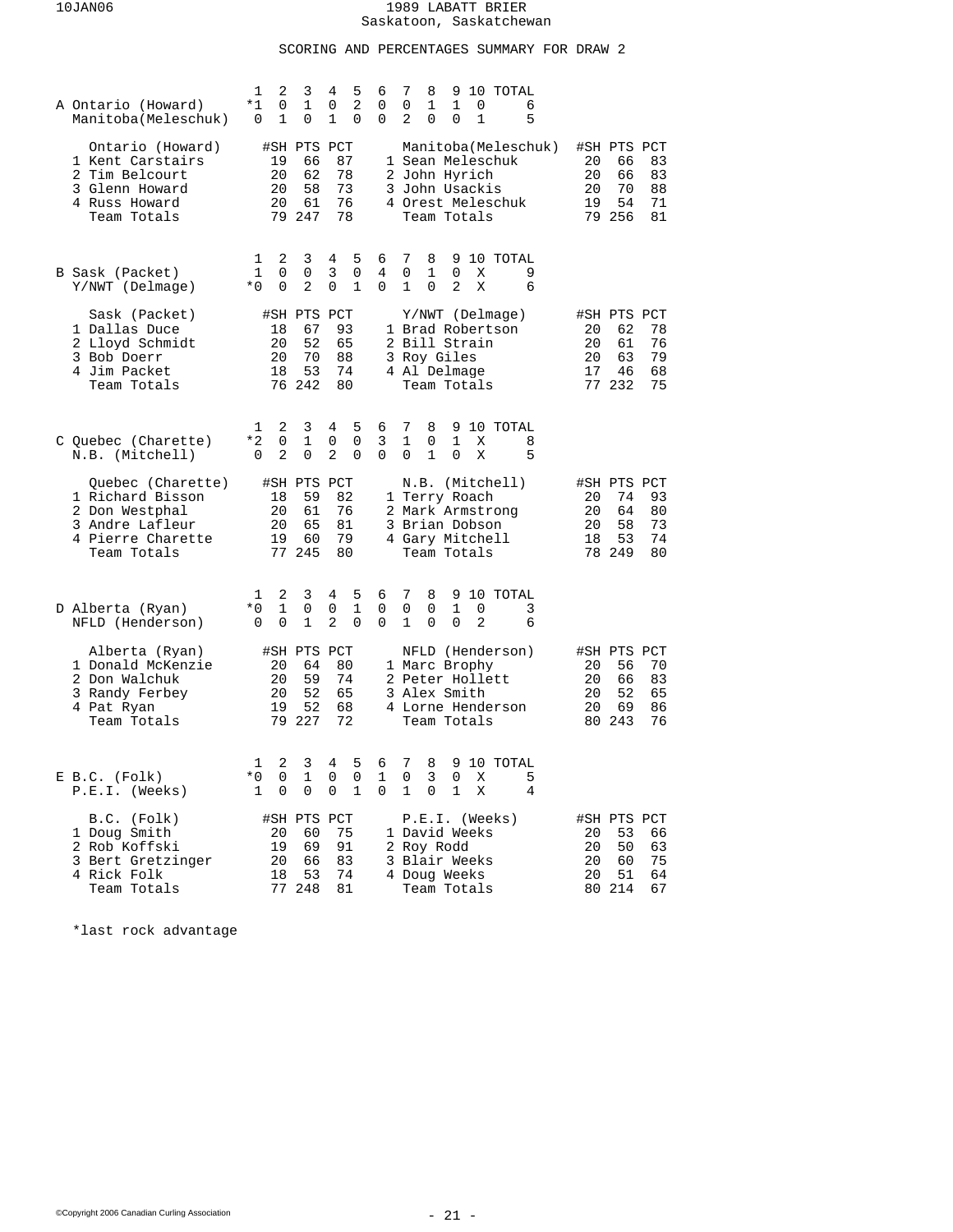10JAN06

# 1989 LABATT BRIER
Saskatoon, Saskatchewan

## SCORING AND PERCENTAGES SUMMARY FOR DRAW 2

### A

| | 1 | 2 | 3 | 4 | 5 | 6 | 7 | 8 | 9 | 10 | TOTAL |
|---|---|---|---|---|---|---|---|---|---|---|---|
| Ontario (Howard) | *1 | 0 | 1 | 0 | 2 | 0 | 0 | 1 | 1 | 0 | 6 |
| Manitoba(Meleschuk) | 0 | 1 | 0 | 1 | 0 | 0 | 2 | 0 | 0 | 1 | 5 |

| Ontario (Howard) | #SH | PTS | PCT | Manitoba(Meleschuk) | #SH | PTS | PCT |
|---|---|---|---|---|---|---|---|
| 1 Kent Carstairs | 19 | 66 | 87 | 1 Sean Meleschuk | 20 | 66 | 83 |
| 2 Tim Belcourt | 20 | 62 | 78 | 2 John Hyrich | 20 | 66 | 83 |
| 3 Glenn Howard | 20 | 58 | 73 | 3 John Usackis | 20 | 70 | 88 |
| 4 Russ Howard | 20 | 61 | 76 | 4 Orest Meleschuk | 19 | 54 | 71 |
| Team Totals | 79 | 247 | 78 | Team Totals | 79 | 256 | 81 |

### B

| | 1 | 2 | 3 | 4 | 5 | 6 | 7 | 8 | 9 | 10 | TOTAL |
|---|---|---|---|---|---|---|---|---|---|---|---|
| Sask (Packet) | 1 | 0 | 0 | 3 | 0 | 4 | 0 | 1 | 0 | X | 9 |
| Y/NWT (Delmage) | *0 | 0 | 2 | 0 | 1 | 0 | 1 | 0 | 2 | X | 6 |

| Sask (Packet) | #SH | PTS | PCT | Y/NWT (Delmage) | #SH | PTS | PCT |
|---|---|---|---|---|---|---|---|
| 1 Dallas Duce | 18 | 67 | 93 | 1 Brad Robertson | 20 | 62 | 78 |
| 2 Lloyd Schmidt | 20 | 52 | 65 | 2 Bill Strain | 20 | 61 | 76 |
| 3 Bob Doerr | 20 | 70 | 88 | 3 Roy Giles | 20 | 63 | 79 |
| 4 Jim Packet | 18 | 53 | 74 | 4 Al Delmage | 17 | 46 | 68 |
| Team Totals | 76 | 242 | 80 | Team Totals | 77 | 232 | 75 |

### C

| | 1 | 2 | 3 | 4 | 5 | 6 | 7 | 8 | 9 | 10 | TOTAL |
|---|---|---|---|---|---|---|---|---|---|---|---|
| Quebec (Charette) | *2 | 0 | 1 | 0 | 0 | 3 | 1 | 0 | 1 | X | 8 |
| N.B. (Mitchell) | 0 | 2 | 0 | 2 | 0 | 0 | 0 | 1 | 0 | X | 5 |

| Quebec (Charette) | #SH | PTS | PCT | N.B. (Mitchell) | #SH | PTS | PCT |
|---|---|---|---|---|---|---|---|
| 1 Richard Bisson | 18 | 59 | 82 | 1 Terry Roach | 20 | 74 | 93 |
| 2 Don Westphal | 20 | 61 | 76 | 2 Mark Armstrong | 20 | 64 | 80 |
| 3 Andre Lafleur | 20 | 65 | 81 | 3 Brian Dobson | 20 | 58 | 73 |
| 4 Pierre Charette | 19 | 60 | 79 | 4 Gary Mitchell | 18 | 53 | 74 |
| Team Totals | 77 | 245 | 80 | Team Totals | 78 | 249 | 80 |

### D

| | 1 | 2 | 3 | 4 | 5 | 6 | 7 | 8 | 9 | 10 | TOTAL |
|---|---|---|---|---|---|---|---|---|---|---|---|
| Alberta (Ryan) | *0 | 1 | 0 | 0 | 1 | 0 | 0 | 0 | 1 | 0 | 3 |
| NFLD (Henderson) | 0 | 0 | 1 | 2 | 0 | 0 | 1 | 0 | 0 | 2 | 6 |

| Alberta (Ryan) | #SH | PTS | PCT | NFLD (Henderson) | #SH | PTS | PCT |
|---|---|---|---|---|---|---|---|
| 1 Donald McKenzie | 20 | 64 | 80 | 1 Marc Brophy | 20 | 56 | 70 |
| 2 Don Walchuk | 20 | 59 | 74 | 2 Peter Hollett | 20 | 66 | 83 |
| 3 Randy Ferbey | 20 | 52 | 65 | 3 Alex Smith | 20 | 52 | 65 |
| 4 Pat Ryan | 19 | 52 | 68 | 4 Lorne Henderson | 20 | 69 | 86 |
| Team Totals | 79 | 227 | 72 | Team Totals | 80 | 243 | 76 |

### E

| | 1 | 2 | 3 | 4 | 5 | 6 | 7 | 8 | 9 | 10 | TOTAL |
|---|---|---|---|---|---|---|---|---|---|---|---|
| B.C. (Folk) | *0 | 0 | 1 | 0 | 0 | 1 | 0 | 3 | 0 | X | 5 |
| P.E.I. (Weeks) | 1 | 0 | 0 | 0 | 1 | 0 | 1 | 0 | 1 | X | 4 |

| B.C. (Folk) | #SH | PTS | PCT | P.E.I. (Weeks) | #SH | PTS | PCT |
|---|---|---|---|---|---|---|---|
| 1 Doug Smith | 20 | 60 | 75 | 1 David Weeks | 20 | 53 | 66 |
| 2 Rob Koffski | 19 | 69 | 91 | 2 Roy Rodd | 20 | 50 | 63 |
| 3 Bert Gretzinger | 20 | 66 | 83 | 3 Blair Weeks | 20 | 60 | 75 |
| 4 Rick Folk | 18 | 53 | 74 | 4 Doug Weeks | 20 | 51 | 64 |
| Team Totals | 77 | 248 | 81 | Team Totals | 80 | 214 | 67 |

*last rock advantage

©Copyright 2006 Canadian Curling Association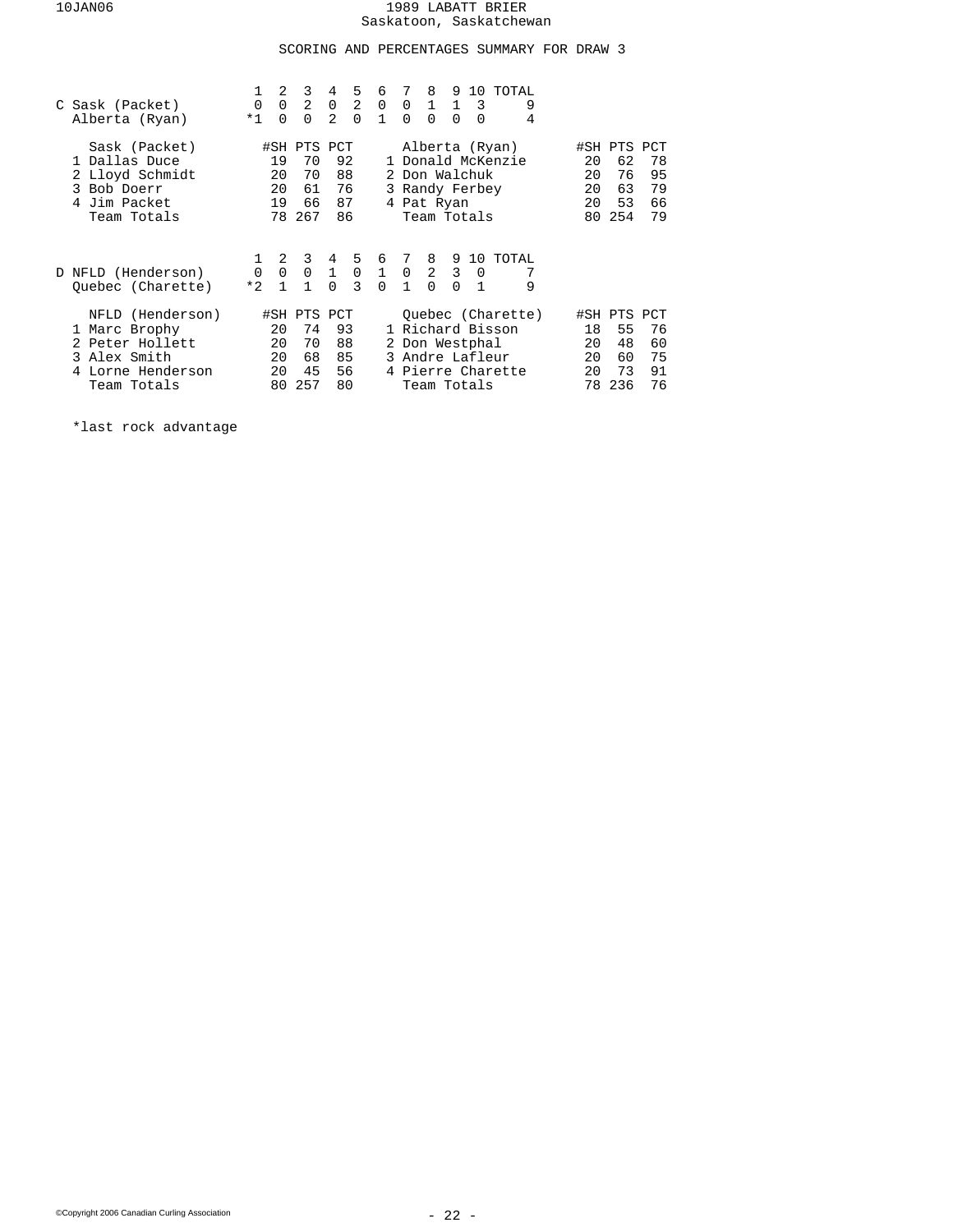# 1989 LABATT BRIER
Saskatoon, Saskatchewan

## SCORING AND PERCENTAGES SUMMARY FOR DRAW 3

| C | 1 | 2 | 3 | 4 | 5 | 6 | 7 | 8 | 9 | 10 | TOTAL |
|---|---|---|---|---|---|---|---|---|---|---|---|
| Sask (Packet) | 0 | 0 | 2 | 0 | 2 | 0 | 0 | 1 | 1 | 3 | 9 |
| Alberta (Ryan) | *1 | 0 | 0 | 2 | 0 | 1 | 0 | 0 | 0 | 0 | 4 |

| Sask (Packet) | #SH | PTS | PCT | Alberta (Ryan) | #SH | PTS | PCT |
|---|---|---|---|---|---|---|---|
| 1 Dallas Duce | 19 | 70 | 92 | 1 Donald McKenzie | 20 | 62 | 78 |
| 2 Lloyd Schmidt | 20 | 70 | 88 | 2 Don Walchuk | 20 | 76 | 95 |
| 3 Bob Doerr | 20 | 61 | 76 | 3 Randy Ferbey | 20 | 63 | 79 |
| 4 Jim Packet | 19 | 66 | 87 | 4 Pat Ryan | 20 | 53 | 66 |
| Team Totals | 78 | 267 | 86 | Team Totals | 80 | 254 | 79 |

| D | 1 | 2 | 3 | 4 | 5 | 6 | 7 | 8 | 9 | 10 | TOTAL |
|---|---|---|---|---|---|---|---|---|---|---|---|
| NFLD (Henderson) | 0 | 0 | 0 | 1 | 0 | 1 | 0 | 2 | 3 | 0 | 7 |
| Quebec (Charette) | *2 | 1 | 1 | 0 | 3 | 0 | 1 | 0 | 0 | 1 | 9 |

| NFLD (Henderson) | #SH | PTS | PCT | Quebec (Charette) | #SH | PTS | PCT |
|---|---|---|---|---|---|---|---|
| 1 Marc Brophy | 20 | 74 | 93 | 1 Richard Bisson | 18 | 55 | 76 |
| 2 Peter Hollett | 20 | 70 | 88 | 2 Don Westphal | 20 | 48 | 60 |
| 3 Alex Smith | 20 | 68 | 85 | 3 Andre Lafleur | 20 | 60 | 75 |
| 4 Lorne Henderson | 20 | 45 | 56 | 4 Pierre Charette | 20 | 73 | 91 |
| Team Totals | 80 | 257 | 80 | Team Totals | 78 | 236 | 76 |

*last rock advantage

©Copyright 2006 Canadian Curling Association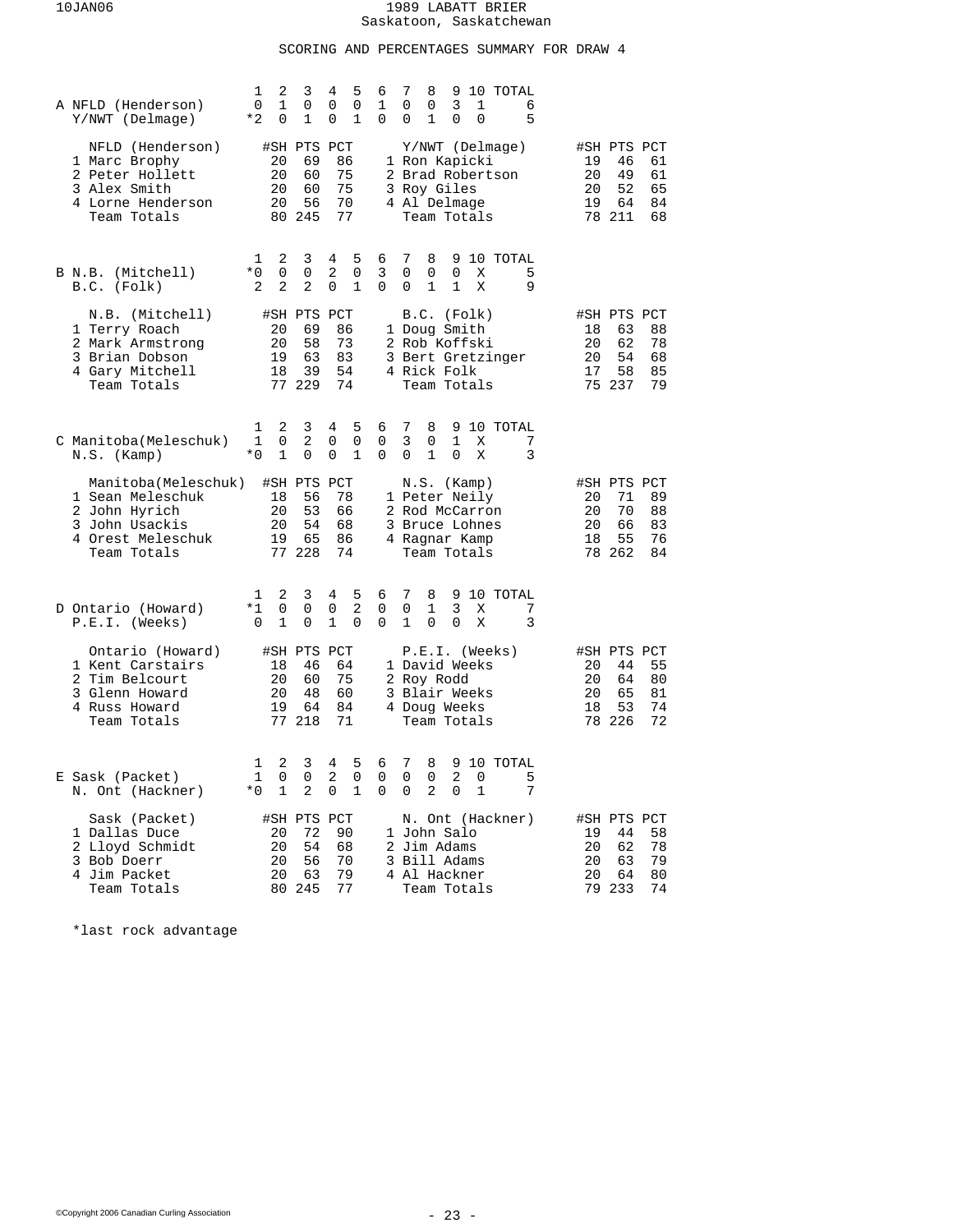# 1989 LABATT BRIER
Saskatoon, Saskatchewan

## SCORING AND PERCENTAGES SUMMARY FOR DRAW 4

### A

| | 1 | 2 | 3 | 4 | 5 | 6 | 7 | 8 | 9 | 10 | TOTAL |
|---|---|---|---|---|---|---|---|---|---|---|---|
| NFLD (Henderson) | 0 | 1 | 0 | 0 | 0 | 1 | 0 | 0 | 3 | 1 | 6 |
| Y/NWT (Delmage) | *2 | 0 | 1 | 0 | 1 | 0 | 0 | 1 | 0 | 0 | 5 |

| NFLD (Henderson) | #SH | PTS | PCT | Y/NWT (Delmage) | #SH | PTS | PCT |
|---|---|---|---|---|---|---|---|
| 1 Marc Brophy | 20 | 69 | 86 | 1 Ron Kapicki | 19 | 46 | 61 |
| 2 Peter Hollett | 20 | 60 | 75 | 2 Brad Robertson | 20 | 49 | 61 |
| 3 Alex Smith | 20 | 60 | 75 | 3 Roy Giles | 20 | 52 | 65 |
| 4 Lorne Henderson | 20 | 56 | 70 | 4 Al Delmage | 19 | 64 | 84 |
| Team Totals | 80 | 245 | 77 | Team Totals | 78 | 211 | 68 |

### B

| | 1 | 2 | 3 | 4 | 5 | 6 | 7 | 8 | 9 | 10 | TOTAL |
|---|---|---|---|---|---|---|---|---|---|---|---|
| N.B. (Mitchell) | *0 | 0 | 0 | 2 | 0 | 3 | 0 | 0 | 0 | X | 5 |
| B.C. (Folk) | 2 | 2 | 2 | 0 | 1 | 0 | 0 | 1 | 1 | X | 9 |

| N.B. (Mitchell) | #SH | PTS | PCT | B.C. (Folk) | #SH | PTS | PCT |
|---|---|---|---|---|---|---|---|
| 1 Terry Roach | 20 | 69 | 86 | 1 Doug Smith | 18 | 63 | 88 |
| 2 Mark Armstrong | 20 | 58 | 73 | 2 Rob Koffski | 20 | 62 | 78 |
| 3 Brian Dobson | 19 | 63 | 83 | 3 Bert Gretzinger | 20 | 54 | 68 |
| 4 Gary Mitchell | 18 | 39 | 54 | 4 Rick Folk | 17 | 58 | 85 |
| Team Totals | 77 | 229 | 74 | Team Totals | 75 | 237 | 79 |

### C

| | 1 | 2 | 3 | 4 | 5 | 6 | 7 | 8 | 9 | 10 | TOTAL |
|---|---|---|---|---|---|---|---|---|---|---|---|
| Manitoba(Meleschuk) | 1 | 0 | 2 | 0 | 0 | 0 | 3 | 0 | 1 | X | 7 |
| N.S. (Kamp) | *0 | 1 | 0 | 0 | 1 | 0 | 0 | 1 | 0 | X | 3 |

| Manitoba(Meleschuk) | #SH | PTS | PCT | N.S. (Kamp) | #SH | PTS | PCT |
|---|---|---|---|---|---|---|---|
| 1 Sean Meleschuk | 18 | 56 | 78 | 1 Peter Neily | 20 | 71 | 89 |
| 2 John Hyrich | 20 | 53 | 66 | 2 Rod McCarron | 20 | 70 | 88 |
| 3 John Usackis | 20 | 54 | 68 | 3 Bruce Lohnes | 20 | 66 | 83 |
| 4 Orest Meleschuk | 19 | 65 | 86 | 4 Ragnar Kamp | 18 | 55 | 76 |
| Team Totals | 77 | 228 | 74 | Team Totals | 78 | 262 | 84 |

### D

| | 1 | 2 | 3 | 4 | 5 | 6 | 7 | 8 | 9 | 10 | TOTAL |
|---|---|---|---|---|---|---|---|---|---|---|---|
| Ontario (Howard) | *1 | 0 | 0 | 0 | 2 | 0 | 0 | 1 | 3 | X | 7 |
| P.E.I. (Weeks) | 0 | 1 | 0 | 1 | 0 | 0 | 1 | 0 | 0 | X | 3 |

| Ontario (Howard) | #SH | PTS | PCT | P.E.I. (Weeks) | #SH | PTS | PCT |
|---|---|---|---|---|---|---|---|
| 1 Kent Carstairs | 18 | 46 | 64 | 1 David Weeks | 20 | 44 | 55 |
| 2 Tim Belcourt | 20 | 60 | 75 | 2 Roy Rodd | 20 | 64 | 80 |
| 3 Glenn Howard | 20 | 48 | 60 | 3 Blair Weeks | 20 | 65 | 81 |
| 4 Russ Howard | 19 | 64 | 84 | 4 Doug Weeks | 18 | 53 | 74 |
| Team Totals | 77 | 218 | 71 | Team Totals | 78 | 226 | 72 |

### E

| | 1 | 2 | 3 | 4 | 5 | 6 | 7 | 8 | 9 | 10 | TOTAL |
|---|---|---|---|---|---|---|---|---|---|---|---|
| Sask (Packet) | 1 | 0 | 0 | 2 | 0 | 0 | 0 | 0 | 2 | 0 | 5 |
| N. Ont (Hackner) | *0 | 1 | 2 | 0 | 1 | 0 | 0 | 2 | 0 | 1 | 7 |

| Sask (Packet) | #SH | PTS | PCT | N. Ont (Hackner) | #SH | PTS | PCT |
|---|---|---|---|---|---|---|---|
| 1 Dallas Duce | 20 | 72 | 90 | 1 John Salo | 19 | 44 | 58 |
| 2 Lloyd Schmidt | 20 | 54 | 68 | 2 Jim Adams | 20 | 62 | 78 |
| 3 Bob Doerr | 20 | 56 | 70 | 3 Bill Adams | 20 | 63 | 79 |
| 4 Jim Packet | 20 | 63 | 79 | 4 Al Hackner | 20 | 64 | 80 |
| Team Totals | 80 | 245 | 77 | Team Totals | 79 | 233 | 74 |

*last rock advantage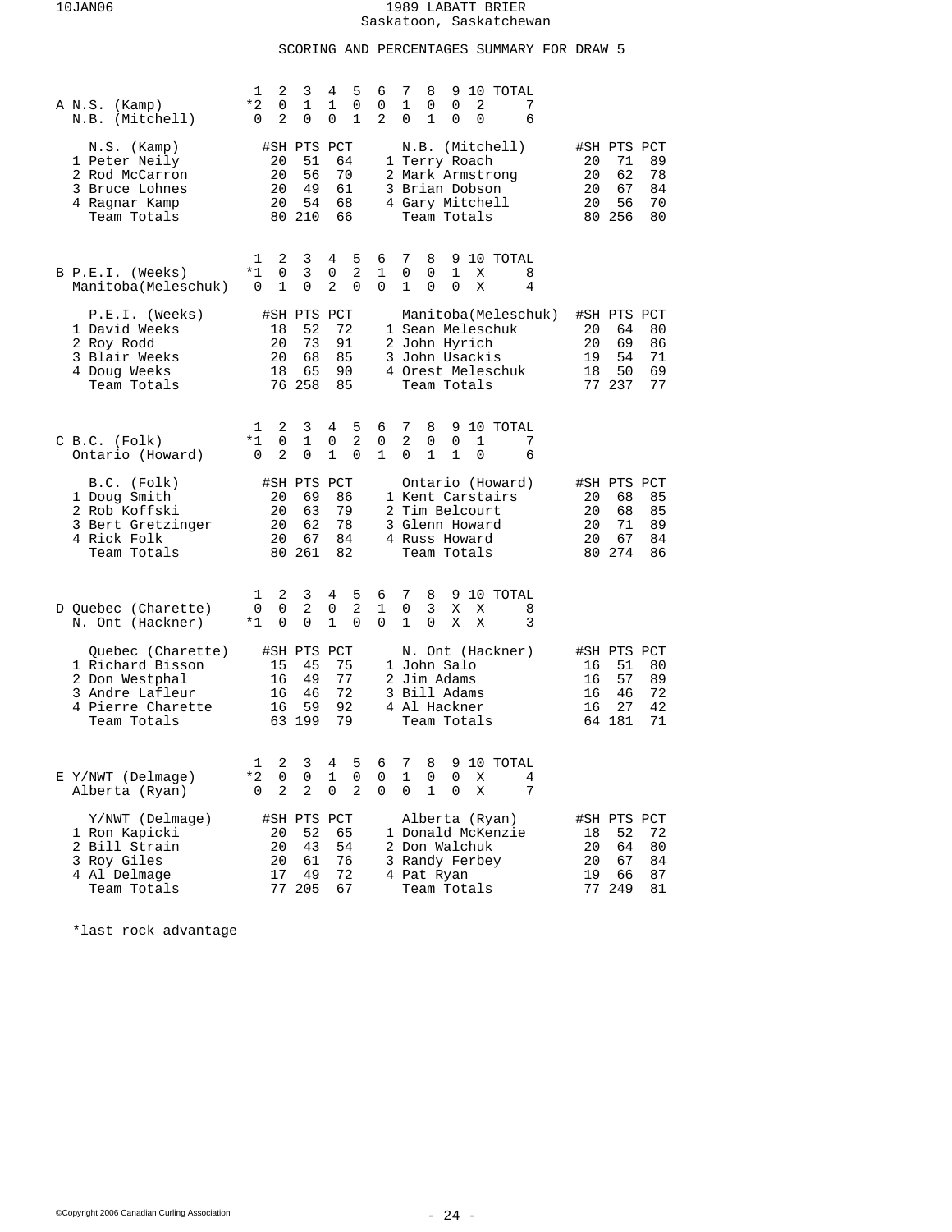# 1989 LABATT BRIER
Saskatoon, Saskatchewan

## SCORING AND PERCENTAGES SUMMARY FOR DRAW 5

### A

| | 1 | 2 | 3 | 4 | 5 | 6 | 7 | 8 | 9 | 10 | TOTAL |
|---|---|---|---|---|---|---|---|---|---|---|---|
| N.S. (Kamp) | *2 | 0 | 1 | 1 | 0 | 0 | 1 | 0 | 0 | 2 | 7 |
| N.B. (Mitchell) | 0 | 2 | 0 | 0 | 1 | 2 | 0 | 1 | 0 | 0 | 6 |

| N.S. (Kamp) | #SH | PTS | PCT | N.B. (Mitchell) | #SH | PTS | PCT |
|---|---|---|---|---|---|---|---|
| 1 Peter Neily | 20 | 51 | 64 | 1 Terry Roach | 20 | 71 | 89 |
| 2 Rod McCarron | 20 | 56 | 70 | 2 Mark Armstrong | 20 | 62 | 78 |
| 3 Bruce Lohnes | 20 | 49 | 61 | 3 Brian Dobson | 20 | 67 | 84 |
| 4 Ragnar Kamp | 20 | 54 | 68 | 4 Gary Mitchell | 20 | 56 | 70 |
| Team Totals | 80 | 210 | 66 | Team Totals | 80 | 256 | 80 |

### B

| | 1 | 2 | 3 | 4 | 5 | 6 | 7 | 8 | 9 | 10 | TOTAL |
|---|---|---|---|---|---|---|---|---|---|---|---|
| P.E.I. (Weeks) | *1 | 0 | 3 | 0 | 2 | 1 | 0 | 0 | 1 | X | 8 |
| Manitoba(Meleschuk) | 0 | 1 | 0 | 2 | 0 | 0 | 1 | 0 | 0 | X | 4 |

| P.E.I. (Weeks) | #SH | PTS | PCT | Manitoba(Meleschuk) | #SH | PTS | PCT |
|---|---|---|---|---|---|---|---|
| 1 David Weeks | 18 | 52 | 72 | 1 Sean Meleschuk | 20 | 64 | 80 |
| 2 Roy Rodd | 20 | 73 | 91 | 2 John Hyrich | 20 | 69 | 86 |
| 3 Blair Weeks | 20 | 68 | 85 | 3 John Usackis | 19 | 54 | 71 |
| 4 Doug Weeks | 18 | 65 | 90 | 4 Orest Meleschuk | 18 | 50 | 69 |
| Team Totals | 76 | 258 | 85 | Team Totals | 77 | 237 | 77 |

### C

| | 1 | 2 | 3 | 4 | 5 | 6 | 7 | 8 | 9 | 10 | TOTAL |
|---|---|---|---|---|---|---|---|---|---|---|---|
| B.C. (Folk) | *1 | 0 | 1 | 0 | 2 | 0 | 2 | 0 | 0 | 1 | 7 |
| Ontario (Howard) | 0 | 2 | 0 | 1 | 0 | 1 | 0 | 1 | 1 | 0 | 6 |

| B.C. (Folk) | #SH | PTS | PCT | Ontario (Howard) | #SH | PTS | PCT |
|---|---|---|---|---|---|---|---|
| 1 Doug Smith | 20 | 69 | 86 | 1 Kent Carstairs | 20 | 68 | 85 |
| 2 Rob Koffski | 20 | 63 | 79 | 2 Tim Belcourt | 20 | 68 | 85 |
| 3 Bert Gretzinger | 20 | 62 | 78 | 3 Glenn Howard | 20 | 71 | 89 |
| 4 Rick Folk | 20 | 67 | 84 | 4 Russ Howard | 20 | 67 | 84 |
| Team Totals | 80 | 261 | 82 | Team Totals | 80 | 274 | 86 |

### D

| | 1 | 2 | 3 | 4 | 5 | 6 | 7 | 8 | 9 | 10 | TOTAL |
|---|---|---|---|---|---|---|---|---|---|---|---|
| Quebec (Charette) | 0 | 0 | 2 | 0 | 2 | 1 | 0 | 3 | X | X | 8 |
| N. Ont (Hackner) | *1 | 0 | 0 | 1 | 0 | 0 | 1 | 0 | X | X | 3 |

| Quebec (Charette) | #SH | PTS | PCT | N. Ont (Hackner) | #SH | PTS | PCT |
|---|---|---|---|---|---|---|---|
| 1 Richard Bisson | 15 | 45 | 75 | 1 John Salo | 16 | 51 | 80 |
| 2 Don Westphal | 16 | 49 | 77 | 2 Jim Adams | 16 | 57 | 89 |
| 3 Andre Lafleur | 16 | 46 | 72 | 3 Bill Adams | 16 | 46 | 72 |
| 4 Pierre Charette | 16 | 59 | 92 | 4 Al Hackner | 16 | 27 | 42 |
| Team Totals | 63 | 199 | 79 | Team Totals | 64 | 181 | 71 |

### E

| | 1 | 2 | 3 | 4 | 5 | 6 | 7 | 8 | 9 | 10 | TOTAL |
|---|---|---|---|---|---|---|---|---|---|---|---|
| Y/NWT (Delmage) | *2 | 0 | 0 | 1 | 0 | 0 | 1 | 0 | 0 | X | 4 |
| Alberta (Ryan) | 0 | 2 | 2 | 0 | 2 | 0 | 0 | 1 | 0 | X | 7 |

| Y/NWT (Delmage) | #SH | PTS | PCT | Alberta (Ryan) | #SH | PTS | PCT |
|---|---|---|---|---|---|---|---|
| 1 Ron Kapicki | 20 | 52 | 65 | 1 Donald McKenzie | 18 | 52 | 72 |
| 2 Bill Strain | 20 | 43 | 54 | 2 Don Walchuk | 20 | 64 | 80 |
| 3 Roy Giles | 20 | 61 | 76 | 3 Randy Ferbey | 20 | 67 | 84 |
| 4 Al Delmage | 17 | 49 | 72 | 4 Pat Ryan | 19 | 66 | 87 |
| Team Totals | 77 | 205 | 67 | Team Totals | 77 | 249 | 81 |

*last rock advantage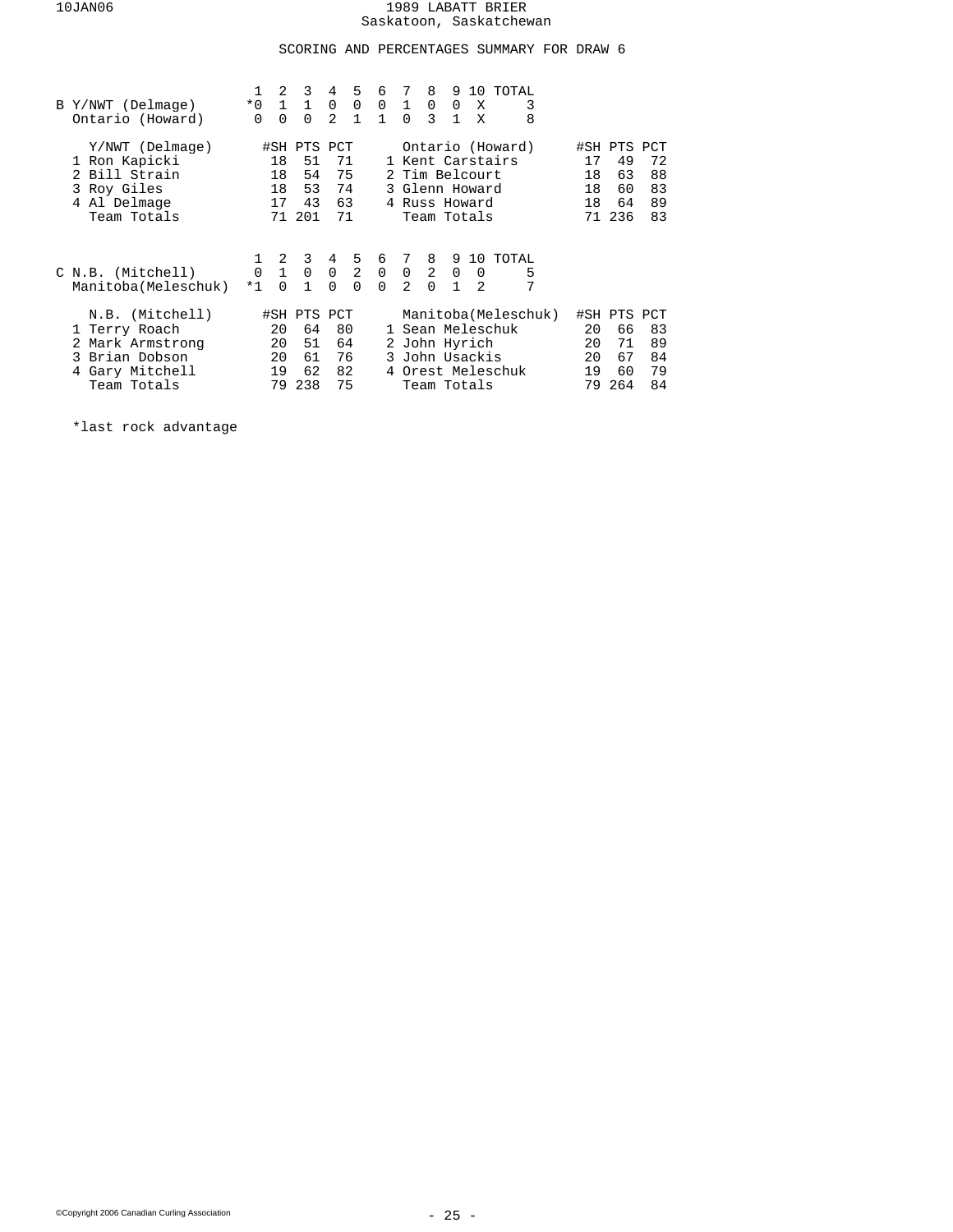10JAN06

# 1989 LABATT BRIER
Saskatoon, Saskatchewan

## SCORING AND PERCENTAGES SUMMARY FOR DRAW 6

| B | 1 | 2 | 3 | 4 | 5 | 6 | 7 | 8 | 9 | 10 | TOTAL |
|---|---|---|---|---|---|---|---|---|---|---|---|
| Y/NWT (Delmage) | *0 | 1 | 1 | 0 | 0 | 0 | 1 | 0 | 0 | X | 3 |
| Ontario (Howard) | 0 | 0 | 0 | 2 | 1 | 1 | 0 | 3 | 1 | X | 8 |

| Y/NWT (Delmage) | #SH | PTS | PCT | Ontario (Howard) | #SH | PTS | PCT |
|---|---|---|---|---|---|---|---|
| 1 Ron Kapicki | 18 | 51 | 71 | 1 Kent Carstairs | 17 | 49 | 72 |
| 2 Bill Strain | 18 | 54 | 75 | 2 Tim Belcourt | 18 | 63 | 88 |
| 3 Roy Giles | 18 | 53 | 74 | 3 Glenn Howard | 18 | 60 | 83 |
| 4 Al Delmage | 17 | 43 | 63 | 4 Russ Howard | 18 | 64 | 89 |
| Team Totals | 71 | 201 | 71 | Team Totals | 71 | 236 | 83 |

| C | 1 | 2 | 3 | 4 | 5 | 6 | 7 | 8 | 9 | 10 | TOTAL |
|---|---|---|---|---|---|---|---|---|---|---|---|
| N.B. (Mitchell) | 0 | 1 | 0 | 0 | 2 | 0 | 0 | 2 | 0 | 0 | 5 |
| Manitoba(Meleschuk) | *1 | 0 | 1 | 0 | 0 | 0 | 2 | 0 | 1 | 2 | 7 |

| N.B. (Mitchell) | #SH | PTS | PCT | Manitoba(Meleschuk) | #SH | PTS | PCT |
|---|---|---|---|---|---|---|---|
| 1 Terry Roach | 20 | 64 | 80 | 1 Sean Meleschuk | 20 | 66 | 83 |
| 2 Mark Armstrong | 20 | 51 | 64 | 2 John Hyrich | 20 | 71 | 89 |
| 3 Brian Dobson | 20 | 61 | 76 | 3 John Usackis | 20 | 67 | 84 |
| 4 Gary Mitchell | 19 | 62 | 82 | 4 Orest Meleschuk | 19 | 60 | 79 |
| Team Totals | 79 | 238 | 75 | Team Totals | 79 | 264 | 84 |

*last rock advantage

©Copyright 2006 Canadian Curling Association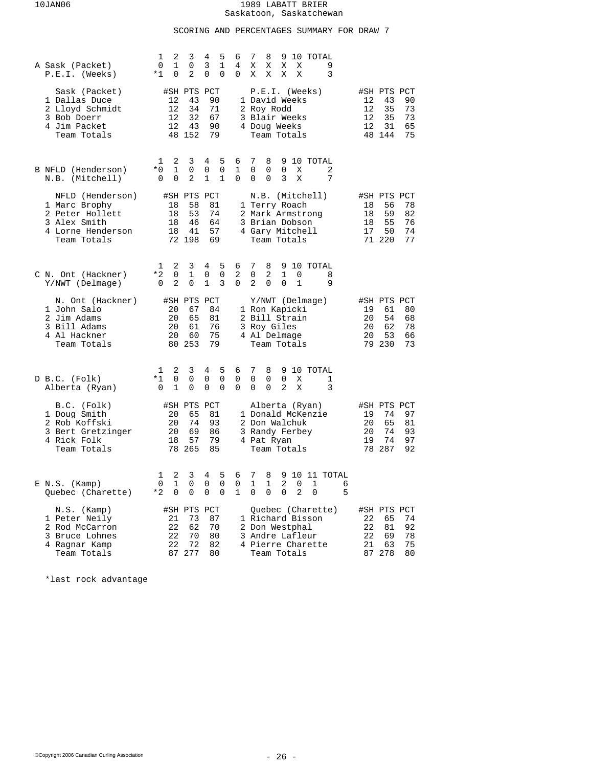# 1989 LABATT BRIER
Saskatoon, Saskatchewan

## SCORING AND PERCENTAGES SUMMARY FOR DRAW 7

### A

| | 1 | 2 | 3 | 4 | 5 | 6 | 7 | 8 | 9 | 10 | TOTAL |
|---|---|---|---|---|---|---|---|---|---|---|---|
| Sask (Packet) | 0 | 1 | 0 | 3 | 1 | 4 | X | X | X | X | 9 |
| P.E.I. (Weeks) | *1 | 0 | 2 | 0 | 0 | 0 | X | X | X | X | 3 |

| Sask (Packet) | #SH | PTS | PCT | P.E.I. (Weeks) | #SH | PTS | PCT |
|---|---|---|---|---|---|---|---|
| 1 Dallas Duce | 12 | 43 | 90 | 1 David Weeks | 12 | 43 | 90 |
| 2 Lloyd Schmidt | 12 | 34 | 71 | 2 Roy Rodd | 12 | 35 | 73 |
| 3 Bob Doerr | 12 | 32 | 67 | 3 Blair Weeks | 12 | 35 | 73 |
| 4 Jim Packet | 12 | 43 | 90 | 4 Doug Weeks | 12 | 31 | 65 |
| Team Totals | 48 | 152 | 79 | Team Totals | 48 | 144 | 75 |

### B

| | 1 | 2 | 3 | 4 | 5 | 6 | 7 | 8 | 9 | 10 | TOTAL |
|---|---|---|---|---|---|---|---|---|---|---|---|
| NFLD (Henderson) | *0 | 1 | 0 | 0 | 0 | 1 | 0 | 0 | 0 | X | 2 |
| N.B. (Mitchell) | 0 | 0 | 2 | 1 | 1 | 0 | 0 | 0 | 3 | X | 7 |

| NFLD (Henderson) | #SH | PTS | PCT | N.B. (Mitchell) | #SH | PTS | PCT |
|---|---|---|---|---|---|---|---|
| 1 Marc Brophy | 18 | 58 | 81 | 1 Terry Roach | 18 | 56 | 78 |
| 2 Peter Hollett | 18 | 53 | 74 | 2 Mark Armstrong | 18 | 59 | 82 |
| 3 Alex Smith | 18 | 46 | 64 | 3 Brian Dobson | 18 | 55 | 76 |
| 4 Lorne Henderson | 18 | 41 | 57 | 4 Gary Mitchell | 17 | 50 | 74 |
| Team Totals | 72 | 198 | 69 | Team Totals | 71 | 220 | 77 |

### C

| | 1 | 2 | 3 | 4 | 5 | 6 | 7 | 8 | 9 | 10 | TOTAL |
|---|---|---|---|---|---|---|---|---|---|---|---|
| N. Ont (Hackner) | *2 | 0 | 1 | 0 | 0 | 2 | 0 | 2 | 1 | 0 | 8 |
| Y/NWT (Delmage) | 0 | 2 | 0 | 1 | 3 | 0 | 2 | 0 | 0 | 1 | 9 |

| N. Ont (Hackner) | #SH | PTS | PCT | Y/NWT (Delmage) | #SH | PTS | PCT |
|---|---|---|---|---|---|---|---|
| 1 John Salo | 20 | 67 | 84 | 1 Ron Kapicki | 19 | 61 | 80 |
| 2 Jim Adams | 20 | 65 | 81 | 2 Bill Strain | 20 | 54 | 68 |
| 3 Bill Adams | 20 | 61 | 76 | 3 Roy Giles | 20 | 62 | 78 |
| 4 Al Hackner | 20 | 60 | 75 | 4 Al Delmage | 20 | 53 | 66 |
| Team Totals | 80 | 253 | 79 | Team Totals | 79 | 230 | 73 |

### D

| | 1 | 2 | 3 | 4 | 5 | 6 | 7 | 8 | 9 | 10 | TOTAL |
|---|---|---|---|---|---|---|---|---|---|---|---|
| B.C. (Folk) | *1 | 0 | 0 | 0 | 0 | 0 | 0 | 0 | 0 | X | 1 |
| Alberta (Ryan) | 0 | 1 | 0 | 0 | 0 | 0 | 0 | 0 | 2 | X | 3 |

| B.C. (Folk) | #SH | PTS | PCT | Alberta (Ryan) | #SH | PTS | PCT |
|---|---|---|---|---|---|---|---|
| 1 Doug Smith | 20 | 65 | 81 | 1 Donald McKenzie | 19 | 74 | 97 |
| 2 Rob Koffski | 20 | 74 | 93 | 2 Don Walchuk | 20 | 65 | 81 |
| 3 Bert Gretzinger | 20 | 69 | 86 | 3 Randy Ferbey | 20 | 74 | 93 |
| 4 Rick Folk | 18 | 57 | 79 | 4 Pat Ryan | 19 | 74 | 97 |
| Team Totals | 78 | 265 | 85 | Team Totals | 78 | 287 | 92 |

### E

| | 1 | 2 | 3 | 4 | 5 | 6 | 7 | 8 | 9 | 10 | 11 | TOTAL |
|---|---|---|---|---|---|---|---|---|---|---|---|---|
| N.S. (Kamp) | 0 | 1 | 0 | 0 | 0 | 0 | 1 | 1 | 2 | 0 | 1 | 6 |
| Quebec (Charette) | *2 | 0 | 0 | 0 | 0 | 1 | 0 | 0 | 0 | 2 | 0 | 5 |

| N.S. (Kamp) | #SH | PTS | PCT | Quebec (Charette) | #SH | PTS | PCT |
|---|---|---|---|---|---|---|---|
| 1 Peter Neily | 21 | 73 | 87 | 1 Richard Bisson | 22 | 65 | 74 |
| 2 Rod McCarron | 22 | 62 | 70 | 2 Don Westphal | 22 | 81 | 92 |
| 3 Bruce Lohnes | 22 | 70 | 80 | 3 Andre Lafleur | 22 | 69 | 78 |
| 4 Ragnar Kamp | 22 | 72 | 82 | 4 Pierre Charette | 21 | 63 | 75 |
| Team Totals | 87 | 277 | 80 | Team Totals | 87 | 278 | 80 |

*last rock advantage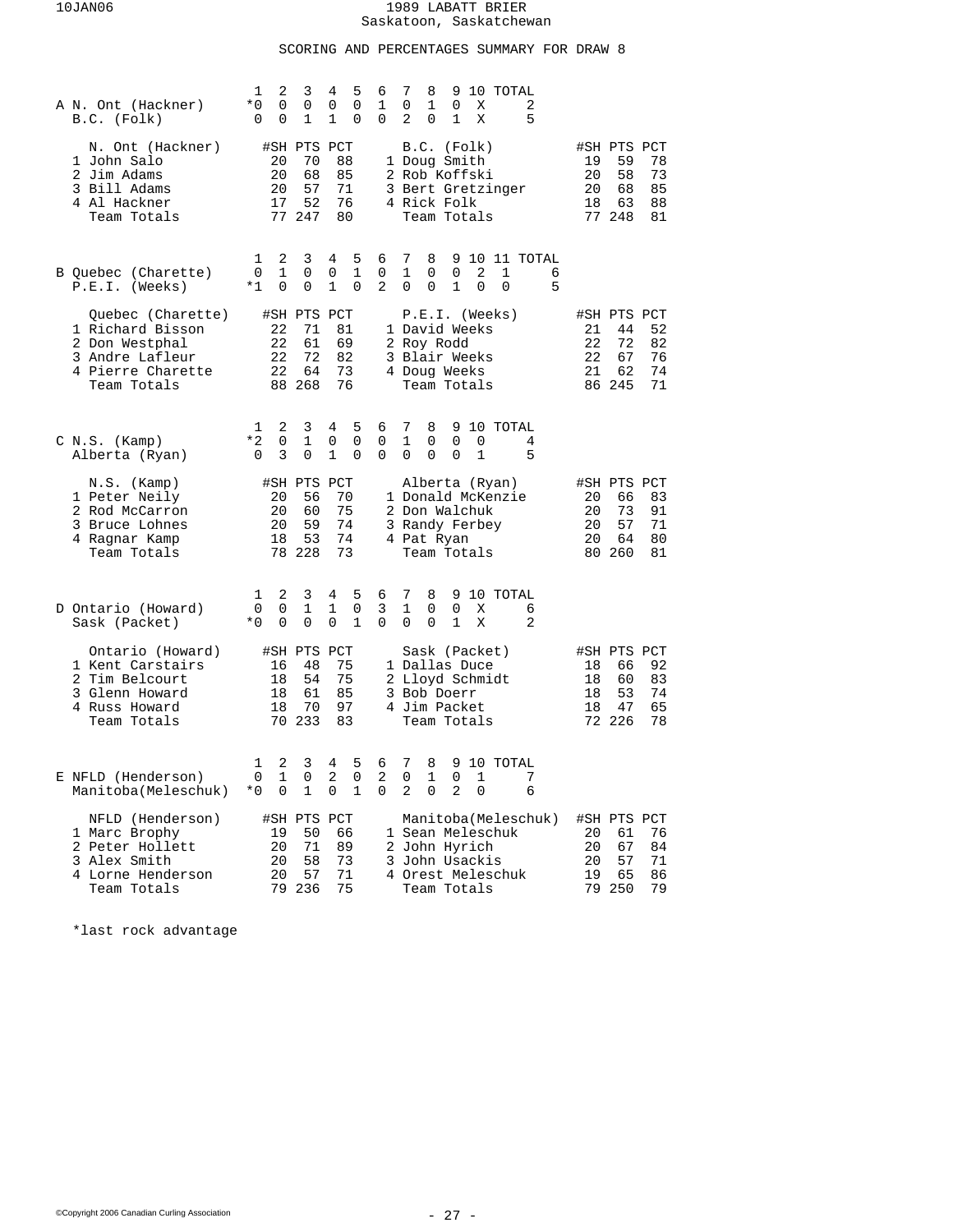# 1989 LABATT BRIER
## Saskatoon, Saskatchewan

### SCORING AND PERCENTAGES SUMMARY FOR DRAW 8

**A**

| | 1 | 2 | 3 | 4 | 5 | 6 | 7 | 8 | 9 | 10 | TOTAL |
|---|---|---|---|---|---|---|---|---|---|---|---|
| N. Ont (Hackner) | *0 | 0 | 0 | 0 | 0 | 1 | 0 | 1 | 0 | X | 2 |
| B.C. (Folk) | 0 | 0 | 1 | 1 | 0 | 0 | 2 | 0 | 1 | X | 5 |

| N. Ont (Hackner) | #SH | PTS | PCT | B.C. (Folk) | #SH | PTS | PCT |
|---|---|---|---|---|---|---|---|
| 1 John Salo | 20 | 70 | 88 | 1 Doug Smith | 19 | 59 | 78 |
| 2 Jim Adams | 20 | 68 | 85 | 2 Rob Koffski | 20 | 58 | 73 |
| 3 Bill Adams | 20 | 57 | 71 | 3 Bert Gretzinger | 20 | 68 | 85 |
| 4 Al Hackner | 17 | 52 | 76 | 4 Rick Folk | 18 | 63 | 88 |
| Team Totals | 77 | 247 | 80 | Team Totals | 77 | 248 | 81 |

**B**

| | 1 | 2 | 3 | 4 | 5 | 6 | 7 | 8 | 9 | 10 | 11 | TOTAL |
|---|---|---|---|---|---|---|---|---|---|---|---|---|
| Quebec (Charette) | 0 | 1 | 0 | 0 | 1 | 0 | 1 | 0 | 0 | 2 | 1 | 6 |
| P.E.I. (Weeks) | *1 | 0 | 0 | 1 | 0 | 2 | 0 | 0 | 1 | 0 | 0 | 5 |

| Quebec (Charette) | #SH | PTS | PCT | P.E.I. (Weeks) | #SH | PTS | PCT |
|---|---|---|---|---|---|---|---|
| 1 Richard Bisson | 22 | 71 | 81 | 1 David Weeks | 21 | 44 | 52 |
| 2 Don Westphal | 22 | 61 | 69 | 2 Roy Rodd | 22 | 72 | 82 |
| 3 Andre Lafleur | 22 | 72 | 82 | 3 Blair Weeks | 22 | 67 | 76 |
| 4 Pierre Charette | 22 | 64 | 73 | 4 Doug Weeks | 21 | 62 | 74 |
| Team Totals | 88 | 268 | 76 | Team Totals | 86 | 245 | 71 |

**C**

| | 1 | 2 | 3 | 4 | 5 | 6 | 7 | 8 | 9 | 10 | TOTAL |
|---|---|---|---|---|---|---|---|---|---|---|---|
| N.S. (Kamp) | *2 | 0 | 1 | 0 | 0 | 0 | 1 | 0 | 0 | 0 | 4 |
| Alberta (Ryan) | 0 | 3 | 0 | 1 | 0 | 0 | 0 | 0 | 0 | 1 | 5 |

| N.S. (Kamp) | #SH | PTS | PCT | Alberta (Ryan) | #SH | PTS | PCT |
|---|---|---|---|---|---|---|---|
| 1 Peter Neily | 20 | 56 | 70 | 1 Donald McKenzie | 20 | 66 | 83 |
| 2 Rod McCarron | 20 | 60 | 75 | 2 Don Walchuk | 20 | 73 | 91 |
| 3 Bruce Lohnes | 20 | 59 | 74 | 3 Randy Ferbey | 20 | 57 | 71 |
| 4 Ragnar Kamp | 18 | 53 | 74 | 4 Pat Ryan | 20 | 64 | 80 |
| Team Totals | 78 | 228 | 73 | Team Totals | 80 | 260 | 81 |

**D**

| | 1 | 2 | 3 | 4 | 5 | 6 | 7 | 8 | 9 | 10 | TOTAL |
|---|---|---|---|---|---|---|---|---|---|---|---|
| Ontario (Howard) | 0 | 0 | 1 | 1 | 0 | 3 | 1 | 0 | 0 | X | 6 |
| Sask (Packet) | *0 | 0 | 0 | 0 | 1 | 0 | 0 | 0 | 1 | X | 2 |

| Ontario (Howard) | #SH | PTS | PCT | Sask (Packet) | #SH | PTS | PCT |
|---|---|---|---|---|---|---|---|
| 1 Kent Carstairs | 16 | 48 | 75 | 1 Dallas Duce | 18 | 66 | 92 |
| 2 Tim Belcourt | 18 | 54 | 75 | 2 Lloyd Schmidt | 18 | 60 | 83 |
| 3 Glenn Howard | 18 | 61 | 85 | 3 Bob Doerr | 18 | 53 | 74 |
| 4 Russ Howard | 18 | 70 | 97 | 4 Jim Packet | 18 | 47 | 65 |
| Team Totals | 70 | 233 | 83 | Team Totals | 72 | 226 | 78 |

**E**

| | 1 | 2 | 3 | 4 | 5 | 6 | 7 | 8 | 9 | 10 | TOTAL |
|---|---|---|---|---|---|---|---|---|---|---|---|
| NFLD (Henderson) | 0 | 1 | 0 | 2 | 0 | 2 | 0 | 1 | 0 | 1 | 7 |
| Manitoba(Meleschuk) | *0 | 0 | 1 | 0 | 1 | 0 | 2 | 0 | 2 | 0 | 6 |

| NFLD (Henderson) | #SH | PTS | PCT | Manitoba(Meleschuk) | #SH | PTS | PCT |
|---|---|---|---|---|---|---|---|
| 1 Marc Brophy | 19 | 50 | 66 | 1 Sean Meleschuk | 20 | 61 | 76 |
| 2 Peter Hollett | 20 | 71 | 89 | 2 John Hyrich | 20 | 67 | 84 |
| 3 Alex Smith | 20 | 58 | 73 | 3 John Usackis | 20 | 57 | 71 |
| 4 Lorne Henderson | 20 | 57 | 71 | 4 Orest Meleschuk | 19 | 65 | 86 |
| Team Totals | 79 | 236 | 75 | Team Totals | 79 | 250 | 79 |

*last rock advantage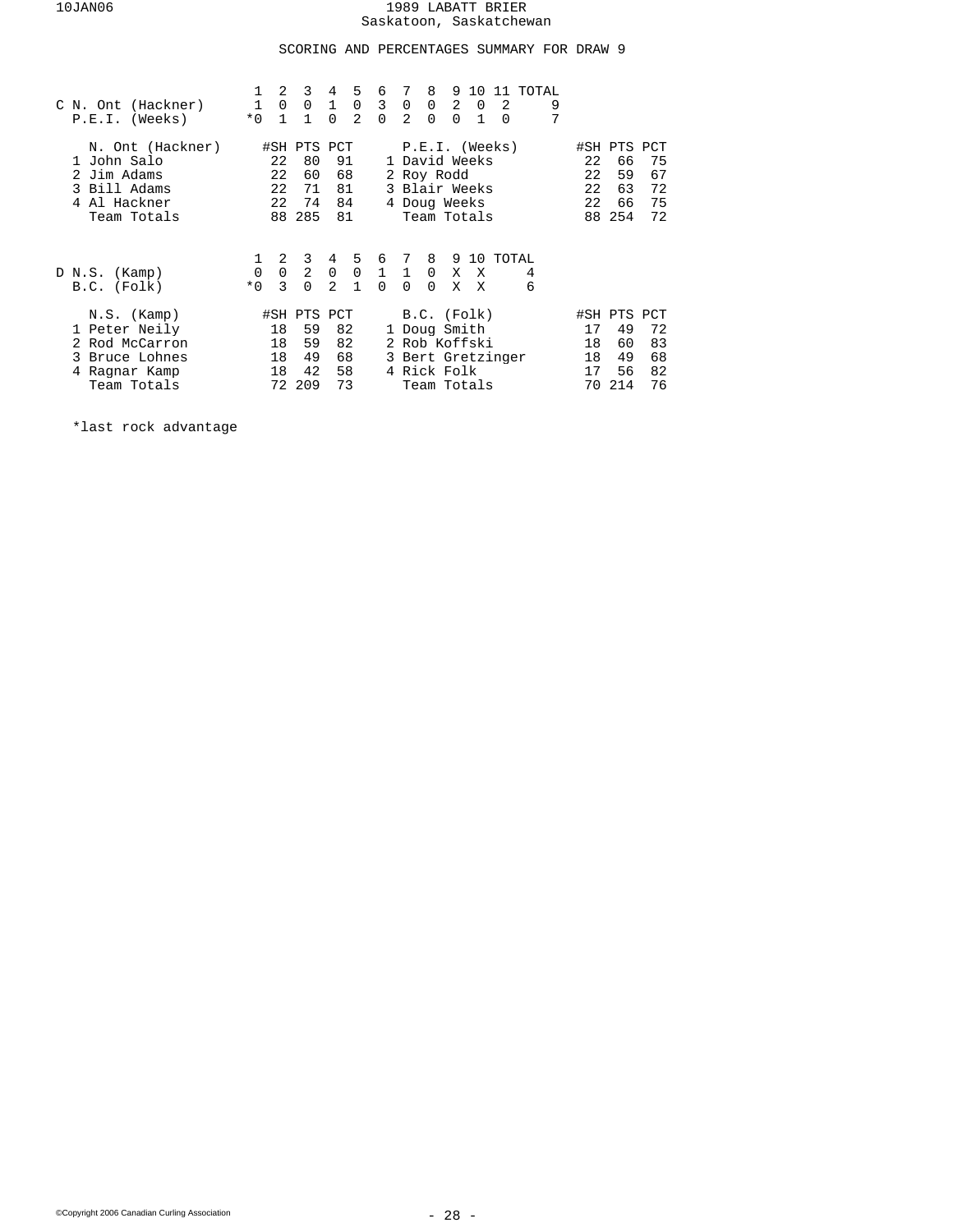1989 LABATT BRIER
Saskatoon, Saskatchewan

SCORING AND PERCENTAGES SUMMARY FOR DRAW 9

| C | 1 | 2 | 3 | 4 | 5 | 6 | 7 | 8 | 9 | 10 | 11 | TOTAL |
|---|---|---|---|---|---|---|---|---|---|---|---|---|
| N. Ont (Hackner) | 1 | 0 | 0 | 1 | 0 | 3 | 0 | 0 | 2 | 0 | 2 | 9 |
| P.E.I. (Weeks) | *0 | 1 | 1 | 0 | 2 | 0 | 2 | 0 | 0 | 1 | 0 | 7 |

| N. Ont (Hackner) | #SH | PTS | PCT | P.E.I. (Weeks) | #SH | PTS | PCT |
|---|---|---|---|---|---|---|---|
| 1 John Salo | 22 | 80 | 91 | 1 David Weeks | 22 | 66 | 75 |
| 2 Jim Adams | 22 | 60 | 68 | 2 Roy Rodd | 22 | 59 | 67 |
| 3 Bill Adams | 22 | 71 | 81 | 3 Blair Weeks | 22 | 63 | 72 |
| 4 Al Hackner | 22 | 74 | 84 | 4 Doug Weeks | 22 | 66 | 75 |
| Team Totals | 88 | 285 | 81 | Team Totals | 88 | 254 | 72 |

| D | 1 | 2 | 3 | 4 | 5 | 6 | 7 | 8 | 9 | 10 | TOTAL |
|---|---|---|---|---|---|---|---|---|---|---|---|
| N.S. (Kamp) | 0 | 0 | 2 | 0 | 0 | 1 | 1 | 0 | X | X | 4 |
| B.C. (Folk) | *0 | 3 | 0 | 2 | 1 | 0 | 0 | 0 | X | X | 6 |

| N.S. (Kamp) | #SH | PTS | PCT | B.C. (Folk) | #SH | PTS | PCT |
|---|---|---|---|---|---|---|---|
| 1 Peter Neily | 18 | 59 | 82 | 1 Doug Smith | 17 | 49 | 72 |
| 2 Rod McCarron | 18 | 59 | 82 | 2 Rob Koffski | 18 | 60 | 83 |
| 3 Bruce Lohnes | 18 | 49 | 68 | 3 Bert Gretzinger | 18 | 49 | 68 |
| 4 Ragnar Kamp | 18 | 42 | 58 | 4 Rick Folk | 17 | 56 | 82 |
| Team Totals | 72 | 209 | 73 | Team Totals | 70 | 214 | 76 |

*last rock advantage

©Copyright 2006 Canadian Curling Association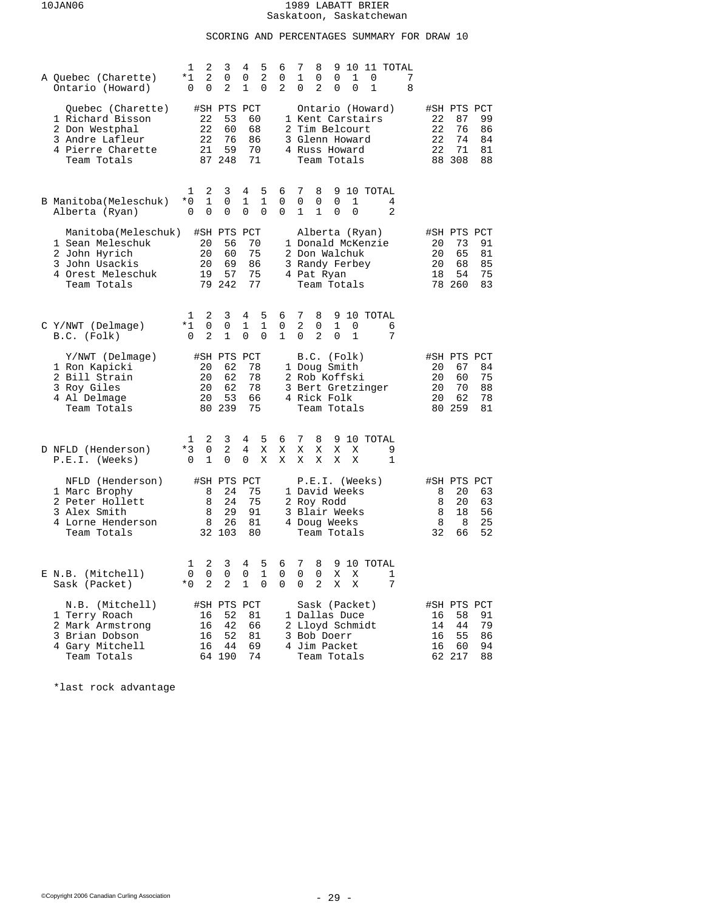# 1989 LABATT BRIER

Saskatoon, Saskatchewan

## SCORING AND PERCENTAGES SUMMARY FOR DRAW 10

### A

| | 1 | 2 | 3 | 4 | 5 | 6 | 7 | 8 | 9 | 10 | 11 | TOTAL |
|---|---|---|---|---|---|---|---|---|---|---|---|---|
| Quebec (Charette) | *1 | 2 | 0 | 0 | 2 | 0 | 1 | 0 | 0 | 1 | 0 | 7 |
| Ontario (Howard) | 0 | 0 | 2 | 1 | 0 | 2 | 0 | 2 | 0 | 0 | 1 | 8 |

| Quebec (Charette) | #SH | PTS | PCT | Ontario (Howard) | #SH | PTS | PCT |
|---|---|---|---|---|---|---|---|
| 1 Richard Bisson | 22 | 53 | 60 | 1 Kent Carstairs | 22 | 87 | 99 |
| 2 Don Westphal | 22 | 60 | 68 | 2 Tim Belcourt | 22 | 76 | 86 |
| 3 Andre Lafleur | 22 | 76 | 86 | 3 Glenn Howard | 22 | 74 | 84 |
| 4 Pierre Charette | 21 | 59 | 70 | 4 Russ Howard | 22 | 71 | 81 |
| Team Totals | 87 | 248 | 71 | Team Totals | 88 | 308 | 88 |

### B

| | 1 | 2 | 3 | 4 | 5 | 6 | 7 | 8 | 9 | 10 | TOTAL |
|---|---|---|---|---|---|---|---|---|---|---|---|
| Manitoba(Meleschuk) | *0 | 1 | 0 | 1 | 1 | 0 | 0 | 0 | 0 | 1 | 4 |
| Alberta (Ryan) | 0 | 0 | 0 | 0 | 0 | 0 | 1 | 1 | 0 | 0 | 2 |

| Manitoba(Meleschuk) | #SH | PTS | PCT | Alberta (Ryan) | #SH | PTS | PCT |
|---|---|---|---|---|---|---|---|
| 1 Sean Meleschuk | 20 | 56 | 70 | 1 Donald McKenzie | 20 | 73 | 91 |
| 2 John Hyrich | 20 | 60 | 75 | 2 Don Walchuk | 20 | 65 | 81 |
| 3 John Usackis | 20 | 69 | 86 | 3 Randy Ferbey | 20 | 68 | 85 |
| 4 Orest Meleschuk | 19 | 57 | 75 | 4 Pat Ryan | 18 | 54 | 75 |
| Team Totals | 79 | 242 | 77 | Team Totals | 78 | 260 | 83 |

### C

| | 1 | 2 | 3 | 4 | 5 | 6 | 7 | 8 | 9 | 10 | TOTAL |
|---|---|---|---|---|---|---|---|---|---|---|---|
| Y/NWT (Delmage) | *1 | 0 | 0 | 1 | 1 | 0 | 2 | 0 | 1 | 0 | 6 |
| B.C. (Folk) | 0 | 2 | 1 | 0 | 0 | 1 | 0 | 2 | 0 | 1 | 7 |

| Y/NWT (Delmage) | #SH | PTS | PCT | B.C. (Folk) | #SH | PTS | PCT |
|---|---|---|---|---|---|---|---|
| 1 Ron Kapicki | 20 | 62 | 78 | 1 Doug Smith | 20 | 67 | 84 |
| 2 Bill Strain | 20 | 62 | 78 | 2 Rob Koffski | 20 | 60 | 75 |
| 3 Roy Giles | 20 | 62 | 78 | 3 Bert Gretzinger | 20 | 70 | 88 |
| 4 Al Delmage | 20 | 53 | 66 | 4 Rick Folk | 20 | 62 | 78 |
| Team Totals | 80 | 239 | 75 | Team Totals | 80 | 259 | 81 |

### D

| | 1 | 2 | 3 | 4 | 5 | 6 | 7 | 8 | 9 | 10 | TOTAL |
|---|---|---|---|---|---|---|---|---|---|---|---|
| NFLD (Henderson) | *3 | 0 | 2 | 4 | X | X | X | X | X | X | 9 |
| P.E.I. (Weeks) | 0 | 1 | 0 | 0 | X | X | X | X | X | X | 1 |

| NFLD (Henderson) | #SH | PTS | PCT | P.E.I. (Weeks) | #SH | PTS | PCT |
|---|---|---|---|---|---|---|---|
| 1 Marc Brophy | 8 | 24 | 75 | 1 David Weeks | 8 | 20 | 63 |
| 2 Peter Hollett | 8 | 24 | 75 | 2 Roy Rodd | 8 | 20 | 63 |
| 3 Alex Smith | 8 | 29 | 91 | 3 Blair Weeks | 8 | 18 | 56 |
| 4 Lorne Henderson | 8 | 26 | 81 | 4 Doug Weeks | 8 | 8 | 25 |
| Team Totals | 32 | 103 | 80 | Team Totals | 32 | 66 | 52 |

### E

| | 1 | 2 | 3 | 4 | 5 | 6 | 7 | 8 | 9 | 10 | TOTAL |
|---|---|---|---|---|---|---|---|---|---|---|---|
| N.B. (Mitchell) | 0 | 0 | 0 | 0 | 1 | 0 | 0 | 0 | X | X | 1 |
| Sask (Packet) | *0 | 2 | 2 | 1 | 0 | 0 | 0 | 2 | X | X | 7 |

| N.B. (Mitchell) | #SH | PTS | PCT | Sask (Packet) | #SH | PTS | PCT |
|---|---|---|---|---|---|---|---|
| 1 Terry Roach | 16 | 52 | 81 | 1 Dallas Duce | 16 | 58 | 91 |
| 2 Mark Armstrong | 16 | 42 | 66 | 2 Lloyd Schmidt | 14 | 44 | 79 |
| 3 Brian Dobson | 16 | 52 | 81 | 3 Bob Doerr | 16 | 55 | 86 |
| 4 Gary Mitchell | 16 | 44 | 69 | 4 Jim Packet | 16 | 60 | 94 |
| Team Totals | 64 | 190 | 74 | Team Totals | 62 | 217 | 88 |

*last rock advantage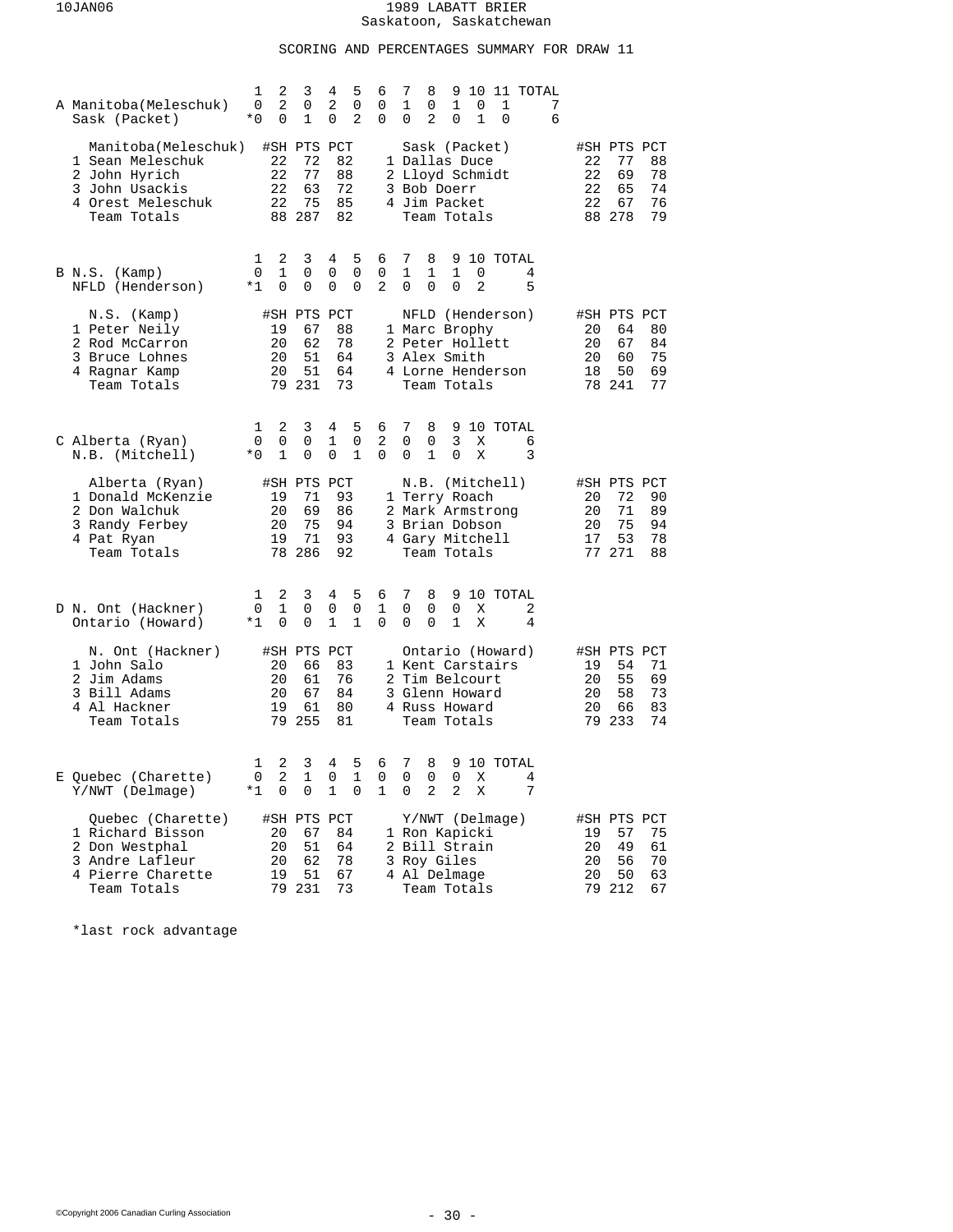# 1989 LABATT BRIER
Saskatoon, Saskatchewan

## SCORING AND PERCENTAGES SUMMARY FOR DRAW 11

### A

| | 1 | 2 | 3 | 4 | 5 | 6 | 7 | 8 | 9 | 10 | 11 | TOTAL |
|---|---|---|---|---|---|---|---|---|---|---|---|---|
| Manitoba(Meleschuk) | 0 | 2 | 0 | 2 | 0 | 0 | 1 | 0 | 1 | 0 | 1 | 7 |
| Sask (Packet) | *0 | 0 | 1 | 0 | 2 | 0 | 0 | 2 | 0 | 1 | 0 | 6 |

| Manitoba(Meleschuk) | #SH | PTS | PCT | Sask (Packet) | #SH | PTS | PCT |
|---|---|---|---|---|---|---|---|
| 1 Sean Meleschuk | 22 | 72 | 82 | 1 Dallas Duce | 22 | 77 | 88 |
| 2 John Hyrich | 22 | 77 | 88 | 2 Lloyd Schmidt | 22 | 69 | 78 |
| 3 John Usackis | 22 | 63 | 72 | 3 Bob Doerr | 22 | 65 | 74 |
| 4 Orest Meleschuk | 22 | 75 | 85 | 4 Jim Packet | 22 | 67 | 76 |
| Team Totals | 88 | 287 | 82 | Team Totals | 88 | 278 | 79 |

### B

| | 1 | 2 | 3 | 4 | 5 | 6 | 7 | 8 | 9 | 10 | TOTAL |
|---|---|---|---|---|---|---|---|---|---|---|---|
| N.S. (Kamp) | 0 | 1 | 0 | 0 | 0 | 0 | 1 | 1 | 1 | 0 | 4 |
| NFLD (Henderson) | *1 | 0 | 0 | 0 | 0 | 2 | 0 | 0 | 0 | 2 | 5 |

| N.S. (Kamp) | #SH | PTS | PCT | NFLD (Henderson) | #SH | PTS | PCT |
|---|---|---|---|---|---|---|---|
| 1 Peter Neily | 19 | 67 | 88 | 1 Marc Brophy | 20 | 64 | 80 |
| 2 Rod McCarron | 20 | 62 | 78 | 2 Peter Hollett | 20 | 67 | 84 |
| 3 Bruce Lohnes | 20 | 51 | 64 | 3 Alex Smith | 20 | 60 | 75 |
| 4 Ragnar Kamp | 20 | 51 | 64 | 4 Lorne Henderson | 18 | 50 | 69 |
| Team Totals | 79 | 231 | 73 | Team Totals | 78 | 241 | 77 |

### C

| | 1 | 2 | 3 | 4 | 5 | 6 | 7 | 8 | 9 | 10 | TOTAL |
|---|---|---|---|---|---|---|---|---|---|---|---|
| Alberta (Ryan) | 0 | 0 | 0 | 1 | 0 | 2 | 0 | 0 | 3 | X | 6 |
| N.B. (Mitchell) | *0 | 1 | 0 | 0 | 1 | 0 | 0 | 1 | 0 | X | 3 |

| Alberta (Ryan) | #SH | PTS | PCT | N.B. (Mitchell) | #SH | PTS | PCT |
|---|---|---|---|---|---|---|---|
| 1 Donald McKenzie | 19 | 71 | 93 | 1 Terry Roach | 20 | 72 | 90 |
| 2 Don Walchuk | 20 | 69 | 86 | 2 Mark Armstrong | 20 | 71 | 89 |
| 3 Randy Ferbey | 20 | 75 | 94 | 3 Brian Dobson | 20 | 75 | 94 |
| 4 Pat Ryan | 19 | 71 | 93 | 4 Gary Mitchell | 17 | 53 | 78 |
| Team Totals | 78 | 286 | 92 | Team Totals | 77 | 271 | 88 |

### D

| | 1 | 2 | 3 | 4 | 5 | 6 | 7 | 8 | 9 | 10 | TOTAL |
|---|---|---|---|---|---|---|---|---|---|---|---|
| N. Ont (Hackner) | 0 | 1 | 0 | 0 | 0 | 1 | 0 | 0 | 0 | X | 2 |
| Ontario (Howard) | *1 | 0 | 0 | 1 | 1 | 0 | 0 | 0 | 1 | X | 4 |

| N. Ont (Hackner) | #SH | PTS | PCT | Ontario (Howard) | #SH | PTS | PCT |
|---|---|---|---|---|---|---|---|
| 1 John Salo | 20 | 66 | 83 | 1 Kent Carstairs | 19 | 54 | 71 |
| 2 Jim Adams | 20 | 61 | 76 | 2 Tim Belcourt | 20 | 55 | 69 |
| 3 Bill Adams | 20 | 67 | 84 | 3 Glenn Howard | 20 | 58 | 73 |
| 4 Al Hackner | 19 | 61 | 80 | 4 Russ Howard | 20 | 66 | 83 |
| Team Totals | 79 | 255 | 81 | Team Totals | 79 | 233 | 74 |

### E

| | 1 | 2 | 3 | 4 | 5 | 6 | 7 | 8 | 9 | 10 | TOTAL |
|---|---|---|---|---|---|---|---|---|---|---|---|
| Quebec (Charette) | 0 | 2 | 1 | 0 | 1 | 0 | 0 | 0 | 0 | X | 4 |
| Y/NWT (Delmage) | *1 | 0 | 0 | 1 | 0 | 1 | 0 | 2 | 2 | X | 7 |

| Quebec (Charette) | #SH | PTS | PCT | Y/NWT (Delmage) | #SH | PTS | PCT |
|---|---|---|---|---|---|---|---|
| 1 Richard Bisson | 20 | 67 | 84 | 1 Ron Kapicki | 19 | 57 | 75 |
| 2 Don Westphal | 20 | 51 | 64 | 2 Bill Strain | 20 | 49 | 61 |
| 3 Andre Lafleur | 20 | 62 | 78 | 3 Roy Giles | 20 | 56 | 70 |
| 4 Pierre Charette | 19 | 51 | 67 | 4 Al Delmage | 20 | 50 | 63 |
| Team Totals | 79 | 231 | 73 | Team Totals | 79 | 212 | 67 |

*last rock advantage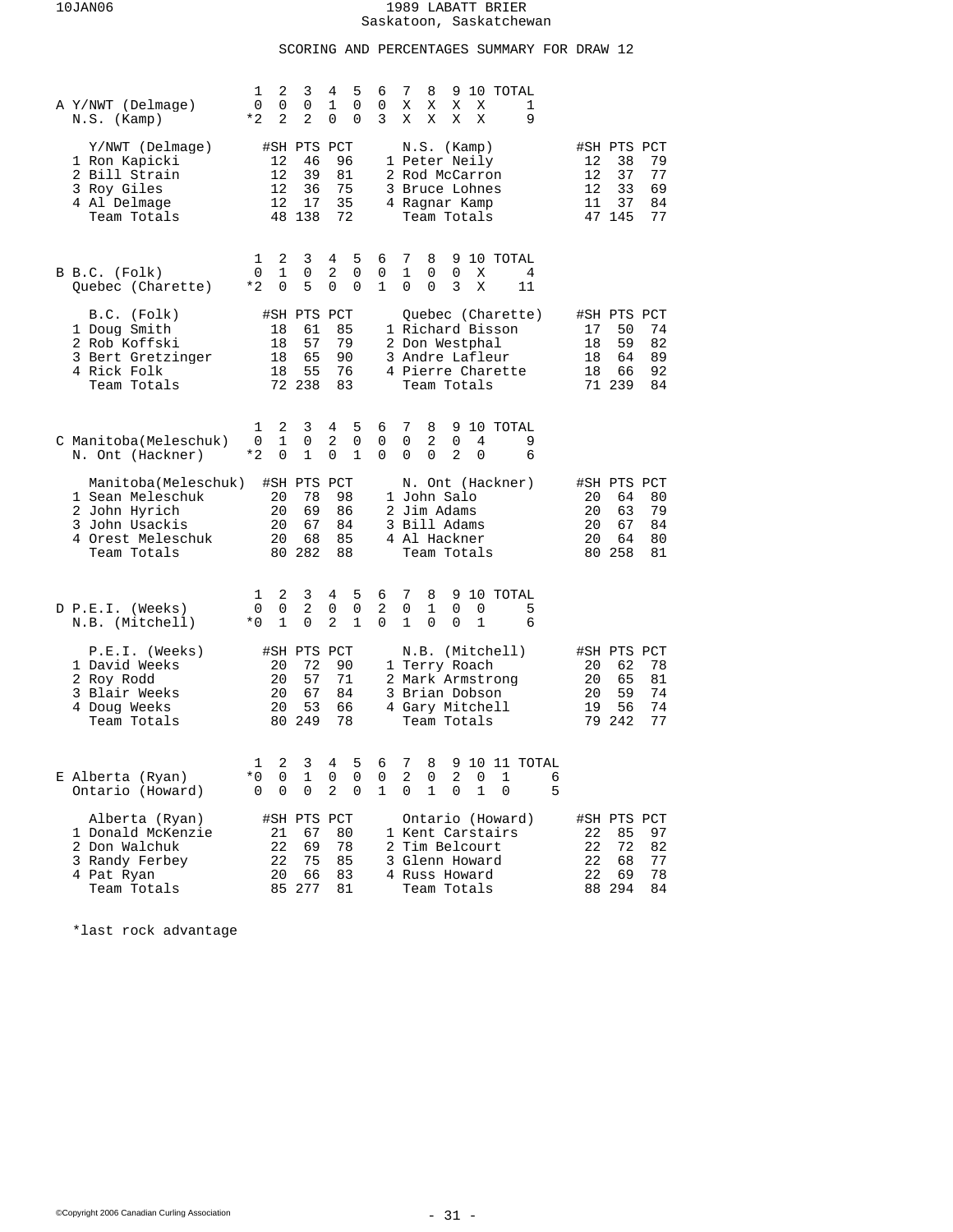# 1989 LABATT BRIER
Saskatoon, Saskatchewan

## SCORING AND PERCENTAGES SUMMARY FOR DRAW 12

### A

| | 1 | 2 | 3 | 4 | 5 | 6 | 7 | 8 | 9 | 10 | TOTAL |
|---|---|---|---|---|---|---|---|---|---|---|---|
| Y/NWT (Delmage) | 0 | 0 | 0 | 1 | 0 | 0 | X | X | X | X | 1 |
| N.S. (Kamp) | *2 | 2 | 2 | 0 | 0 | 3 | X | X | X | X | 9 |

| Y/NWT (Delmage) | #SH | PTS | PCT | N.S. (Kamp) | #SH | PTS | PCT |
|---|---|---|---|---|---|---|---|
| 1 Ron Kapicki | 12 | 46 | 96 | 1 Peter Neily | 12 | 38 | 79 |
| 2 Bill Strain | 12 | 39 | 81 | 2 Rod McCarron | 12 | 37 | 77 |
| 3 Roy Giles | 12 | 36 | 75 | 3 Bruce Lohnes | 12 | 33 | 69 |
| 4 Al Delmage | 12 | 17 | 35 | 4 Ragnar Kamp | 11 | 37 | 84 |
| Team Totals | 48 | 138 | 72 | Team Totals | 47 | 145 | 77 |

### B

| | 1 | 2 | 3 | 4 | 5 | 6 | 7 | 8 | 9 | 10 | TOTAL |
|---|---|---|---|---|---|---|---|---|---|---|---|
| B.C. (Folk) | 0 | 1 | 0 | 2 | 0 | 0 | 1 | 0 | 0 | X | 4 |
| Quebec (Charette) | *2 | 0 | 5 | 0 | 0 | 1 | 0 | 0 | 3 | X | 11 |

| B.C. (Folk) | #SH | PTS | PCT | Quebec (Charette) | #SH | PTS | PCT |
|---|---|---|---|---|---|---|---|
| 1 Doug Smith | 18 | 61 | 85 | 1 Richard Bisson | 17 | 50 | 74 |
| 2 Rob Koffski | 18 | 57 | 79 | 2 Don Westphal | 18 | 59 | 82 |
| 3 Bert Gretzinger | 18 | 65 | 90 | 3 Andre Lafleur | 18 | 64 | 89 |
| 4 Rick Folk | 18 | 55 | 76 | 4 Pierre Charette | 18 | 66 | 92 |
| Team Totals | 72 | 238 | 83 | Team Totals | 71 | 239 | 84 |

### C

| | 1 | 2 | 3 | 4 | 5 | 6 | 7 | 8 | 9 | 10 | TOTAL |
|---|---|---|---|---|---|---|---|---|---|---|---|
| Manitoba(Meleschuk) | 0 | 1 | 0 | 2 | 0 | 0 | 0 | 2 | 0 | 4 | 9 |
| N. Ont (Hackner) | *2 | 0 | 1 | 0 | 1 | 0 | 0 | 0 | 2 | 0 | 6 |

| Manitoba(Meleschuk) | #SH | PTS | PCT | N. Ont (Hackner) | #SH | PTS | PCT |
|---|---|---|---|---|---|---|---|
| 1 Sean Meleschuk | 20 | 78 | 98 | 1 John Salo | 20 | 64 | 80 |
| 2 John Hyrich | 20 | 69 | 86 | 2 Jim Adams | 20 | 63 | 79 |
| 3 John Usackis | 20 | 67 | 84 | 3 Bill Adams | 20 | 67 | 84 |
| 4 Orest Meleschuk | 20 | 68 | 85 | 4 Al Hackner | 20 | 64 | 80 |
| Team Totals | 80 | 282 | 88 | Team Totals | 80 | 258 | 81 |

### D

| | 1 | 2 | 3 | 4 | 5 | 6 | 7 | 8 | 9 | 10 | TOTAL |
|---|---|---|---|---|---|---|---|---|---|---|---|
| P.E.I. (Weeks) | 0 | 0 | 2 | 0 | 0 | 2 | 0 | 1 | 0 | 0 | 5 |
| N.B. (Mitchell) | *0 | 1 | 0 | 2 | 1 | 0 | 1 | 0 | 0 | 1 | 6 |

| P.E.I. (Weeks) | #SH | PTS | PCT | N.B. (Mitchell) | #SH | PTS | PCT |
|---|---|---|---|---|---|---|---|
| 1 David Weeks | 20 | 72 | 90 | 1 Terry Roach | 20 | 62 | 78 |
| 2 Roy Rodd | 20 | 57 | 71 | 2 Mark Armstrong | 20 | 65 | 81 |
| 3 Blair Weeks | 20 | 67 | 84 | 3 Brian Dobson | 20 | 59 | 74 |
| 4 Doug Weeks | 20 | 53 | 66 | 4 Gary Mitchell | 19 | 56 | 74 |
| Team Totals | 80 | 249 | 78 | Team Totals | 79 | 242 | 77 |

### E

| | 1 | 2 | 3 | 4 | 5 | 6 | 7 | 8 | 9 | 10 | 11 | TOTAL |
|---|---|---|---|---|---|---|---|---|---|---|---|---|
| Alberta (Ryan) | *0 | 0 | 1 | 0 | 0 | 0 | 2 | 0 | 2 | 0 | 1 | 6 |
| Ontario (Howard) | 0 | 0 | 0 | 2 | 0 | 1 | 0 | 1 | 0 | 1 | 0 | 5 |

| Alberta (Ryan) | #SH | PTS | PCT | Ontario (Howard) | #SH | PTS | PCT |
|---|---|---|---|---|---|---|---|
| 1 Donald McKenzie | 21 | 67 | 80 | 1 Kent Carstairs | 22 | 85 | 97 |
| 2 Don Walchuk | 22 | 69 | 78 | 2 Tim Belcourt | 22 | 72 | 82 |
| 3 Randy Ferbey | 22 | 75 | 85 | 3 Glenn Howard | 22 | 68 | 77 |
| 4 Pat Ryan | 20 | 66 | 83 | 4 Russ Howard | 22 | 69 | 78 |
| Team Totals | 85 | 277 | 81 | Team Totals | 88 | 294 | 84 |

*last rock advantage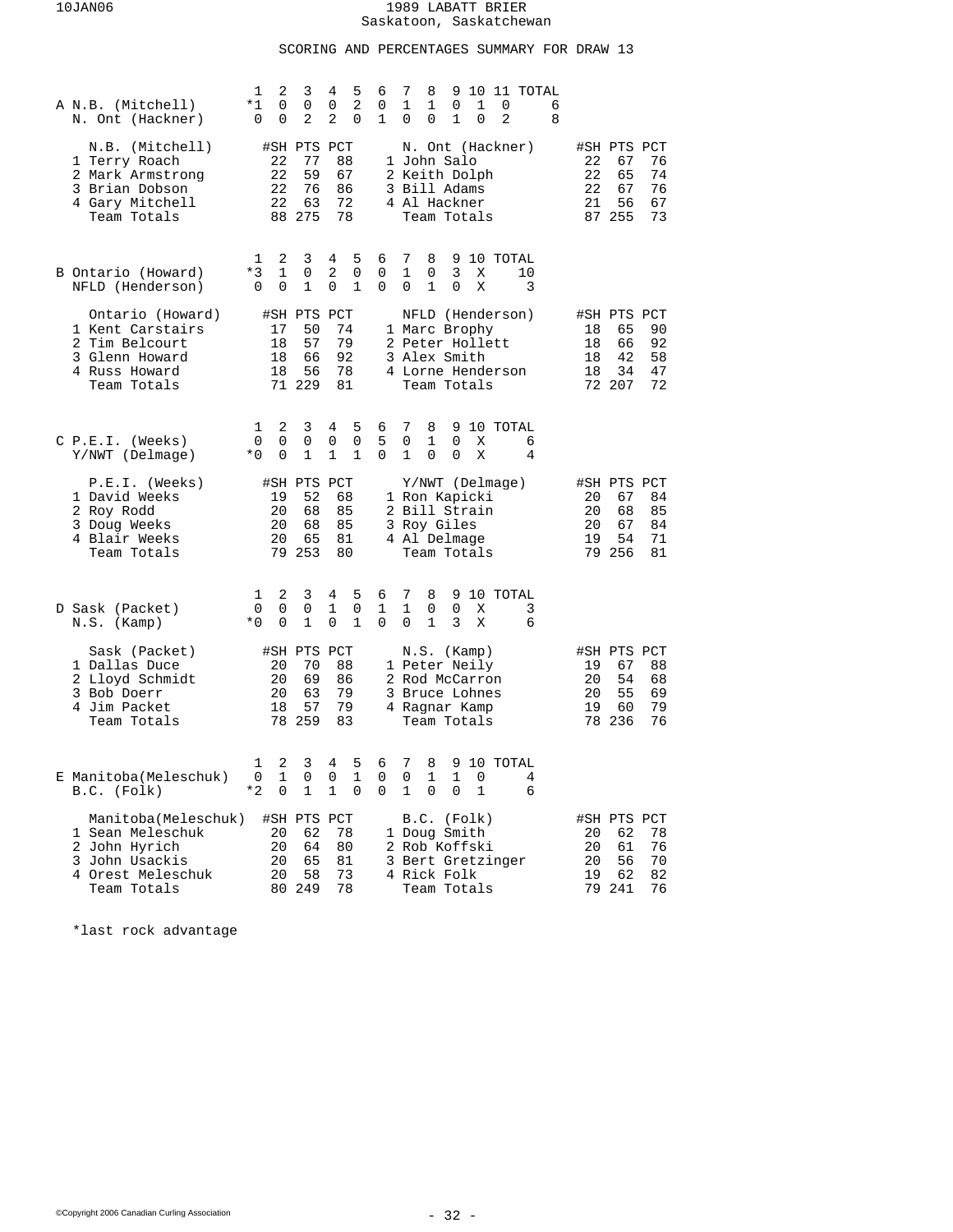# 1989 LABATT BRIER

Saskatoon, Saskatchewan

## SCORING AND PERCENTAGES SUMMARY FOR DRAW 13

### A

| | 1 | 2 | 3 | 4 | 5 | 6 | 7 | 8 | 9 | 10 | 11 | TOTAL |
|---|---|---|---|---|---|---|---|---|---|---|---|---|
| N.B. (Mitchell) | *1 | 0 | 0 | 0 | 2 | 0 | 1 | 1 | 0 | 1 | 0 | 6 |
| N. Ont (Hackner) | 0 | 0 | 2 | 2 | 0 | 1 | 0 | 0 | 1 | 0 | 2 | 8 |

| N.B. (Mitchell) | #SH | PTS | PCT | N. Ont (Hackner) | #SH | PTS | PCT |
|---|---|---|---|---|---|---|---|
| 1 Terry Roach | 22 | 77 | 88 | 1 John Salo | 22 | 67 | 76 |
| 2 Mark Armstrong | 22 | 59 | 67 | 2 Keith Dolph | 22 | 65 | 74 |
| 3 Brian Dobson | 22 | 76 | 86 | 3 Bill Adams | 22 | 67 | 76 |
| 4 Gary Mitchell | 22 | 63 | 72 | 4 Al Hackner | 21 | 56 | 67 |
| Team Totals | 88 | 275 | 78 | Team Totals | 87 | 255 | 73 |

### B

| | 1 | 2 | 3 | 4 | 5 | 6 | 7 | 8 | 9 | 10 | TOTAL |
|---|---|---|---|---|---|---|---|---|---|---|---|
| Ontario (Howard) | *3 | 1 | 0 | 2 | 0 | 0 | 1 | 0 | 3 | X | 10 |
| NFLD (Henderson) | 0 | 0 | 1 | 0 | 1 | 0 | 0 | 1 | 0 | X | 3 |

| Ontario (Howard) | #SH | PTS | PCT | NFLD (Henderson) | #SH | PTS | PCT |
|---|---|---|---|---|---|---|---|
| 1 Kent Carstairs | 17 | 50 | 74 | 1 Marc Brophy | 18 | 65 | 90 |
| 2 Tim Belcourt | 18 | 57 | 79 | 2 Peter Hollett | 18 | 66 | 92 |
| 3 Glenn Howard | 18 | 66 | 92 | 3 Alex Smith | 18 | 42 | 58 |
| 4 Russ Howard | 18 | 56 | 78 | 4 Lorne Henderson | 18 | 34 | 47 |
| Team Totals | 71 | 229 | 81 | Team Totals | 72 | 207 | 72 |

### C

| | 1 | 2 | 3 | 4 | 5 | 6 | 7 | 8 | 9 | 10 | TOTAL |
|---|---|---|---|---|---|---|---|---|---|---|---|
| P.E.I. (Weeks) | 0 | 0 | 0 | 0 | 0 | 5 | 0 | 1 | 0 | X | 6 |
| Y/NWT (Delmage) | *0 | 0 | 1 | 1 | 1 | 0 | 1 | 0 | 0 | X | 4 |

| P.E.I. (Weeks) | #SH | PTS | PCT | Y/NWT (Delmage) | #SH | PTS | PCT |
|---|---|---|---|---|---|---|---|
| 1 David Weeks | 19 | 52 | 68 | 1 Ron Kapicki | 20 | 67 | 84 |
| 2 Roy Rodd | 20 | 68 | 85 | 2 Bill Strain | 20 | 68 | 85 |
| 3 Doug Weeks | 20 | 68 | 85 | 3 Roy Giles | 20 | 67 | 84 |
| 4 Blair Weeks | 20 | 65 | 81 | 4 Al Delmage | 19 | 54 | 71 |
| Team Totals | 79 | 253 | 80 | Team Totals | 79 | 256 | 81 |

### D

| | 1 | 2 | 3 | 4 | 5 | 6 | 7 | 8 | 9 | 10 | TOTAL |
|---|---|---|---|---|---|---|---|---|---|---|---|
| Sask (Packet) | 0 | 0 | 0 | 1 | 0 | 1 | 1 | 0 | 0 | X | 3 |
| N.S. (Kamp) | *0 | 0 | 1 | 0 | 1 | 0 | 0 | 1 | 3 | X | 6 |

| Sask (Packet) | #SH | PTS | PCT | N.S. (Kamp) | #SH | PTS | PCT |
|---|---|---|---|---|---|---|---|
| 1 Dallas Duce | 20 | 70 | 88 | 1 Peter Neily | 19 | 67 | 88 |
| 2 Lloyd Schmidt | 20 | 69 | 86 | 2 Rod McCarron | 20 | 54 | 68 |
| 3 Bob Doerr | 20 | 63 | 79 | 3 Bruce Lohnes | 20 | 55 | 69 |
| 4 Jim Packet | 18 | 57 | 79 | 4 Ragnar Kamp | 19 | 60 | 79 |
| Team Totals | 78 | 259 | 83 | Team Totals | 78 | 236 | 76 |

### E

| | 1 | 2 | 3 | 4 | 5 | 6 | 7 | 8 | 9 | 10 | TOTAL |
|---|---|---|---|---|---|---|---|---|---|---|---|
| Manitoba(Meleschuk) | 0 | 1 | 0 | 0 | 1 | 0 | 0 | 1 | 1 | 0 | 4 |
| B.C. (Folk) | *2 | 0 | 1 | 1 | 0 | 0 | 1 | 0 | 0 | 1 | 6 |

| Manitoba(Meleschuk) | #SH | PTS | PCT | B.C. (Folk) | #SH | PTS | PCT |
|---|---|---|---|---|---|---|---|
| 1 Sean Meleschuk | 20 | 62 | 78 | 1 Doug Smith | 20 | 62 | 78 |
| 2 John Hyrich | 20 | 64 | 80 | 2 Rob Koffski | 20 | 61 | 76 |
| 3 John Usackis | 20 | 65 | 81 | 3 Bert Gretzinger | 20 | 56 | 70 |
| 4 Orest Meleschuk | 20 | 58 | 73 | 4 Rick Folk | 19 | 62 | 82 |
| Team Totals | 80 | 249 | 78 | Team Totals | 79 | 241 | 76 |

*last rock advantage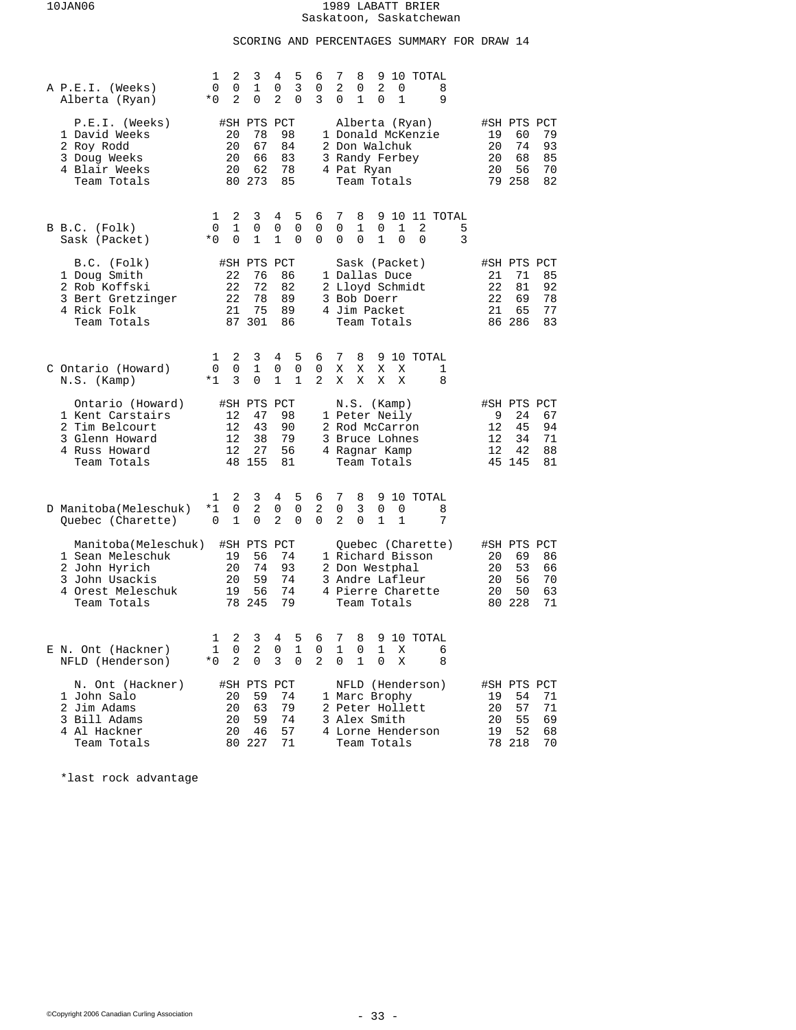# 1989 LABATT BRIER
Saskatoon, Saskatchewan

## SCORING AND PERCENTAGES SUMMARY FOR DRAW 14

### A

| | 1 | 2 | 3 | 4 | 5 | 6 | 7 | 8 | 9 | 10 | TOTAL |
|---|---|---|---|---|---|---|---|---|---|---|---|
| P.E.I. (Weeks) | 0 | 0 | 1 | 0 | 3 | 0 | 2 | 0 | 2 | 0 | 8 |
| Alberta (Ryan) | *0 | 2 | 0 | 2 | 0 | 3 | 0 | 1 | 0 | 1 | 9 |

| P.E.I. (Weeks) | #SH | PTS | PCT | Alberta (Ryan) | #SH | PTS | PCT |
|---|---|---|---|---|---|---|---|
| 1 David Weeks | 20 | 78 | 98 | 1 Donald McKenzie | 19 | 60 | 79 |
| 2 Roy Rodd | 20 | 67 | 84 | 2 Don Walchuk | 20 | 74 | 93 |
| 3 Doug Weeks | 20 | 66 | 83 | 3 Randy Ferbey | 20 | 68 | 85 |
| 4 Blair Weeks | 20 | 62 | 78 | 4 Pat Ryan | 20 | 56 | 70 |
| Team Totals | 80 | 273 | 85 | Team Totals | 79 | 258 | 82 |

### B

| | 1 | 2 | 3 | 4 | 5 | 6 | 7 | 8 | 9 | 10 | 11 | TOTAL |
|---|---|---|---|---|---|---|---|---|---|---|---|---|
| B.C. (Folk) | 0 | 1 | 0 | 0 | 0 | 0 | 0 | 1 | 0 | 1 | 2 | 5 |
| Sask (Packet) | *0 | 0 | 1 | 1 | 0 | 0 | 0 | 0 | 1 | 0 | 0 | 3 |

| B.C. (Folk) | #SH | PTS | PCT | Sask (Packet) | #SH | PTS | PCT |
|---|---|---|---|---|---|---|---|
| 1 Doug Smith | 22 | 76 | 86 | 1 Dallas Duce | 21 | 71 | 85 |
| 2 Rob Koffski | 22 | 72 | 82 | 2 Lloyd Schmidt | 22 | 81 | 92 |
| 3 Bert Gretzinger | 22 | 78 | 89 | 3 Bob Doerr | 22 | 69 | 78 |
| 4 Rick Folk | 21 | 75 | 89 | 4 Jim Packet | 21 | 65 | 77 |
| Team Totals | 87 | 301 | 86 | Team Totals | 86 | 286 | 83 |

### C

| | 1 | 2 | 3 | 4 | 5 | 6 | 7 | 8 | 9 | 10 | TOTAL |
|---|---|---|---|---|---|---|---|---|---|---|---|
| Ontario (Howard) | 0 | 0 | 1 | 0 | 0 | 0 | X | X | X | X | 1 |
| N.S. (Kamp) | *1 | 3 | 0 | 1 | 1 | 2 | X | X | X | X | 8 |

| Ontario (Howard) | #SH | PTS | PCT | N.S. (Kamp) | #SH | PTS | PCT |
|---|---|---|---|---|---|---|---|
| 1 Kent Carstairs | 12 | 47 | 98 | 1 Peter Neily | 9 | 24 | 67 |
| 2 Tim Belcourt | 12 | 43 | 90 | 2 Rod McCarron | 12 | 45 | 94 |
| 3 Glenn Howard | 12 | 38 | 79 | 3 Bruce Lohnes | 12 | 34 | 71 |
| 4 Russ Howard | 12 | 27 | 56 | 4 Ragnar Kamp | 12 | 42 | 88 |
| Team Totals | 48 | 155 | 81 | Team Totals | 45 | 145 | 81 |

### D

| | 1 | 2 | 3 | 4 | 5 | 6 | 7 | 8 | 9 | 10 | TOTAL |
|---|---|---|---|---|---|---|---|---|---|---|---|
| Manitoba(Meleschuk) | *1 | 0 | 2 | 0 | 0 | 2 | 0 | 3 | 0 | 0 | 8 |
| Quebec (Charette) | 0 | 1 | 0 | 2 | 0 | 0 | 2 | 0 | 1 | 1 | 7 |

| Manitoba(Meleschuk) | #SH | PTS | PCT | Quebec (Charette) | #SH | PTS | PCT |
|---|---|---|---|---|---|---|---|
| 1 Sean Meleschuk | 19 | 56 | 74 | 1 Richard Bisson | 20 | 69 | 86 |
| 2 John Hyrich | 20 | 74 | 93 | 2 Don Westphal | 20 | 53 | 66 |
| 3 John Usackis | 20 | 59 | 74 | 3 Andre Lafleur | 20 | 56 | 70 |
| 4 Orest Meleschuk | 19 | 56 | 74 | 4 Pierre Charette | 20 | 50 | 63 |
| Team Totals | 78 | 245 | 79 | Team Totals | 80 | 228 | 71 |

### E

| | 1 | 2 | 3 | 4 | 5 | 6 | 7 | 8 | 9 | 10 | TOTAL |
|---|---|---|---|---|---|---|---|---|---|---|---|
| N. Ont (Hackner) | 1 | 0 | 2 | 0 | 1 | 0 | 1 | 0 | 1 | X | 6 |
| NFLD (Henderson) | *0 | 2 | 0 | 3 | 0 | 2 | 0 | 1 | 0 | X | 8 |

| N. Ont (Hackner) | #SH | PTS | PCT | NFLD (Henderson) | #SH | PTS | PCT |
|---|---|---|---|---|---|---|---|
| 1 John Salo | 20 | 59 | 74 | 1 Marc Brophy | 19 | 54 | 71 |
| 2 Jim Adams | 20 | 63 | 79 | 2 Peter Hollett | 20 | 57 | 71 |
| 3 Bill Adams | 20 | 59 | 74 | 3 Alex Smith | 20 | 55 | 69 |
| 4 Al Hackner | 20 | 46 | 57 | 4 Lorne Henderson | 19 | 52 | 68 |
| Team Totals | 80 | 227 | 71 | Team Totals | 78 | 218 | 70 |

*last rock advantage

©Copyright 2006 Canadian Curling Association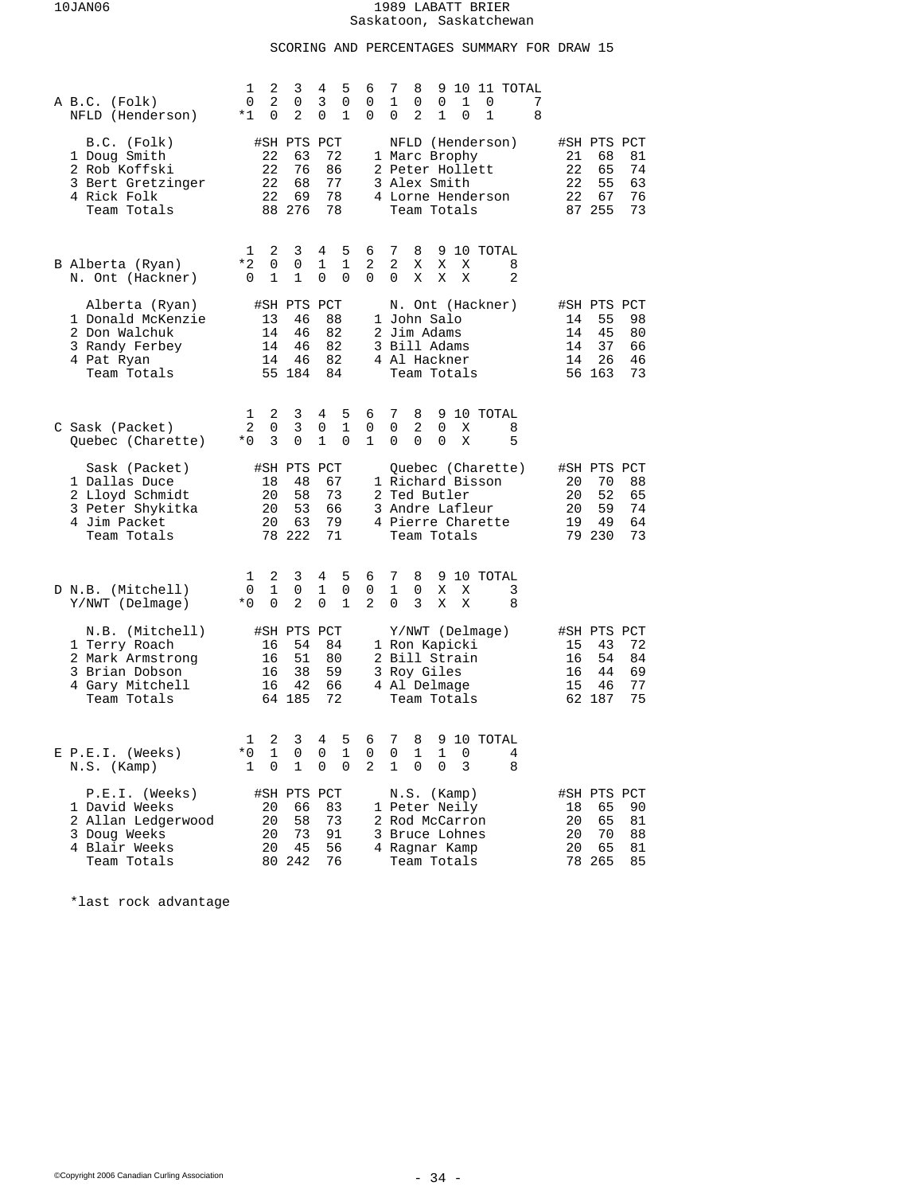# 1989 LABATT BRIER
Saskatoon, Saskatchewan

## SCORING AND PERCENTAGES SUMMARY FOR DRAW 15

### A

| | 1 | 2 | 3 | 4 | 5 | 6 | 7 | 8 | 9 | 10 | 11 | TOTAL |
|---|---|---|---|---|---|---|---|---|---|---|---|---|
| B.C. (Folk) | 0 | 2 | 0 | 3 | 0 | 0 | 1 | 0 | 0 | 1 | 0 | 7 |
| NFLD (Henderson) | *1 | 0 | 2 | 0 | 1 | 0 | 0 | 2 | 1 | 0 | 1 | 8 |

| B.C. (Folk) | #SH | PTS | PCT | NFLD (Henderson) | #SH | PTS | PCT |
|---|---|---|---|---|---|---|---|
| 1 Doug Smith | 22 | 63 | 72 | 1 Marc Brophy | 21 | 68 | 81 |
| 2 Rob Koffski | 22 | 76 | 86 | 2 Peter Hollett | 22 | 65 | 74 |
| 3 Bert Gretzinger | 22 | 68 | 77 | 3 Alex Smith | 22 | 55 | 63 |
| 4 Rick Folk | 22 | 69 | 78 | 4 Lorne Henderson | 22 | 67 | 76 |
| Team Totals | 88 | 276 | 78 | Team Totals | 87 | 255 | 73 |

### B

| | 1 | 2 | 3 | 4 | 5 | 6 | 7 | 8 | 9 | 10 | TOTAL |
|---|---|---|---|---|---|---|---|---|---|---|---|
| Alberta (Ryan) | *2 | 0 | 0 | 1 | 1 | 2 | 2 | X | X | X | 8 |
| N. Ont (Hackner) | 0 | 1 | 1 | 0 | 0 | 0 | 0 | X | X | X | 2 |

| Alberta (Ryan) | #SH | PTS | PCT | N. Ont (Hackner) | #SH | PTS | PCT |
|---|---|---|---|---|---|---|---|
| 1 Donald McKenzie | 13 | 46 | 88 | 1 John Salo | 14 | 55 | 98 |
| 2 Don Walchuk | 14 | 46 | 82 | 2 Jim Adams | 14 | 45 | 80 |
| 3 Randy Ferbey | 14 | 46 | 82 | 3 Bill Adams | 14 | 37 | 66 |
| 4 Pat Ryan | 14 | 46 | 82 | 4 Al Hackner | 14 | 26 | 46 |
| Team Totals | 55 | 184 | 84 | Team Totals | 56 | 163 | 73 |

### C

| | 1 | 2 | 3 | 4 | 5 | 6 | 7 | 8 | 9 | 10 | TOTAL |
|---|---|---|---|---|---|---|---|---|---|---|---|
| Sask (Packet) | 2 | 0 | 3 | 0 | 1 | 0 | 0 | 2 | 0 | X | 8 |
| Quebec (Charette) | *0 | 3 | 0 | 1 | 0 | 1 | 0 | 0 | 0 | X | 5 |

| Sask (Packet) | #SH | PTS | PCT | Quebec (Charette) | #SH | PTS | PCT |
|---|---|---|---|---|---|---|---|
| 1 Dallas Duce | 18 | 48 | 67 | 1 Richard Bisson | 20 | 70 | 88 |
| 2 Lloyd Schmidt | 20 | 58 | 73 | 2 Ted Butler | 20 | 52 | 65 |
| 3 Peter Shykitka | 20 | 53 | 66 | 3 Andre Lafleur | 20 | 59 | 74 |
| 4 Jim Packet | 20 | 63 | 79 | 4 Pierre Charette | 19 | 49 | 64 |
| Team Totals | 78 | 222 | 71 | Team Totals | 79 | 230 | 73 |

### D

| | 1 | 2 | 3 | 4 | 5 | 6 | 7 | 8 | 9 | 10 | TOTAL |
|---|---|---|---|---|---|---|---|---|---|---|---|
| N.B. (Mitchell) | 0 | 1 | 0 | 1 | 0 | 0 | 1 | 0 | X | X | 3 |
| Y/NWT (Delmage) | *0 | 0 | 2 | 0 | 1 | 2 | 0 | 3 | X | X | 8 |

| N.B. (Mitchell) | #SH | PTS | PCT | Y/NWT (Delmage) | #SH | PTS | PCT |
|---|---|---|---|---|---|---|---|
| 1 Terry Roach | 16 | 54 | 84 | 1 Ron Kapicki | 15 | 43 | 72 |
| 2 Mark Armstrong | 16 | 51 | 80 | 2 Bill Strain | 16 | 54 | 84 |
| 3 Brian Dobson | 16 | 38 | 59 | 3 Roy Giles | 16 | 44 | 69 |
| 4 Gary Mitchell | 16 | 42 | 66 | 4 Al Delmage | 15 | 46 | 77 |
| Team Totals | 64 | 185 | 72 | Team Totals | 62 | 187 | 75 |

### E

| | 1 | 2 | 3 | 4 | 5 | 6 | 7 | 8 | 9 | 10 | TOTAL |
|---|---|---|---|---|---|---|---|---|---|---|---|
| P.E.I. (Weeks) | *0 | 1 | 0 | 0 | 1 | 0 | 0 | 1 | 1 | 0 | 4 |
| N.S. (Kamp) | 1 | 0 | 1 | 0 | 0 | 2 | 1 | 0 | 0 | 3 | 8 |

| P.E.I. (Weeks) | #SH | PTS | PCT | N.S. (Kamp) | #SH | PTS | PCT |
|---|---|---|---|---|---|---|---|
| 1 David Weeks | 20 | 66 | 83 | 1 Peter Neily | 18 | 65 | 90 |
| 2 Allan Ledgerwood | 20 | 58 | 73 | 2 Rod McCarron | 20 | 65 | 81 |
| 3 Doug Weeks | 20 | 73 | 91 | 3 Bruce Lohnes | 20 | 70 | 88 |
| 4 Blair Weeks | 20 | 45 | 56 | 4 Ragnar Kamp | 20 | 65 | 81 |
| Team Totals | 80 | 242 | 76 | Team Totals | 78 | 265 | 85 |

*last rock advantage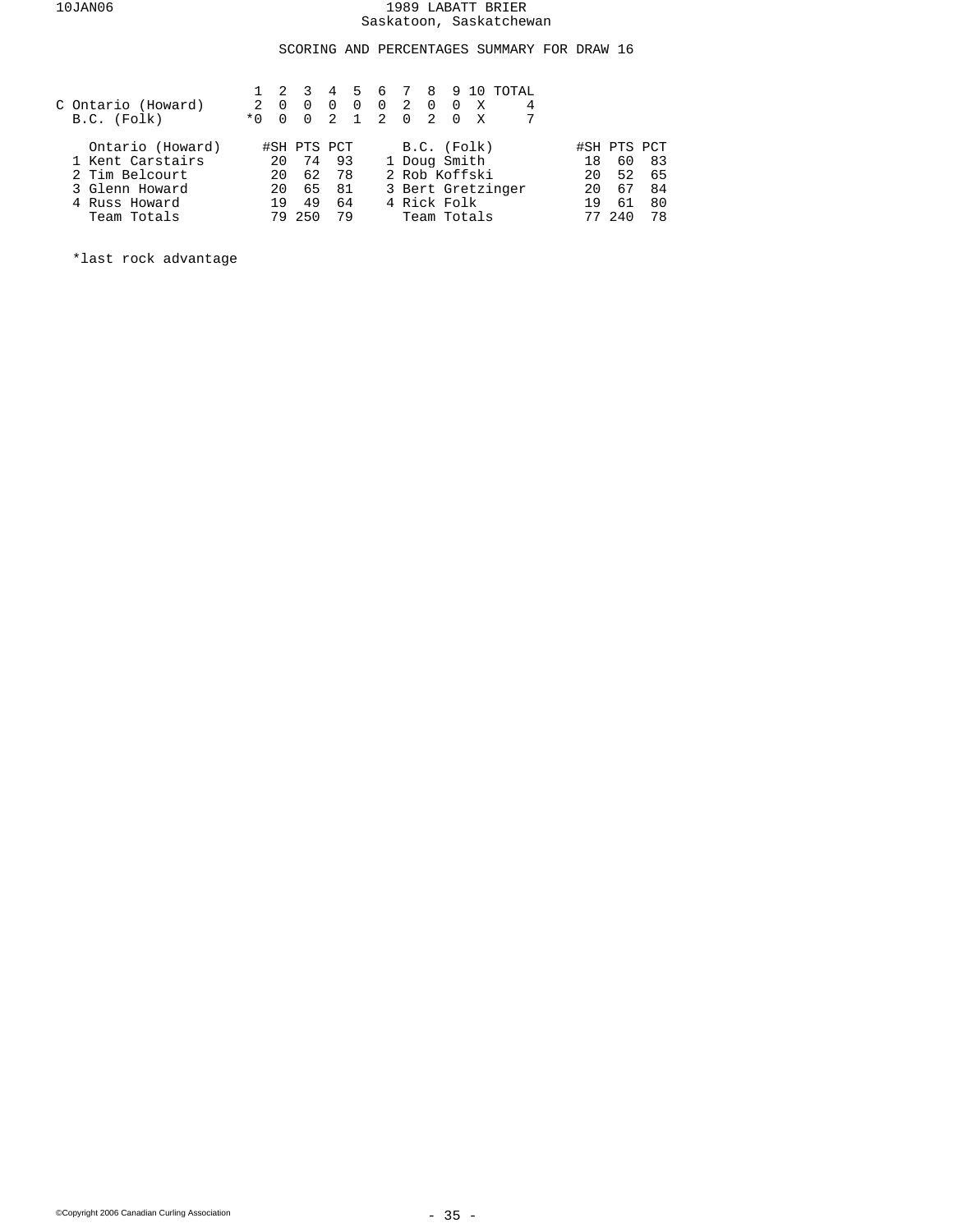1989 LABATT BRIER
Saskatoon, Saskatchewan

## SCORING AND PERCENTAGES SUMMARY FOR DRAW 16

| | 1 | 2 | 3 | 4 | 5 | 6 | 7 | 8 | 9 | 10 | TOTAL |
|---|---|---|---|---|---|---|---|---|---|---|---|
| C Ontario (Howard) | 2 | 0 | 0 | 0 | 0 | 0 | 2 | 0 | 0 | X | 4 |
| B.C. (Folk) | *0 | 0 | 0 | 2 | 1 | 2 | 0 | 2 | 0 | X | 7 |

| Ontario (Howard) | #SH | PTS | PCT | B.C. (Folk) | #SH | PTS | PCT |
|---|---|---|---|---|---|---|---|
| 1 Kent Carstairs | 20 | 74 | 93 | 1 Doug Smith | 18 | 60 | 83 |
| 2 Tim Belcourt | 20 | 62 | 78 | 2 Rob Koffski | 20 | 52 | 65 |
| 3 Glenn Howard | 20 | 65 | 81 | 3 Bert Gretzinger | 20 | 67 | 84 |
| 4 Russ Howard | 19 | 49 | 64 | 4 Rick Folk | 19 | 61 | 80 |
| Team Totals | 79 | 250 | 79 | Team Totals | 77 | 240 | 78 |

*last rock advantage

©Copyright 2006 Canadian Curling Association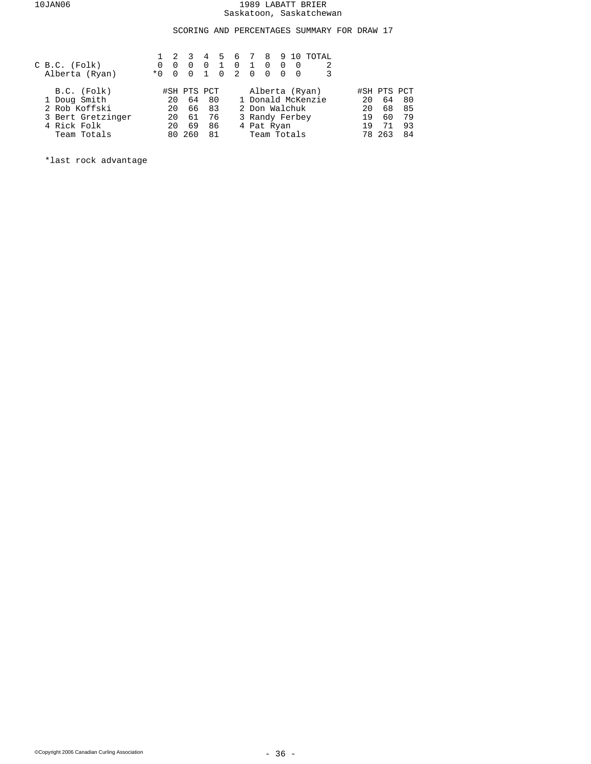1989 LABATT BRIER
Saskatoon, Saskatchewan

## SCORING AND PERCENTAGES SUMMARY FOR DRAW 17

| | 1 | 2 | 3 | 4 | 5 | 6 | 7 | 8 | 9 | 10 | TOTAL |
|---|---|---|---|---|---|---|---|---|---|---|---|
| C B.C. (Folk) | 0 | 0 | 0 | 0 | 1 | 0 | 1 | 0 | 0 | 0 | 2 |
| Alberta (Ryan) | *0 | 0 | 0 | 1 | 0 | 2 | 0 | 0 | 0 | 0 | 3 |

| B.C. (Folk) | #SH | PTS | PCT | Alberta (Ryan) | #SH | PTS | PCT |
|---|---|---|---|---|---|---|---|
| 1 Doug Smith | 20 | 64 | 80 | 1 Donald McKenzie | 20 | 64 | 80 |
| 2 Rob Koffski | 20 | 66 | 83 | 2 Don Walchuk | 20 | 68 | 85 |
| 3 Bert Gretzinger | 20 | 61 | 76 | 3 Randy Ferbey | 19 | 60 | 79 |
| 4 Rick Folk | 20 | 69 | 86 | 4 Pat Ryan | 19 | 71 | 93 |
| Team Totals | 80 | 260 | 81 | Team Totals | 78 | 263 | 84 |

*last rock advantage

©Copyright 2006 Canadian Curling Association